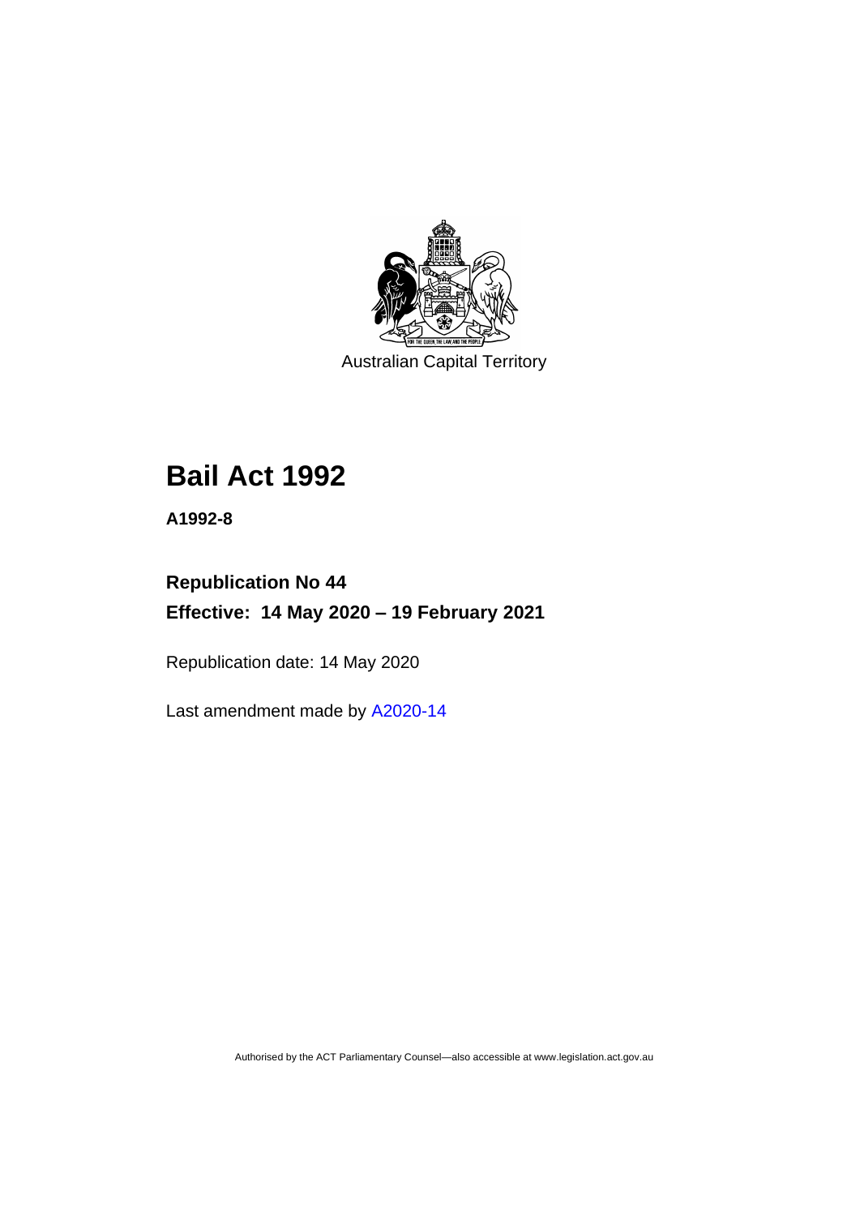Australian Capital Territory

# Bail Act 1992

**A1992-8**

**Republication No 44**

**Effective: 14 May 2020 – 19 February 2021**

Republication date: 14 May 2020

Last amendment made by A2020-14

Authorised by the ACT Parliamentary Counsel—also accessible at www.legislation.act.gov.au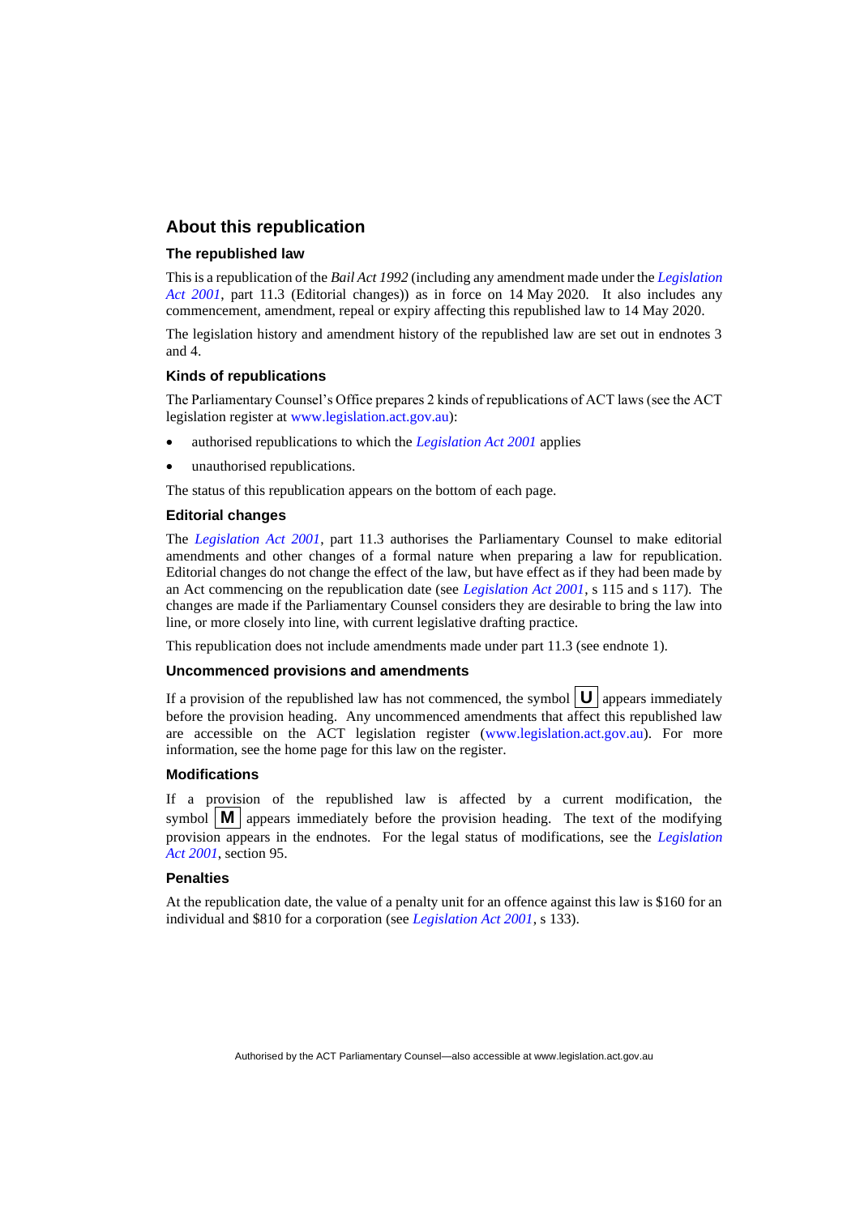## About this republication

### The republished law

This is a republication of the *Bail Act 1992* (including any amendment made under the *Legislation Act 2001*, part 11.3 (Editorial changes)) as in force on 14 May 2020. It also includes any commencement, amendment, repeal or expiry affecting this republished law to 14 May 2020.

The legislation history and amendment history of the republished law are set out in endnotes 3 and 4.

### Kinds of republications

The Parliamentary Counsel's Office prepares 2 kinds of republications of ACT laws (see the ACT legislation register at www.legislation.act.gov.au):

- authorised republications to which the *Legislation Act 2001* applies
- unauthorised republications.

The status of this republication appears on the bottom of each page.

### Editorial changes

The *Legislation Act 2001*, part 11.3 authorises the Parliamentary Counsel to make editorial amendments and other changes of a formal nature when preparing a law for republication. Editorial changes do not change the effect of the law, but have effect as if they had been made by an Act commencing on the republication date (see *Legislation Act 2001*, s 115 and s 117). The changes are made if the Parliamentary Counsel considers they are desirable to bring the law into line, or more closely into line, with current legislative drafting practice.

This republication does not include amendments made under part 11.3 (see endnote 1).

### Uncommenced provisions and amendments

If a provision of the republished law has not commenced, the symbol **U** appears immediately before the provision heading. Any uncommenced amendments that affect this republished law are accessible on the ACT legislation register (www.legislation.act.gov.au). For more information, see the home page for this law on the register.

### Modifications

If a provision of the republished law is affected by a current modification, the symbol **M** appears immediately before the provision heading. The text of the modifying provision appears in the endnotes. For the legal status of modifications, see the *Legislation Act 2001*, section 95.

### Penalties

At the republication date, the value of a penalty unit for an offence against this law is $160 for an individual and $810 for a corporation (see *Legislation Act 2001*, s 133).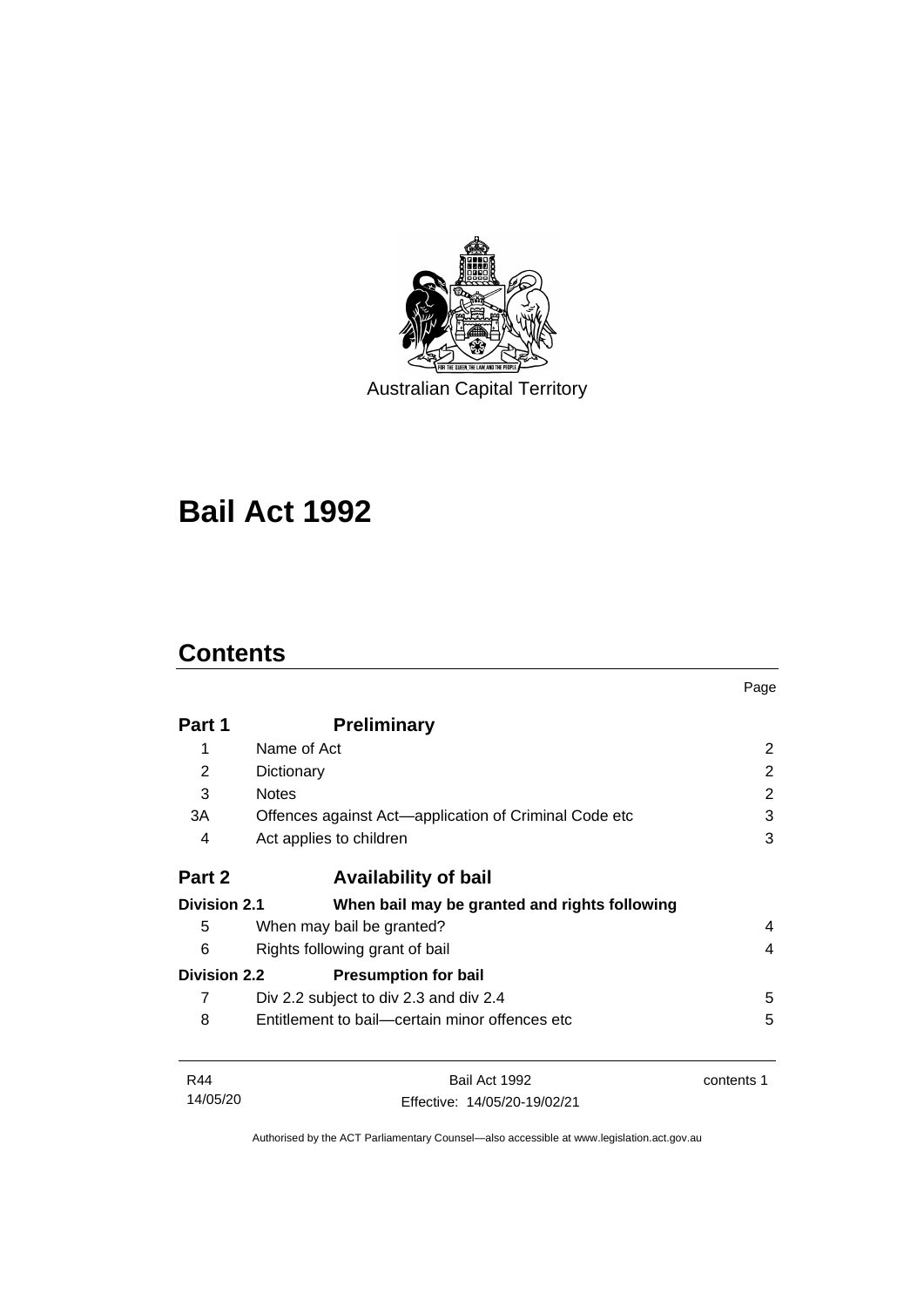Australian Capital Territory

# Bail Act 1992

## Contents

| | | Page |
|---|---|---|
| **Part 1** | **Preliminary** | |
| 1 | Name of Act | 2 |
| 2 | Dictionary | 2 |
| 3 | Notes | 2 |
| 3A | Offences against Act—application of Criminal Code etc | 3 |
| 4 | Act applies to children | 3 |
| **Part 2** | **Availability of bail** | |
| **Division 2.1** | **When bail may be granted and rights following** | |
| 5 | When may bail be granted? | 4 |
| 6 | Rights following grant of bail | 4 |
| **Division 2.2** | **Presumption for bail** | |
| 7 | Div 2.2 subject to div 2.3 and div 2.4 | 5 |
| 8 | Entitlement to bail—certain minor offences etc | 5 |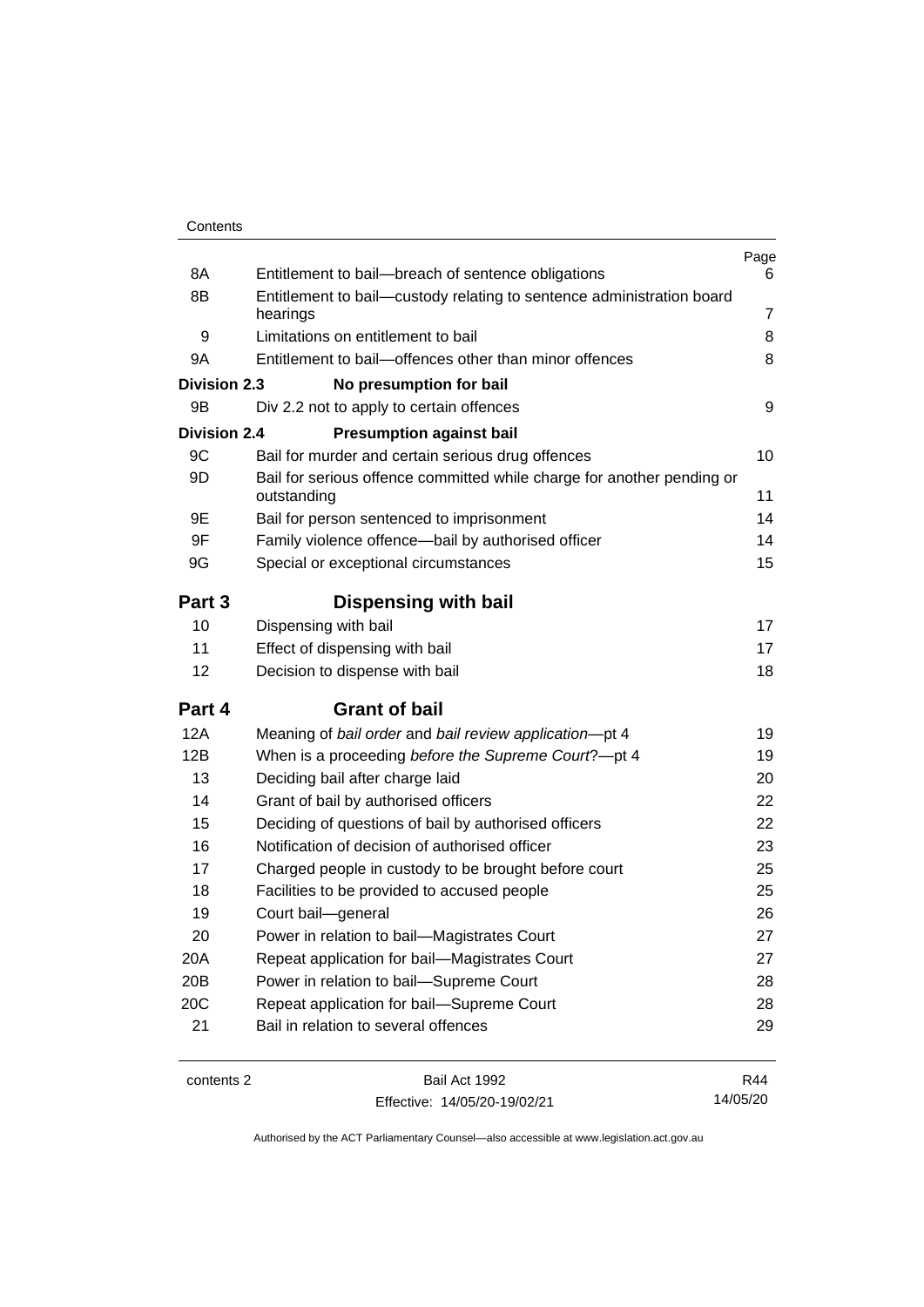| | | Page |
|---|---|---|
| 8A | Entitlement to bail—breach of sentence obligations | 6 |
| 8B | Entitlement to bail—custody relating to sentence administration board hearings | 7 |
| 9 | Limitations on entitlement to bail | 8 |
| 9A | Entitlement to bail—offences other than minor offences | 8 |
| **Division 2.3** | **No presumption for bail** | |
| 9B | Div 2.2 not to apply to certain offences | 9 |
| **Division 2.4** | **Presumption against bail** | |
| 9C | Bail for murder and certain serious drug offences | 10 |
| 9D | Bail for serious offence committed while charge for another pending or outstanding | 11 |
| 9E | Bail for person sentenced to imprisonment | 14 |
| 9F | Family violence offence—bail by authorised officer | 14 |
| 9G | Special or exceptional circumstances | 15 |
| **Part 3** | **Dispensing with bail** | |
| 10 | Dispensing with bail | 17 |
| 11 | Effect of dispensing with bail | 17 |
| 12 | Decision to dispense with bail | 18 |
| **Part 4** | **Grant of bail** | |
| 12A | Meaning of *bail order* and *bail review application*—pt 4 | 19 |
| 12B | When is a proceeding *before the Supreme Court*?—pt 4 | 19 |
| 13 | Deciding bail after charge laid | 20 |
| 14 | Grant of bail by authorised officers | 22 |
| 15 | Deciding of questions of bail by authorised officers | 22 |
| 16 | Notification of decision of authorised officer | 23 |
| 17 | Charged people in custody to be brought before court | 25 |
| 18 | Facilities to be provided to accused people | 25 |
| 19 | Court bail—general | 26 |
| 20 | Power in relation to bail—Magistrates Court | 27 |
| 20A | Repeat application for bail—Magistrates Court | 27 |
| 20B | Power in relation to bail—Supreme Court | 28 |
| 20C | Repeat application for bail—Supreme Court | 28 |
| 21 | Bail in relation to several offences | 29 |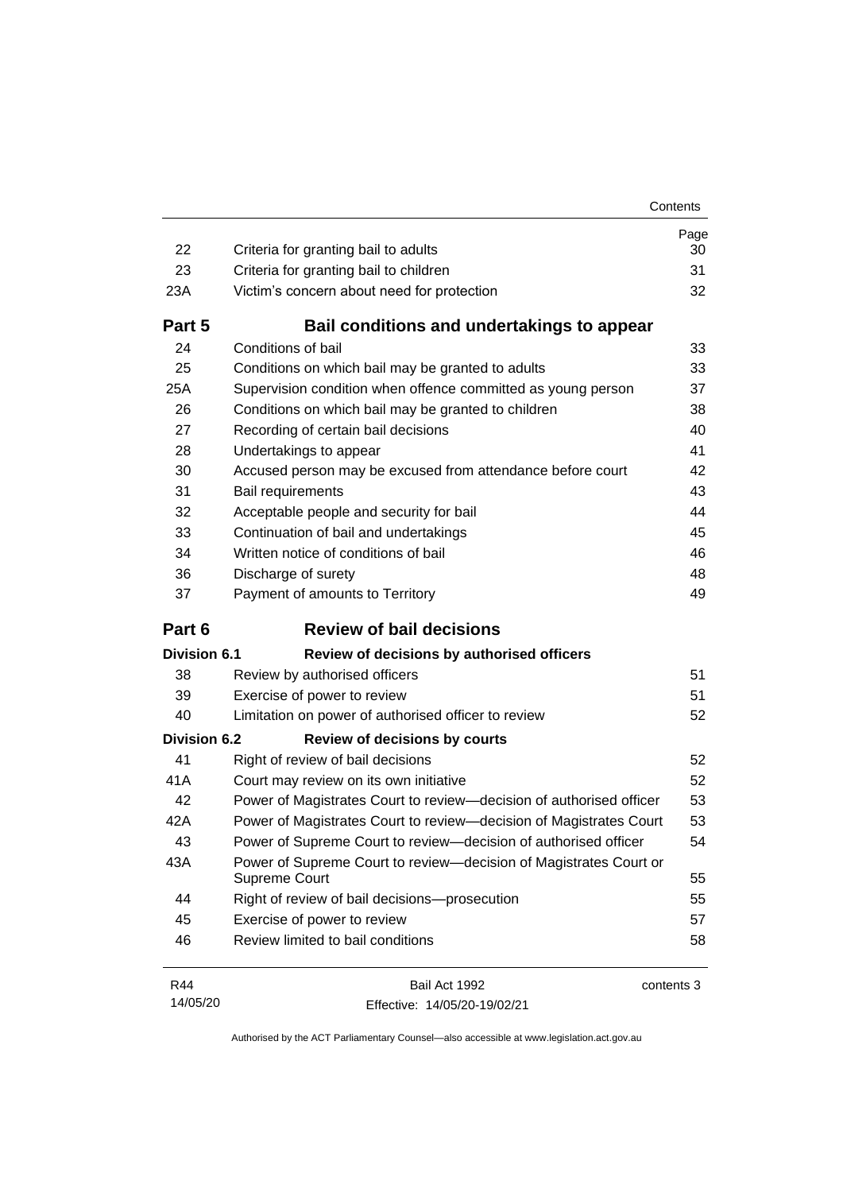| | | Page |
|---|---|---|
| 22 | Criteria for granting bail to adults | 30 |
| 23 | Criteria for granting bail to children | 31 |
| 23A | Victim's concern about need for protection | 32 |
| **Part 5** | **Bail conditions and undertakings to appear** | |
| 24 | Conditions of bail | 33 |
| 25 | Conditions on which bail may be granted to adults | 33 |
| 25A | Supervision condition when offence committed as young person | 37 |
| 26 | Conditions on which bail may be granted to children | 38 |
| 27 | Recording of certain bail decisions | 40 |
| 28 | Undertakings to appear | 41 |
| 30 | Accused person may be excused from attendance before court | 42 |
| 31 | Bail requirements | 43 |
| 32 | Acceptable people and security for bail | 44 |
| 33 | Continuation of bail and undertakings | 45 |
| 34 | Written notice of conditions of bail | 46 |
| 36 | Discharge of surety | 48 |
| 37 | Payment of amounts to Territory | 49 |
| **Part 6** | **Review of bail decisions** | |
| **Division 6.1** | **Review of decisions by authorised officers** | |
| 38 | Review by authorised officers | 51 |
| 39 | Exercise of power to review | 51 |
| 40 | Limitation on power of authorised officer to review | 52 |
| **Division 6.2** | **Review of decisions by courts** | |
| 41 | Right of review of bail decisions | 52 |
| 41A | Court may review on its own initiative | 52 |
| 42 | Power of Magistrates Court to review—decision of authorised officer | 53 |
| 42A | Power of Magistrates Court to review—decision of Magistrates Court | 53 |
| 43 | Power of Supreme Court to review—decision of authorised officer | 54 |
| 43A | Power of Supreme Court to review—decision of Magistrates Court or Supreme Court | 55 |
| 44 | Right of review of bail decisions—prosecution | 55 |
| 45 | Exercise of power to review | 57 |
| 46 | Review limited to bail conditions | 58 |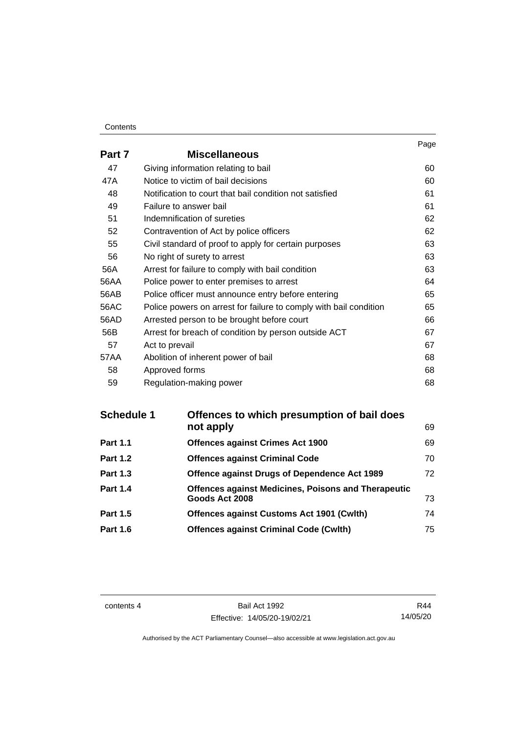| | | Page |
|---|---|---|
| **Part 7** | **Miscellaneous** | |
| 47 | Giving information relating to bail | 60 |
| 47A | Notice to victim of bail decisions | 60 |
| 48 | Notification to court that bail condition not satisfied | 61 |
| 49 | Failure to answer bail | 61 |
| 51 | Indemnification of sureties | 62 |
| 52 | Contravention of Act by police officers | 62 |
| 55 | Civil standard of proof to apply for certain purposes | 63 |
| 56 | No right of surety to arrest | 63 |
| 56A | Arrest for failure to comply with bail condition | 63 |
| 56AA | Police power to enter premises to arrest | 64 |
| 56AB | Police officer must announce entry before entering | 65 |
| 56AC | Police powers on arrest for failure to comply with bail condition | 65 |
| 56AD | Arrested person to be brought before court | 66 |
| 56B | Arrest for breach of condition by person outside ACT | 67 |
| 57 | Act to prevail | 67 |
| 57AA | Abolition of inherent power of bail | 68 |
| 58 | Approved forms | 68 |
| 59 | Regulation-making power | 68 |

| | | |
|---|---|---|
| **Schedule 1** | **Offences to which presumption of bail does not apply** | 69 |
| **Part 1.1** | **Offences against Crimes Act 1900** | 69 |
| **Part 1.2** | **Offences against Criminal Code** | 70 |
| **Part 1.3** | **Offence against Drugs of Dependence Act 1989** | 72 |
| **Part 1.4** | **Offences against Medicines, Poisons and Therapeutic Goods Act 2008** | 73 |
| **Part 1.5** | **Offences against Customs Act 1901 (Cwlth)** | 74 |
| **Part 1.6** | **Offences against Criminal Code (Cwlth)** | 75 |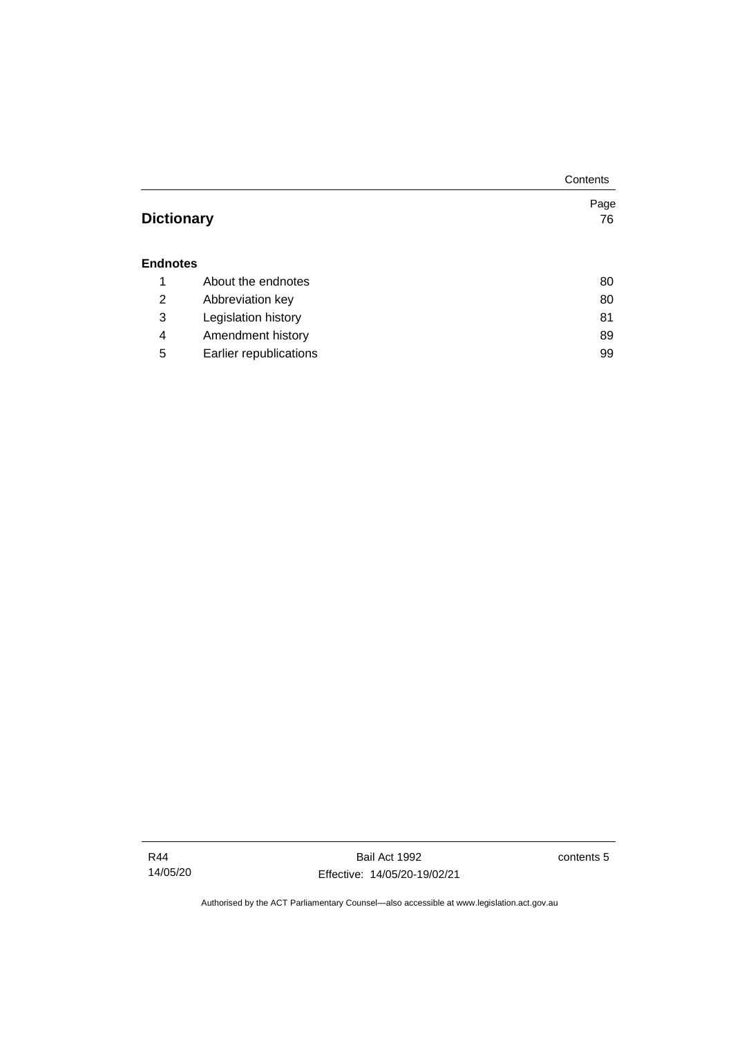| | Page |
|---|---|
| **Dictionary** | 76 |

**Endnotes**

| | | |
|---|---|---|
| 1 | About the endnotes | 80 |
| 2 | Abbreviation key | 80 |
| 3 | Legislation history | 81 |
| 4 | Amendment history | 89 |
| 5 | Earlier republications | 99 |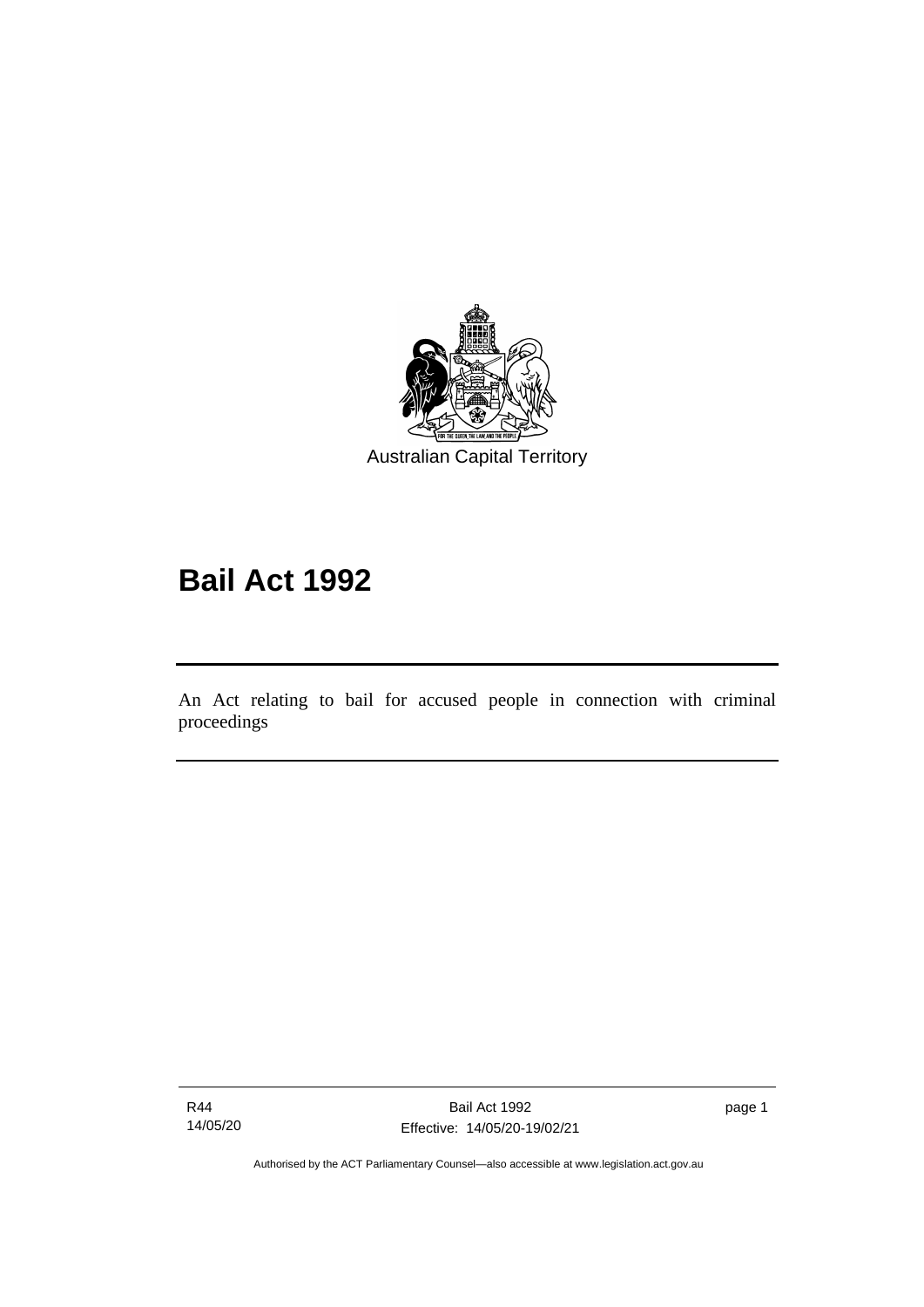Australian Capital Territory

# Bail Act 1992

An Act relating to bail for accused people in connection with criminal proceedings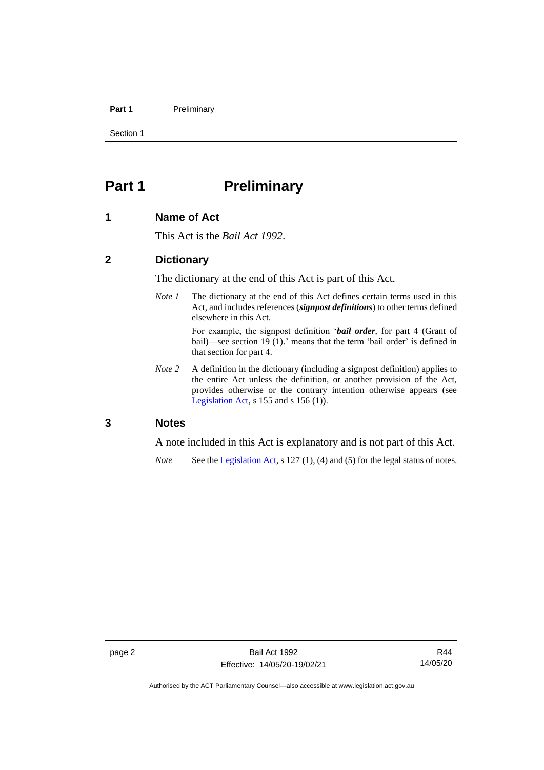# Part 1 Preliminary

## 1 Name of Act

This Act is the *Bail Act 1992*.

## 2 Dictionary

The dictionary at the end of this Act is part of this Act.

*Note 1* The dictionary at the end of this Act defines certain terms used in this Act, and includes references (***signpost definitions***) to other terms defined elsewhere in this Act.

For example, the signpost definition '***bail order***, for part 4 (Grant of bail)—see section 19 (1).' means that the term 'bail order' is defined in that section for part 4.

*Note 2* A definition in the dictionary (including a signpost definition) applies to the entire Act unless the definition, or another provision of the Act, provides otherwise or the contrary intention otherwise appears (see Legislation Act, s 155 and s 156 (1)).

## 3 Notes

A note included in this Act is explanatory and is not part of this Act.

*Note* See the Legislation Act, s 127 (1), (4) and (5) for the legal status of notes.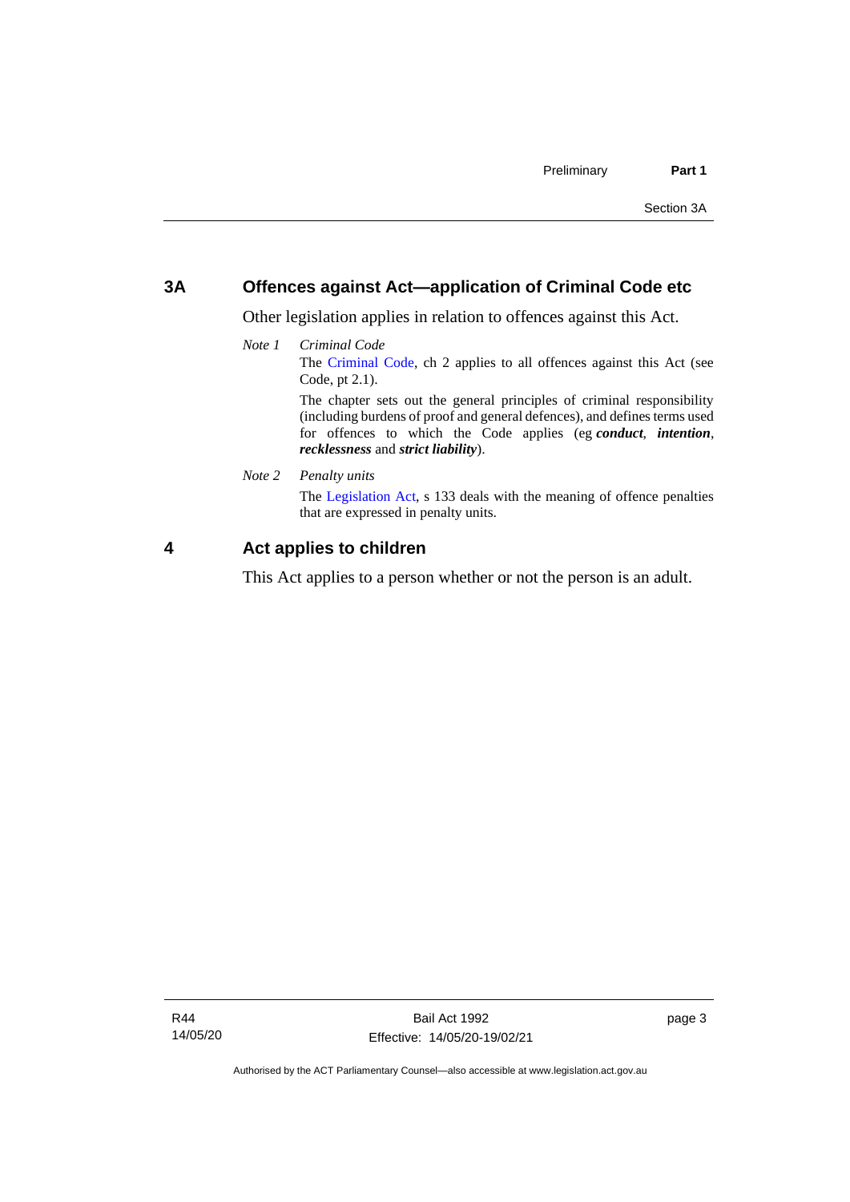## 3A Offences against Act—application of Criminal Code etc

Other legislation applies in relation to offences against this Act.

*Note 1* *Criminal Code*

The Criminal Code, ch 2 applies to all offences against this Act (see Code, pt 2.1).

The chapter sets out the general principles of criminal responsibility (including burdens of proof and general defences), and defines terms used for offences to which the Code applies (eg ***conduct***, ***intention***, ***recklessness*** and ***strict liability***).

*Note 2* *Penalty units*

The Legislation Act, s 133 deals with the meaning of offence penalties that are expressed in penalty units.

## 4 Act applies to children

This Act applies to a person whether or not the person is an adult.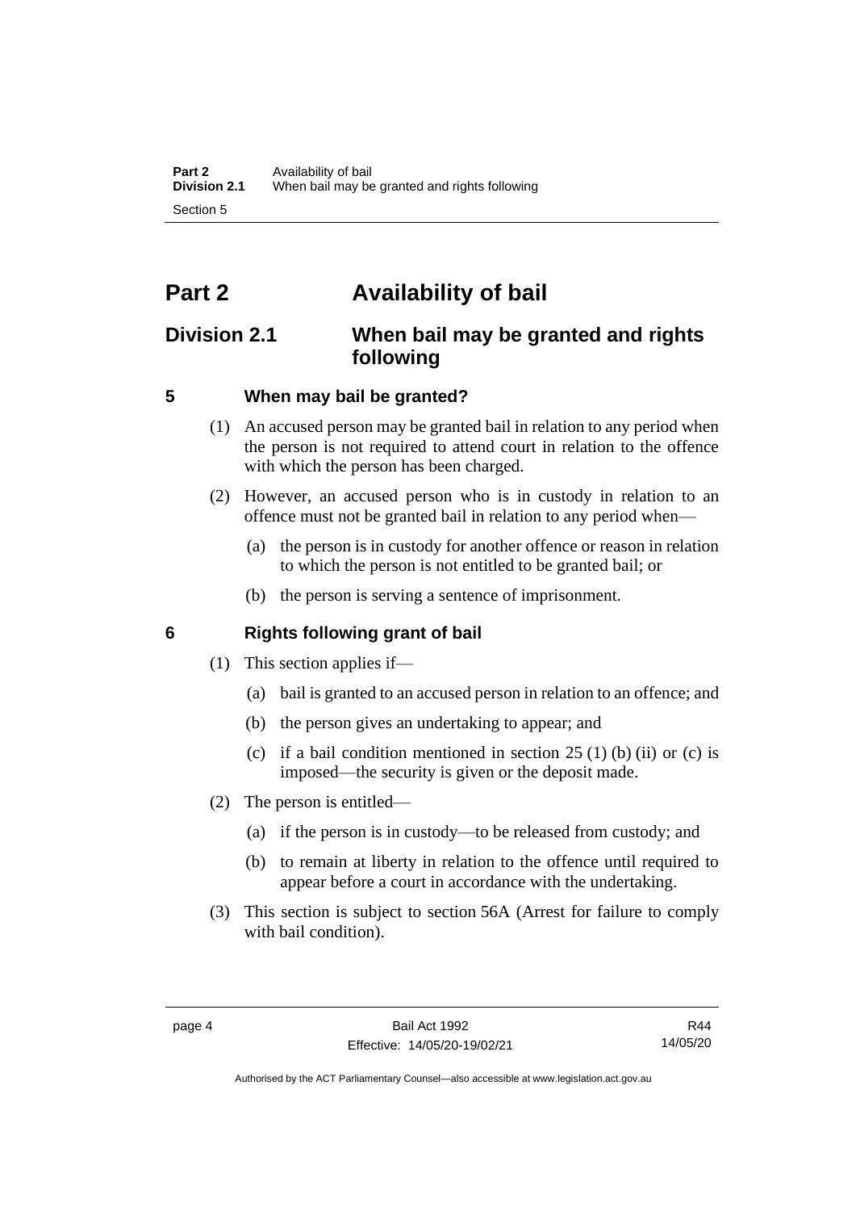# Part 2 Availability of bail

## Division 2.1 When bail may be granted and rights following

### 5 When may bail be granted?

(1) An accused person may be granted bail in relation to any period when the person is not required to attend court in relation to the offence with which the person has been charged.

(2) However, an accused person who is in custody in relation to an offence must not be granted bail in relation to any period when—

(a) the person is in custody for another offence or reason in relation to which the person is not entitled to be granted bail; or

(b) the person is serving a sentence of imprisonment.

### 6 Rights following grant of bail

(1) This section applies if—

(a) bail is granted to an accused person in relation to an offence; and

(b) the person gives an undertaking to appear; and

(c) if a bail condition mentioned in section 25 (1) (b) (ii) or (c) is imposed—the security is given or the deposit made.

(2) The person is entitled—

(a) if the person is in custody—to be released from custody; and

(b) to remain at liberty in relation to the offence until required to appear before a court in accordance with the undertaking.

(3) This section is subject to section 56A (Arrest for failure to comply with bail condition).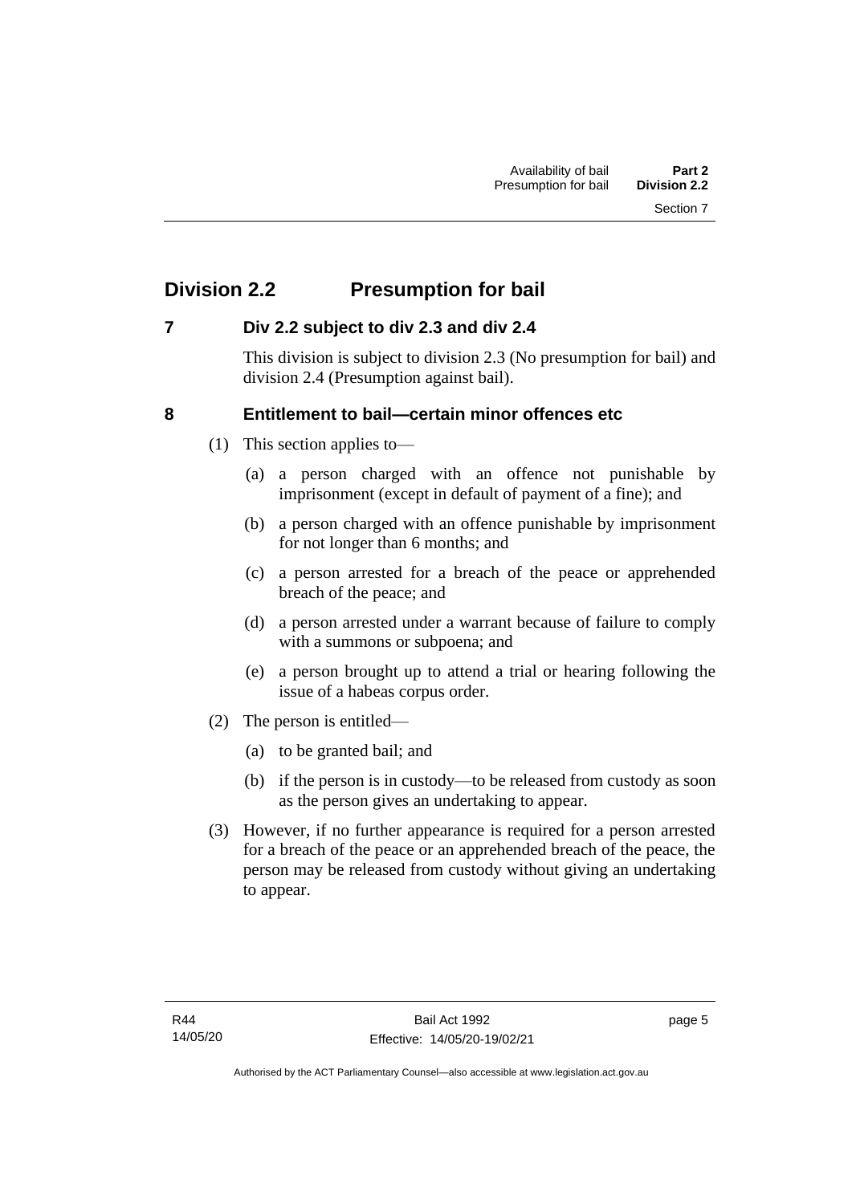## Division 2.2 Presumption for bail

### 7 Div 2.2 subject to div 2.3 and div 2.4

This division is subject to division 2.3 (No presumption for bail) and division 2.4 (Presumption against bail).

### 8 Entitlement to bail—certain minor offences etc

(1) This section applies to—

(a) a person charged with an offence not punishable by imprisonment (except in default of payment of a fine); and

(b) a person charged with an offence punishable by imprisonment for not longer than 6 months; and

(c) a person arrested for a breach of the peace or apprehended breach of the peace; and

(d) a person arrested under a warrant because of failure to comply with a summons or subpoena; and

(e) a person brought up to attend a trial or hearing following the issue of a habeas corpus order.

(2) The person is entitled—

(a) to be granted bail; and

(b) if the person is in custody—to be released from custody as soon as the person gives an undertaking to appear.

(3) However, if no further appearance is required for a person arrested for a breach of the peace or an apprehended breach of the peace, the person may be released from custody without giving an undertaking to appear.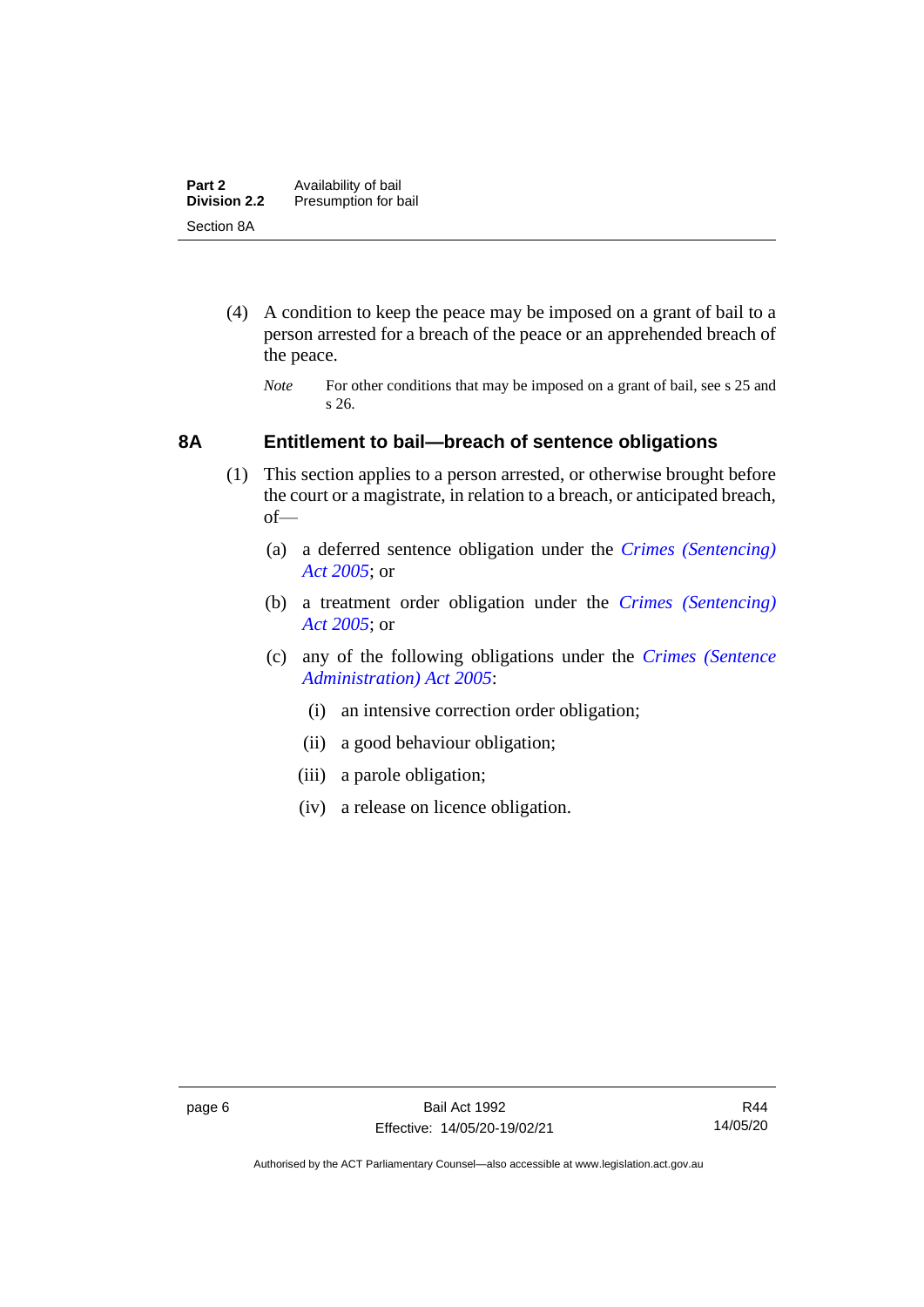(4) A condition to keep the peace may be imposed on a grant of bail to a person arrested for a breach of the peace or an apprehended breach of the peace.

*Note* For other conditions that may be imposed on a grant of bail, see s 25 and s 26.

## 8A Entitlement to bail—breach of sentence obligations

(1) This section applies to a person arrested, or otherwise brought before the court or a magistrate, in relation to a breach, or anticipated breach, of—

(a) a deferred sentence obligation under the *Crimes (Sentencing) Act 2005*; or

(b) a treatment order obligation under the *Crimes (Sentencing) Act 2005*; or

(c) any of the following obligations under the *Crimes (Sentence Administration) Act 2005*:

(i) an intensive correction order obligation;

(ii) a good behaviour obligation;

(iii) a parole obligation;

(iv) a release on licence obligation.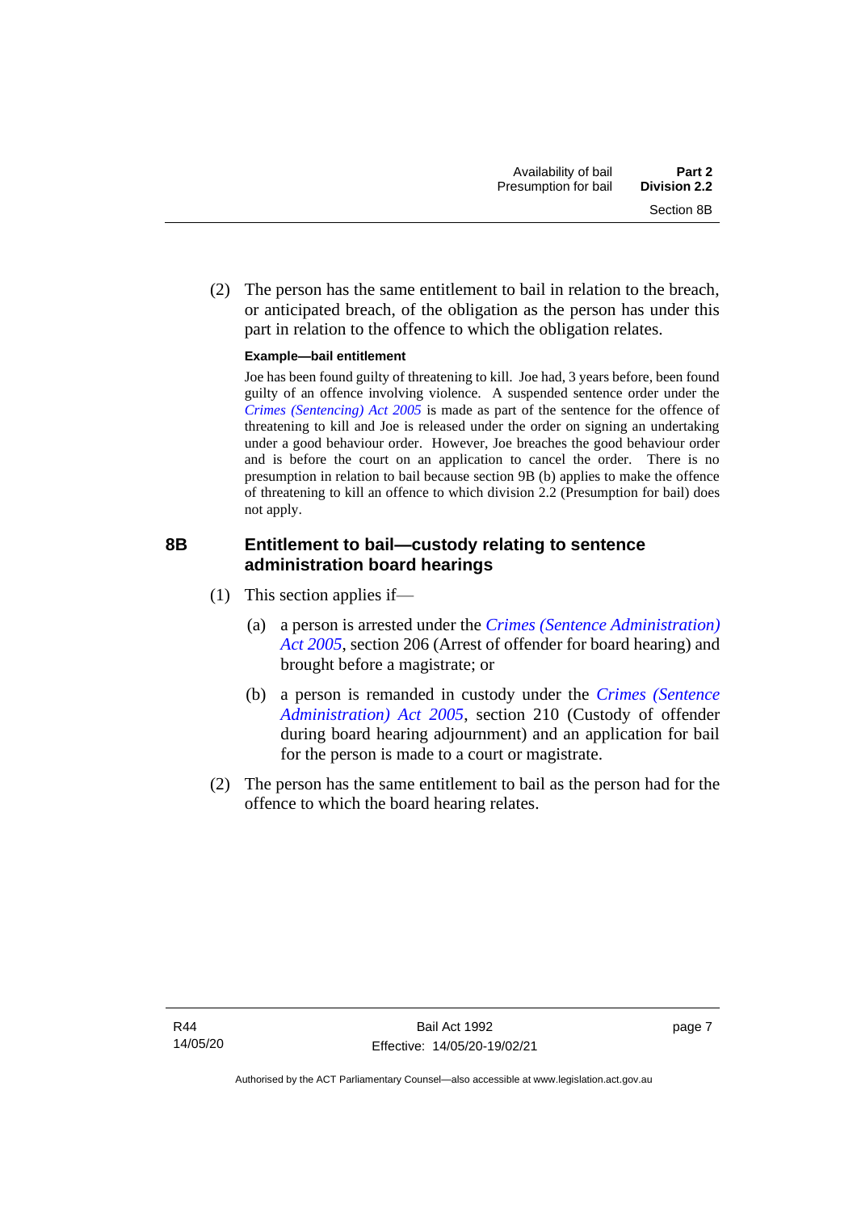(2) The person has the same entitlement to bail in relation to the breach, or anticipated breach, of the obligation as the person has under this part in relation to the offence to which the obligation relates.

**Example—bail entitlement**

Joe has been found guilty of threatening to kill. Joe had, 3 years before, been found guilty of an offence involving violence. A suspended sentence order under the *Crimes (Sentencing) Act 2005* is made as part of the sentence for the offence of threatening to kill and Joe is released under the order on signing an undertaking under a good behaviour order. However, Joe breaches the good behaviour order and is before the court on an application to cancel the order. There is no presumption in relation to bail because section 9B (b) applies to make the offence of threatening to kill an offence to which division 2.2 (Presumption for bail) does not apply.

## 8B Entitlement to bail—custody relating to sentence administration board hearings

(1) This section applies if—

(a) a person is arrested under the *Crimes (Sentence Administration) Act 2005*, section 206 (Arrest of offender for board hearing) and brought before a magistrate; or

(b) a person is remanded in custody under the *Crimes (Sentence Administration) Act 2005*, section 210 (Custody of offender during board hearing adjournment) and an application for bail for the person is made to a court or magistrate.

(2) The person has the same entitlement to bail as the person had for the offence to which the board hearing relates.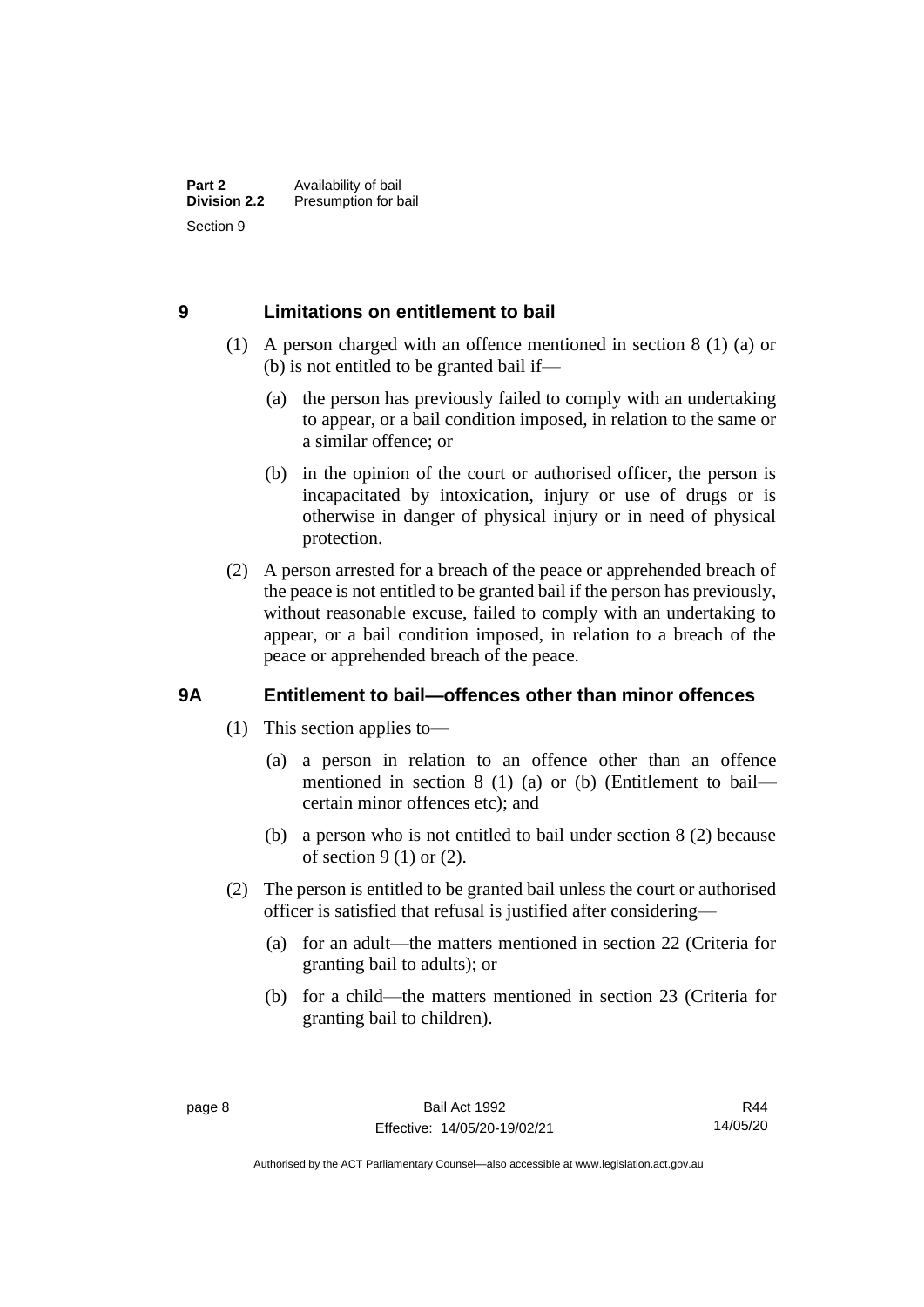## 9 Limitations on entitlement to bail

(1) A person charged with an offence mentioned in section 8 (1) (a) or (b) is not entitled to be granted bail if—

(a) the person has previously failed to comply with an undertaking to appear, or a bail condition imposed, in relation to the same or a similar offence; or

(b) in the opinion of the court or authorised officer, the person is incapacitated by intoxication, injury or use of drugs or is otherwise in danger of physical injury or in need of physical protection.

(2) A person arrested for a breach of the peace or apprehended breach of the peace is not entitled to be granted bail if the person has previously, without reasonable excuse, failed to comply with an undertaking to appear, or a bail condition imposed, in relation to a breach of the peace or apprehended breach of the peace.

## 9A Entitlement to bail—offences other than minor offences

(1) This section applies to—

(a) a person in relation to an offence other than an offence mentioned in section 8 (1) (a) or (b) (Entitlement to bail—certain minor offences etc); and

(b) a person who is not entitled to bail under section 8 (2) because of section 9 (1) or (2).

(2) The person is entitled to be granted bail unless the court or authorised officer is satisfied that refusal is justified after considering—

(a) for an adult—the matters mentioned in section 22 (Criteria for granting bail to adults); or

(b) for a child—the matters mentioned in section 23 (Criteria for granting bail to children).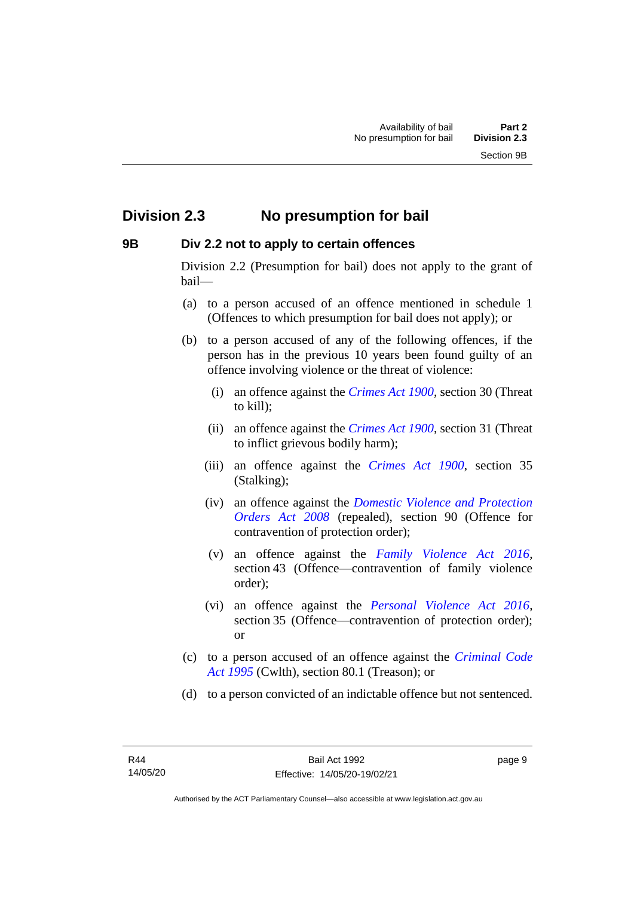## Division 2.3 No presumption for bail

### 9B Div 2.2 not to apply to certain offences

Division 2.2 (Presumption for bail) does not apply to the grant of bail—

(a) to a person accused of an offence mentioned in schedule 1 (Offences to which presumption for bail does not apply); or

(b) to a person accused of any of the following offences, if the person has in the previous 10 years been found guilty of an offence involving violence or the threat of violence:

  (i) an offence against the *Crimes Act 1900*, section 30 (Threat to kill);

  (ii) an offence against the *Crimes Act 1900*, section 31 (Threat to inflict grievous bodily harm);

  (iii) an offence against the *Crimes Act 1900*, section 35 (Stalking);

  (iv) an offence against the *Domestic Violence and Protection Orders Act 2008* (repealed), section 90 (Offence for contravention of protection order);

  (v) an offence against the *Family Violence Act 2016*, section 43 (Offence—contravention of family violence order);

  (vi) an offence against the *Personal Violence Act 2016*, section 35 (Offence—contravention of protection order); or

(c) to a person accused of an offence against the *Criminal Code Act 1995* (Cwlth), section 80.1 (Treason); or

(d) to a person convicted of an indictable offence but not sentenced.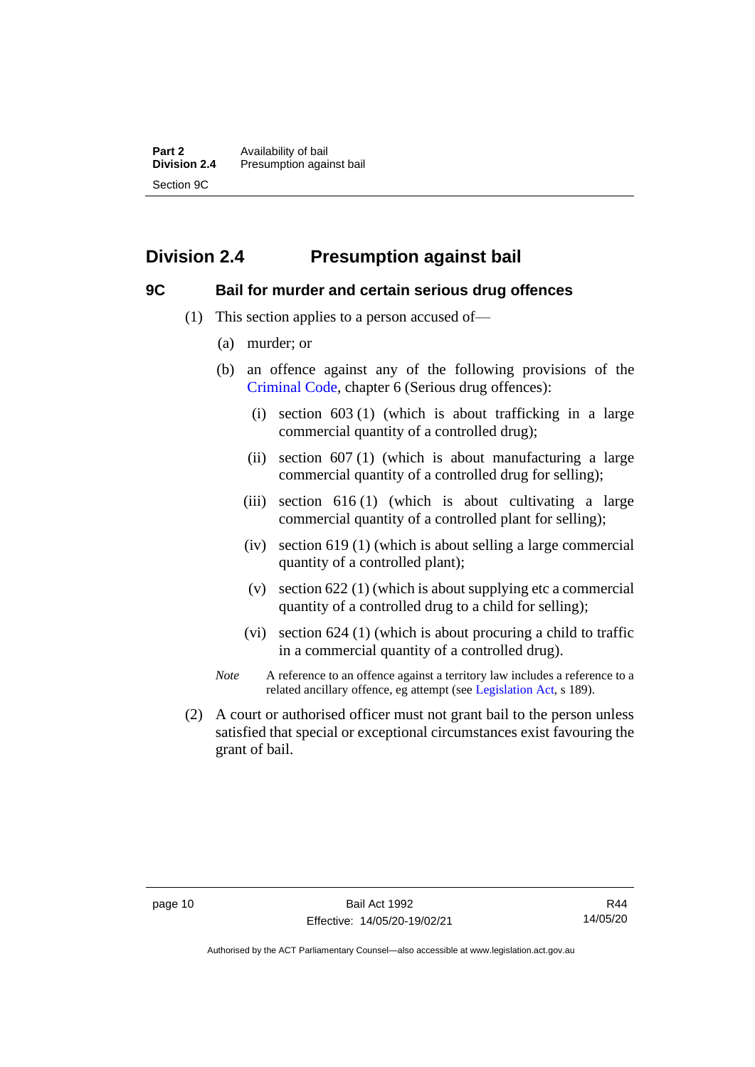## Division 2.4 Presumption against bail

### 9C Bail for murder and certain serious drug offences

(1) This section applies to a person accused of—

(a) murder; or

(b) an offence against any of the following provisions of the Criminal Code, chapter 6 (Serious drug offences):

(i) section 603 (1) (which is about trafficking in a large commercial quantity of a controlled drug);

(ii) section 607 (1) (which is about manufacturing a large commercial quantity of a controlled drug for selling);

(iii) section 616 (1) (which is about cultivating a large commercial quantity of a controlled plant for selling);

(iv) section 619 (1) (which is about selling a large commercial quantity of a controlled plant);

(v) section 622 (1) (which is about supplying etc a commercial quantity of a controlled drug to a child for selling);

(vi) section 624 (1) (which is about procuring a child to traffic in a commercial quantity of a controlled drug).

*Note* A reference to an offence against a territory law includes a reference to a related ancillary offence, eg attempt (see Legislation Act, s 189).

(2) A court or authorised officer must not grant bail to the person unless satisfied that special or exceptional circumstances exist favouring the grant of bail.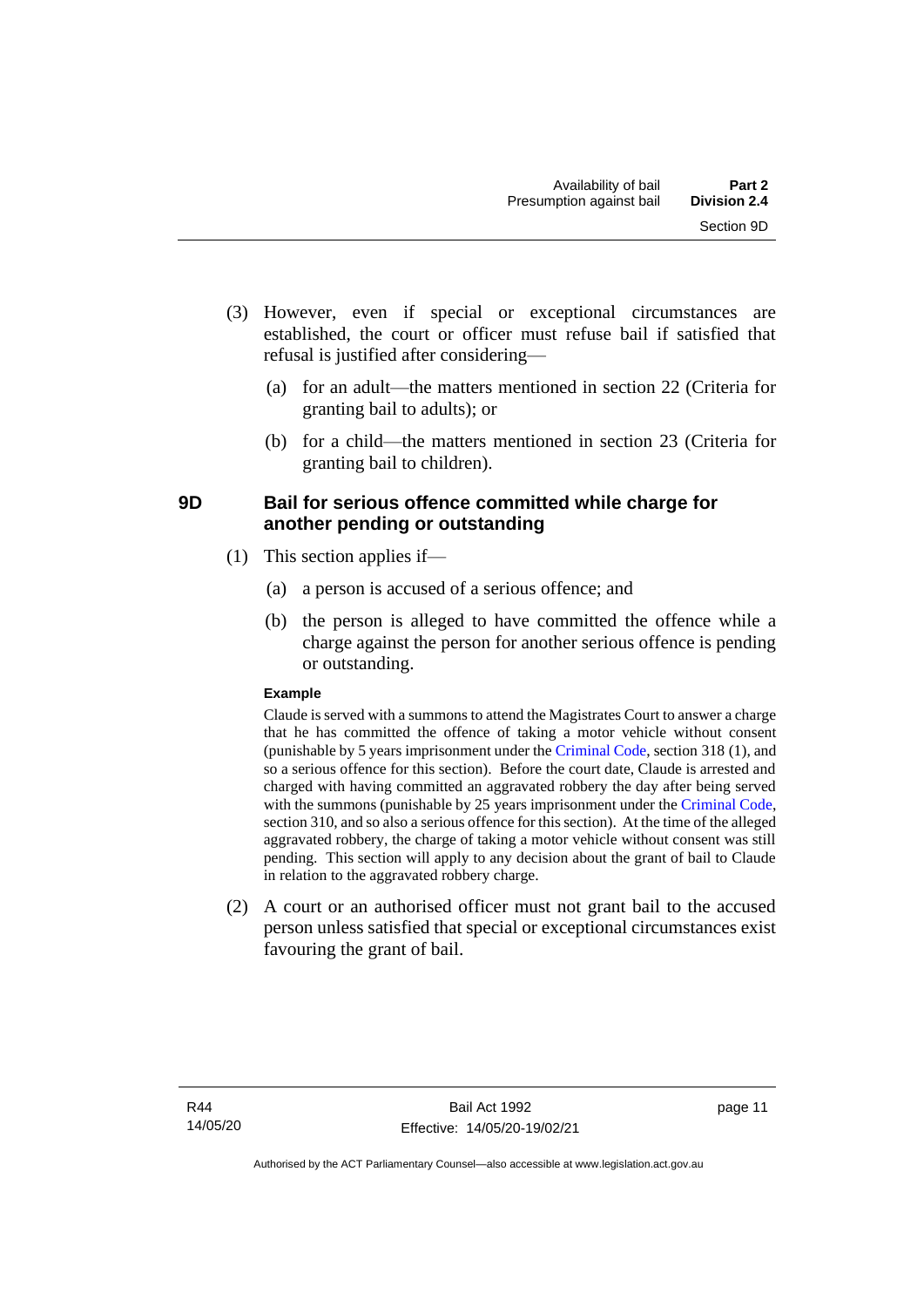(3) However, even if special or exceptional circumstances are established, the court or officer must refuse bail if satisfied that refusal is justified after considering—

(a) for an adult—the matters mentioned in section 22 (Criteria for granting bail to adults); or

(b) for a child—the matters mentioned in section 23 (Criteria for granting bail to children).

### 9D Bail for serious offence committed while charge for another pending or outstanding

(1) This section applies if—

(a) a person is accused of a serious offence; and

(b) the person is alleged to have committed the offence while a charge against the person for another serious offence is pending or outstanding.

**Example**

Claude is served with a summons to attend the Magistrates Court to answer a charge that he has committed the offence of taking a motor vehicle without consent (punishable by 5 years imprisonment under the Criminal Code, section 318 (1), and so a serious offence for this section). Before the court date, Claude is arrested and charged with having committed an aggravated robbery the day after being served with the summons (punishable by 25 years imprisonment under the Criminal Code, section 310, and so also a serious offence for this section). At the time of the alleged aggravated robbery, the charge of taking a motor vehicle without consent was still pending. This section will apply to any decision about the grant of bail to Claude in relation to the aggravated robbery charge.

(2) A court or an authorised officer must not grant bail to the accused person unless satisfied that special or exceptional circumstances exist favouring the grant of bail.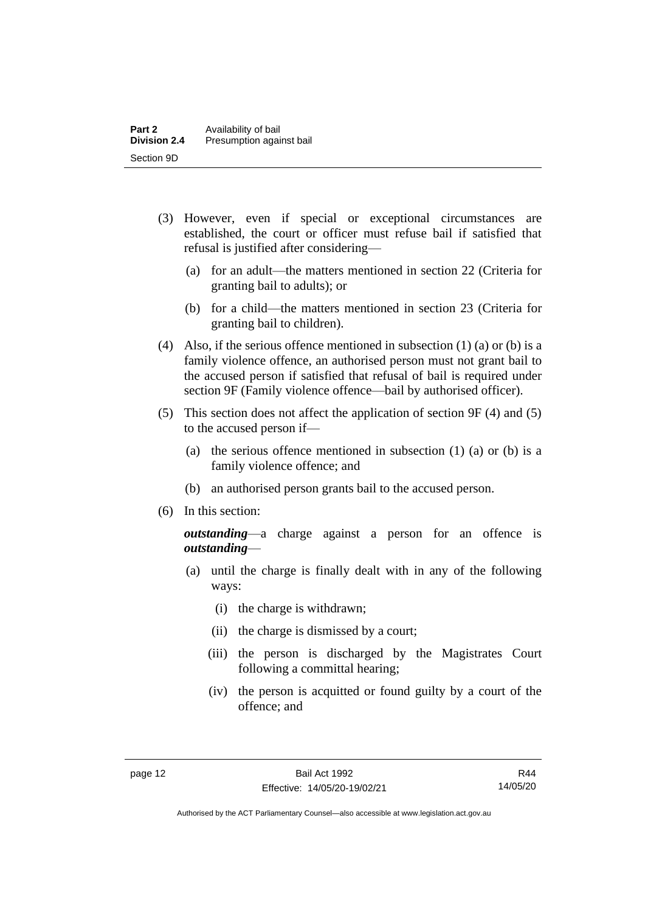(3) However, even if special or exceptional circumstances are established, the court or officer must refuse bail if satisfied that refusal is justified after considering—

(a) for an adult—the matters mentioned in section 22 (Criteria for granting bail to adults); or

(b) for a child—the matters mentioned in section 23 (Criteria for granting bail to children).

(4) Also, if the serious offence mentioned in subsection (1) (a) or (b) is a family violence offence, an authorised person must not grant bail to the accused person if satisfied that refusal of bail is required under section 9F (Family violence offence—bail by authorised officer).

(5) This section does not affect the application of section 9F (4) and (5) to the accused person if—

(a) the serious offence mentioned in subsection (1) (a) or (b) is a family violence offence; and

(b) an authorised person grants bail to the accused person.

(6) In this section:

***outstanding***—a charge against a person for an offence is ***outstanding***—

(a) until the charge is finally dealt with in any of the following ways:

(i) the charge is withdrawn;

(ii) the charge is dismissed by a court;

(iii) the person is discharged by the Magistrates Court following a committal hearing;

(iv) the person is acquitted or found guilty by a court of the offence; and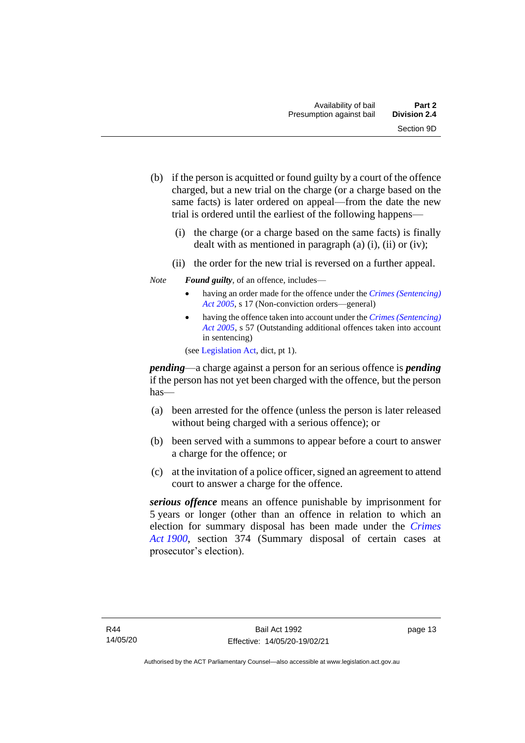(b) if the person is acquitted or found guilty by a court of the offence charged, but a new trial on the charge (or a charge based on the same facts) is later ordered on appeal—from the date the new trial is ordered until the earliest of the following happens—

  (i) the charge (or a charge based on the same facts) is finally dealt with as mentioned in paragraph (a) (i), (ii) or (iv);

  (ii) the order for the new trial is reversed on a further appeal.

*Note* ***Found guilty***, of an offence, includes—

- having an order made for the offence under the *Crimes (Sentencing) Act 2005*, s 17 (Non-conviction orders—general)
- having the offence taken into account under the *Crimes (Sentencing) Act 2005*, s 57 (Outstanding additional offences taken into account in sentencing)

(see Legislation Act, dict, pt 1).

***pending***—a charge against a person for an serious offence is ***pending*** if the person has not yet been charged with the offence, but the person has—

(a) been arrested for the offence (unless the person is later released without being charged with a serious offence); or

(b) been served with a summons to appear before a court to answer a charge for the offence; or

(c) at the invitation of a police officer, signed an agreement to attend court to answer a charge for the offence.

***serious offence*** means an offence punishable by imprisonment for 5 years or longer (other than an offence in relation to which an election for summary disposal has been made under the *Crimes Act 1900*, section 374 (Summary disposal of certain cases at prosecutor's election).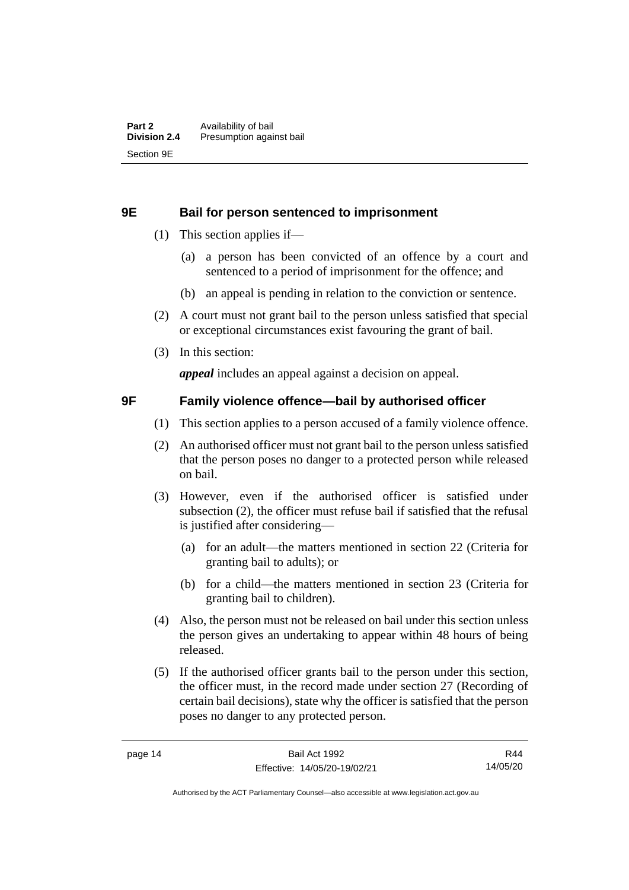## 9E Bail for person sentenced to imprisonment

(1) This section applies if—

(a) a person has been convicted of an offence by a court and sentenced to a period of imprisonment for the offence; and

(b) an appeal is pending in relation to the conviction or sentence.

(2) A court must not grant bail to the person unless satisfied that special or exceptional circumstances exist favouring the grant of bail.

(3) In this section:

***appeal*** includes an appeal against a decision on appeal.

## 9F Family violence offence—bail by authorised officer

(1) This section applies to a person accused of a family violence offence.

(2) An authorised officer must not grant bail to the person unless satisfied that the person poses no danger to a protected person while released on bail.

(3) However, even if the authorised officer is satisfied under subsection (2), the officer must refuse bail if satisfied that the refusal is justified after considering—

(a) for an adult—the matters mentioned in section 22 (Criteria for granting bail to adults); or

(b) for a child—the matters mentioned in section 23 (Criteria for granting bail to children).

(4) Also, the person must not be released on bail under this section unless the person gives an undertaking to appear within 48 hours of being released.

(5) If the authorised officer grants bail to the person under this section, the officer must, in the record made under section 27 (Recording of certain bail decisions), state why the officer is satisfied that the person poses no danger to any protected person.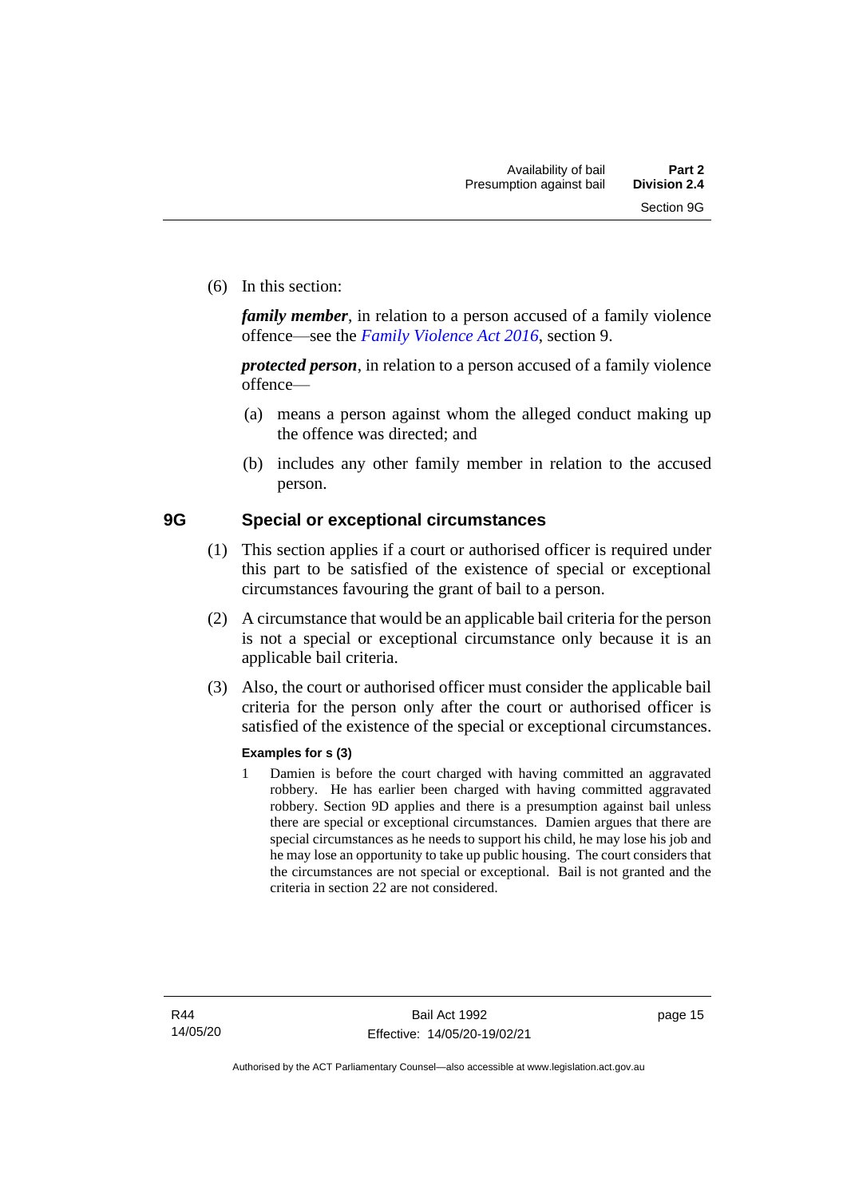(6) In this section:

***family member***, in relation to a person accused of a family violence offence—see the *Family Violence Act 2016*, section 9.

***protected person***, in relation to a person accused of a family violence offence—

(a) means a person against whom the alleged conduct making up the offence was directed; and

(b) includes any other family member in relation to the accused person.

## 9G Special or exceptional circumstances

(1) This section applies if a court or authorised officer is required under this part to be satisfied of the existence of special or exceptional circumstances favouring the grant of bail to a person.

(2) A circumstance that would be an applicable bail criteria for the person is not a special or exceptional circumstance only because it is an applicable bail criteria.

(3) Also, the court or authorised officer must consider the applicable bail criteria for the person only after the court or authorised officer is satisfied of the existence of the special or exceptional circumstances.

**Examples for s (3)**

1 Damien is before the court charged with having committed an aggravated robbery. He has earlier been charged with having committed aggravated robbery. Section 9D applies and there is a presumption against bail unless there are special or exceptional circumstances. Damien argues that there are special circumstances as he needs to support his child, he may lose his job and he may lose an opportunity to take up public housing. The court considers that the circumstances are not special or exceptional. Bail is not granted and the criteria in section 22 are not considered.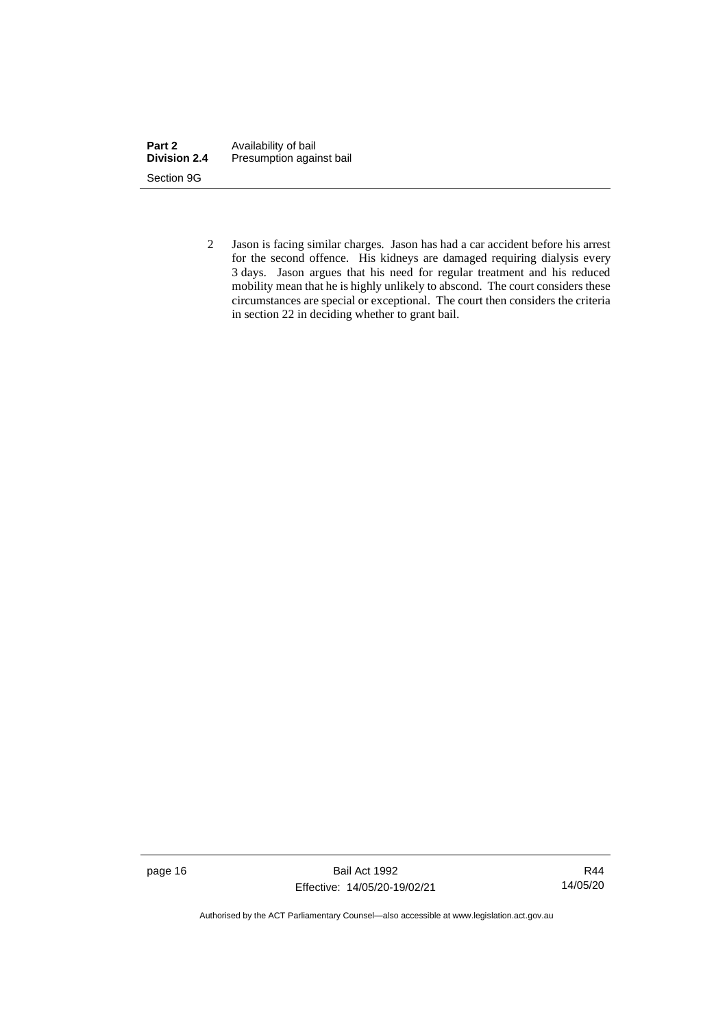2 Jason is facing similar charges. Jason has had a car accident before his arrest for the second offence. His kidneys are damaged requiring dialysis every 3 days. Jason argues that his need for regular treatment and his reduced mobility mean that he is highly unlikely to abscond. The court considers these circumstances are special or exceptional. The court then considers the criteria in section 22 in deciding whether to grant bail.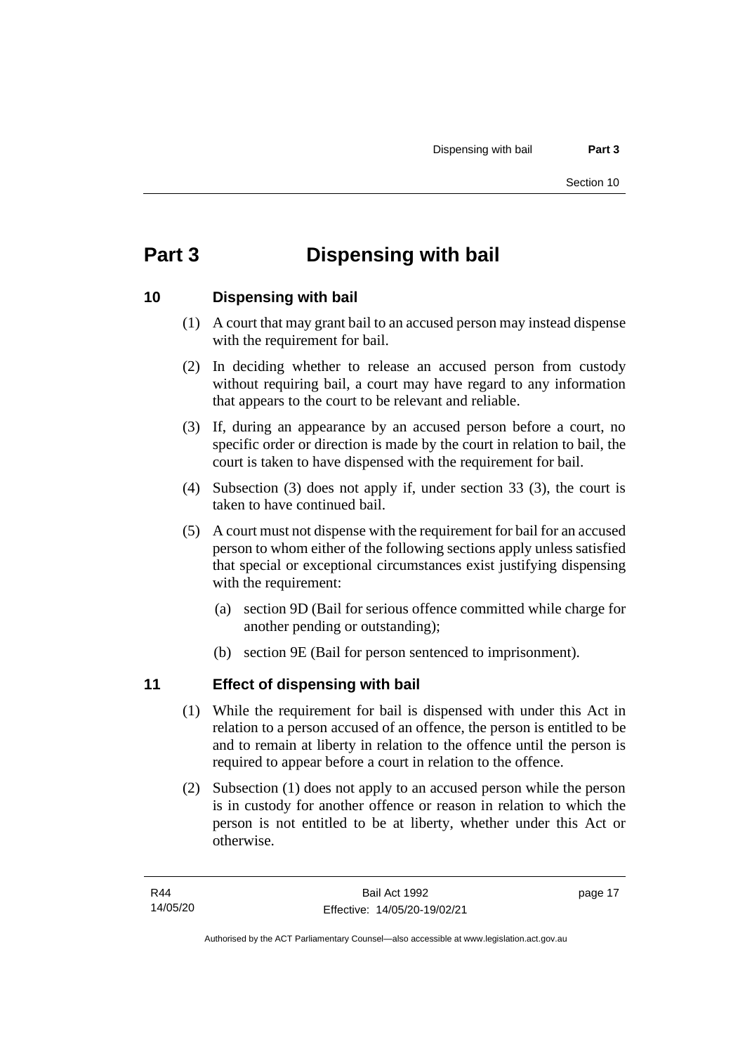# Part 3 Dispensing with bail

## 10 Dispensing with bail

(1) A court that may grant bail to an accused person may instead dispense with the requirement for bail.

(2) In deciding whether to release an accused person from custody without requiring bail, a court may have regard to any information that appears to the court to be relevant and reliable.

(3) If, during an appearance by an accused person before a court, no specific order or direction is made by the court in relation to bail, the court is taken to have dispensed with the requirement for bail.

(4) Subsection (3) does not apply if, under section 33 (3), the court is taken to have continued bail.

(5) A court must not dispense with the requirement for bail for an accused person to whom either of the following sections apply unless satisfied that special or exceptional circumstances exist justifying dispensing with the requirement:

(a) section 9D (Bail for serious offence committed while charge for another pending or outstanding);

(b) section 9E (Bail for person sentenced to imprisonment).

## 11 Effect of dispensing with bail

(1) While the requirement for bail is dispensed with under this Act in relation to a person accused of an offence, the person is entitled to be and to remain at liberty in relation to the offence until the person is required to appear before a court in relation to the offence.

(2) Subsection (1) does not apply to an accused person while the person is in custody for another offence or reason in relation to which the person is not entitled to be at liberty, whether under this Act or otherwise.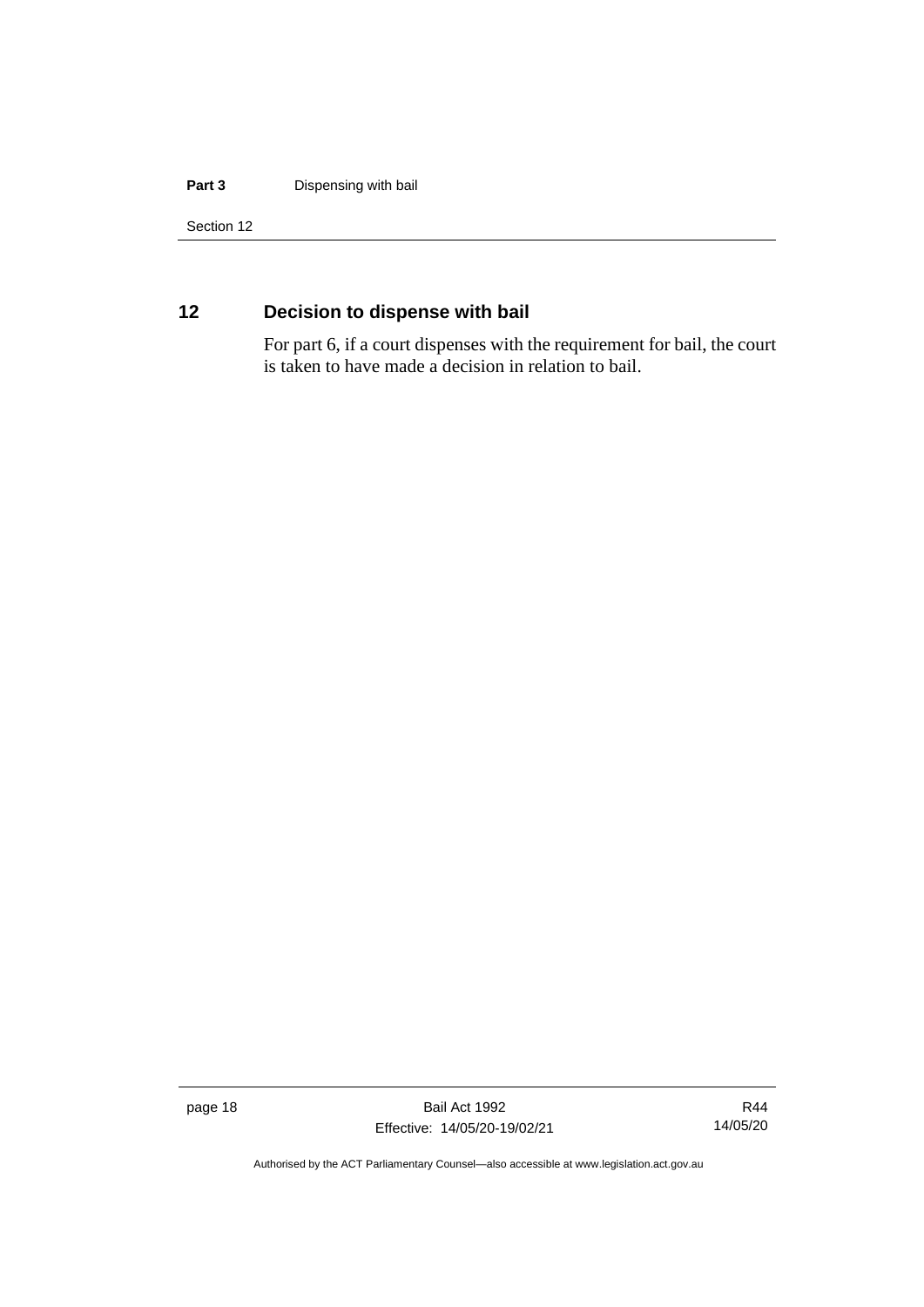## 12 Decision to dispense with bail

For part 6, if a court dispenses with the requirement for bail, the court is taken to have made a decision in relation to bail.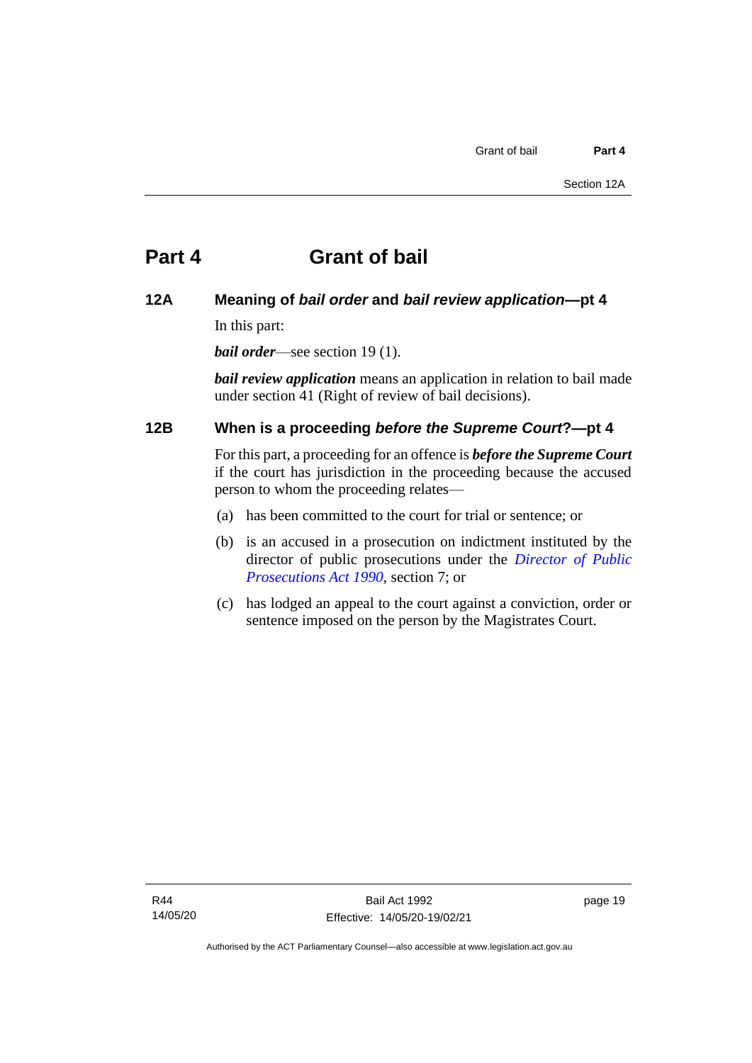# Part 4 Grant of bail

## 12A Meaning of *bail order* and *bail review application*—pt 4

In this part:

***bail order***—see section 19 (1).

***bail review application*** means an application in relation to bail made under section 41 (Right of review of bail decisions).

## 12B When is a proceeding *before the Supreme Court*?—pt 4

For this part, a proceeding for an offence is ***before the Supreme Court*** if the court has jurisdiction in the proceeding because the accused person to whom the proceeding relates—

(a) has been committed to the court for trial or sentence; or

(b) is an accused in a prosecution on indictment instituted by the director of public prosecutions under the *Director of Public Prosecutions Act 1990*, section 7; or

(c) has lodged an appeal to the court against a conviction, order or sentence imposed on the person by the Magistrates Court.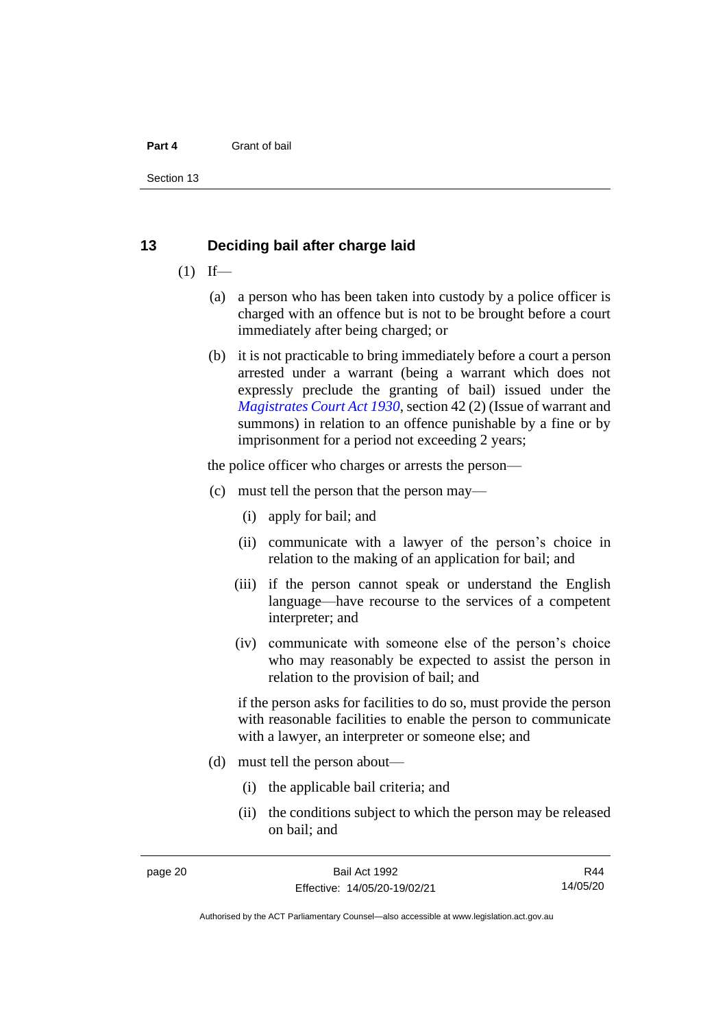## 13 Deciding bail after charge laid

(1) If—

(a) a person who has been taken into custody by a police officer is charged with an offence but is not to be brought before a court immediately after being charged; or

(b) it is not practicable to bring immediately before a court a person arrested under a warrant (being a warrant which does not expressly preclude the granting of bail) issued under the *Magistrates Court Act 1930*, section 42 (2) (Issue of warrant and summons) in relation to an offence punishable by a fine or by imprisonment for a period not exceeding 2 years;

the police officer who charges or arrests the person—

(c) must tell the person that the person may—

(i) apply for bail; and

(ii) communicate with a lawyer of the person's choice in relation to the making of an application for bail; and

(iii) if the person cannot speak or understand the English language—have recourse to the services of a competent interpreter; and

(iv) communicate with someone else of the person's choice who may reasonably be expected to assist the person in relation to the provision of bail; and

if the person asks for facilities to do so, must provide the person with reasonable facilities to enable the person to communicate with a lawyer, an interpreter or someone else; and

(d) must tell the person about—

(i) the applicable bail criteria; and

(ii) the conditions subject to which the person may be released on bail; and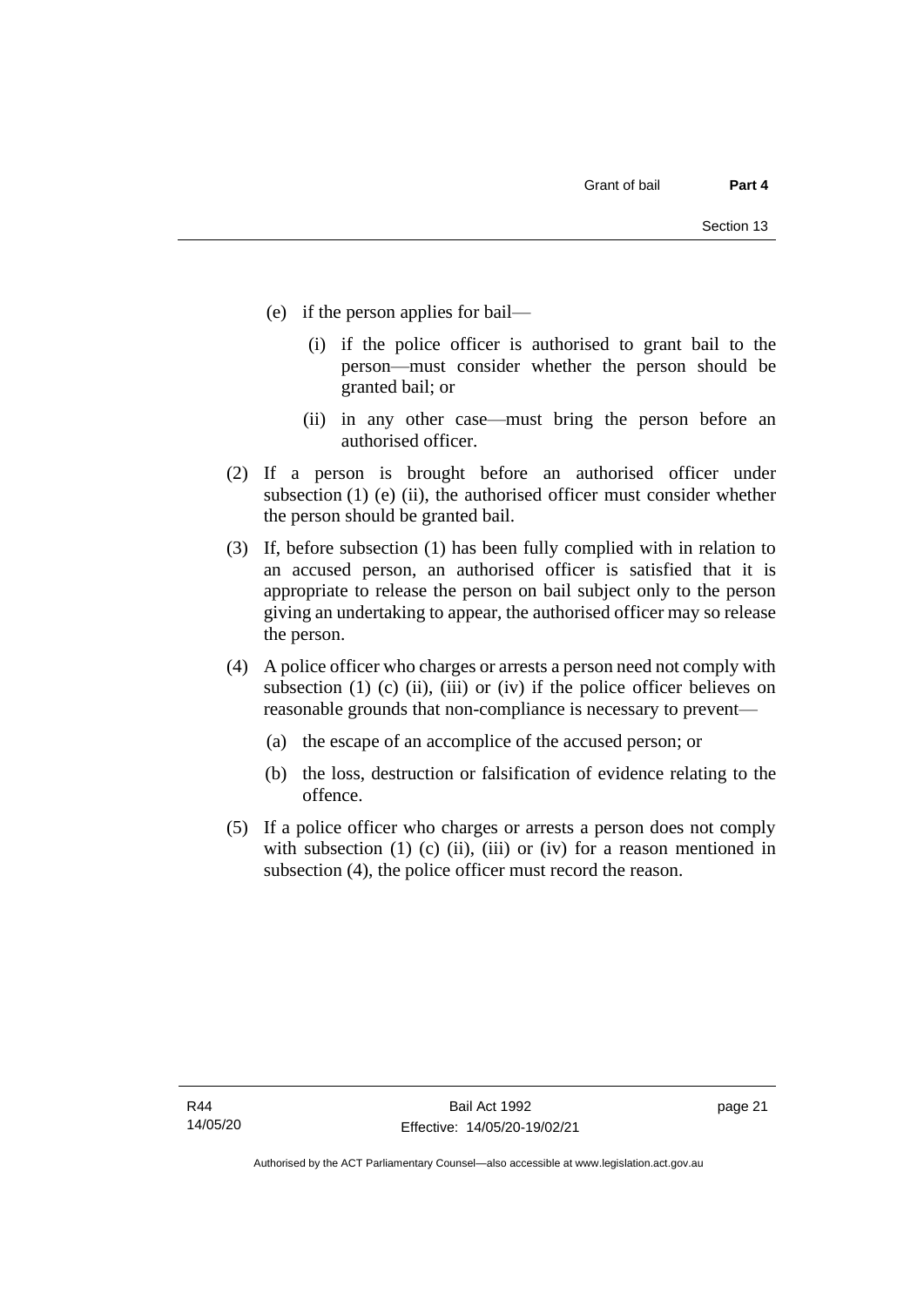(e) if the person applies for bail—

  (i) if the police officer is authorised to grant bail to the person—must consider whether the person should be granted bail; or

  (ii) in any other case—must bring the person before an authorised officer.

(2) If a person is brought before an authorised officer under subsection (1) (e) (ii), the authorised officer must consider whether the person should be granted bail.

(3) If, before subsection (1) has been fully complied with in relation to an accused person, an authorised officer is satisfied that it is appropriate to release the person on bail subject only to the person giving an undertaking to appear, the authorised officer may so release the person.

(4) A police officer who charges or arrests a person need not comply with subsection (1) (c) (ii), (iii) or (iv) if the police officer believes on reasonable grounds that non-compliance is necessary to prevent—

  (a) the escape of an accomplice of the accused person; or

  (b) the loss, destruction or falsification of evidence relating to the offence.

(5) If a police officer who charges or arrests a person does not comply with subsection (1) (c) (ii), (iii) or (iv) for a reason mentioned in subsection (4), the police officer must record the reason.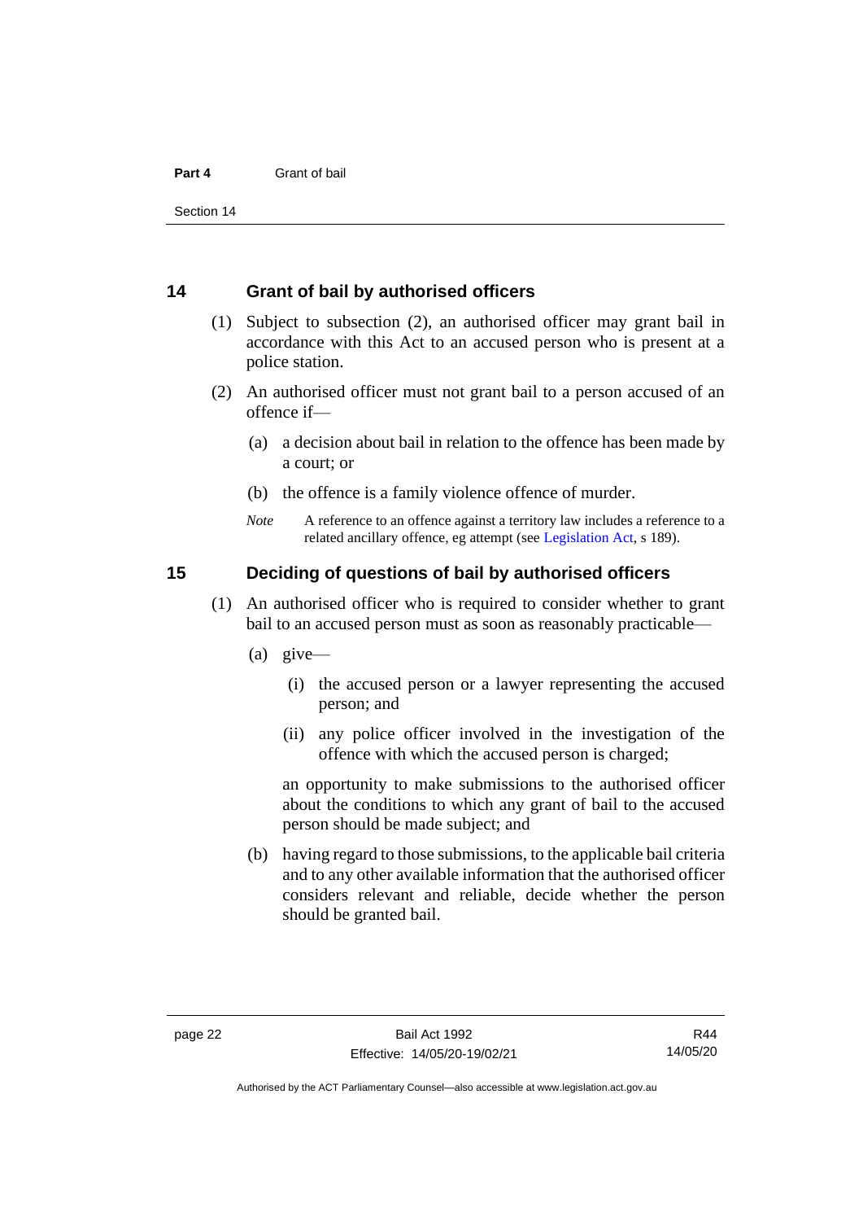## 14 Grant of bail by authorised officers

(1) Subject to subsection (2), an authorised officer may grant bail in accordance with this Act to an accused person who is present at a police station.

(2) An authorised officer must not grant bail to a person accused of an offence if—

(a) a decision about bail in relation to the offence has been made by a court; or

(b) the offence is a family violence offence of murder.

*Note* A reference to an offence against a territory law includes a reference to a related ancillary offence, eg attempt (see Legislation Act, s 189).

## 15 Deciding of questions of bail by authorised officers

(1) An authorised officer who is required to consider whether to grant bail to an accused person must as soon as reasonably practicable—

(a) give—

(i) the accused person or a lawyer representing the accused person; and

(ii) any police officer involved in the investigation of the offence with which the accused person is charged;

an opportunity to make submissions to the authorised officer about the conditions to which any grant of bail to the accused person should be made subject; and

(b) having regard to those submissions, to the applicable bail criteria and to any other available information that the authorised officer considers relevant and reliable, decide whether the person should be granted bail.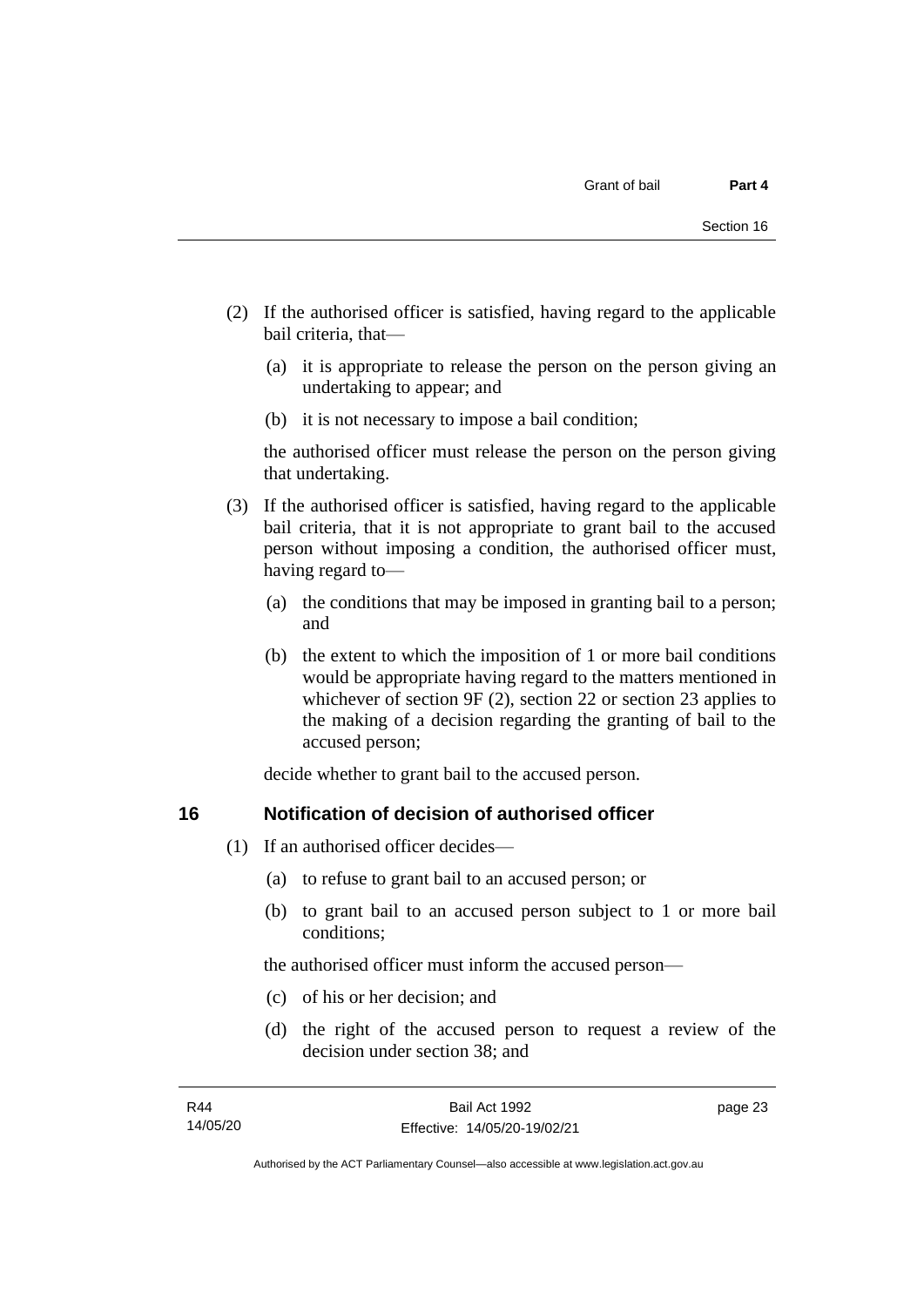(2) If the authorised officer is satisfied, having regard to the applicable bail criteria, that—

(a) it is appropriate to release the person on the person giving an undertaking to appear; and

(b) it is not necessary to impose a bail condition;

the authorised officer must release the person on the person giving that undertaking.

(3) If the authorised officer is satisfied, having regard to the applicable bail criteria, that it is not appropriate to grant bail to the accused person without imposing a condition, the authorised officer must, having regard to—

(a) the conditions that may be imposed in granting bail to a person; and

(b) the extent to which the imposition of 1 or more bail conditions would be appropriate having regard to the matters mentioned in whichever of section 9F (2), section 22 or section 23 applies to the making of a decision regarding the granting of bail to the accused person;

decide whether to grant bail to the accused person.

## 16 Notification of decision of authorised officer

(1) If an authorised officer decides—

(a) to refuse to grant bail to an accused person; or

(b) to grant bail to an accused person subject to 1 or more bail conditions;

the authorised officer must inform the accused person—

(c) of his or her decision; and

(d) the right of the accused person to request a review of the decision under section 38; and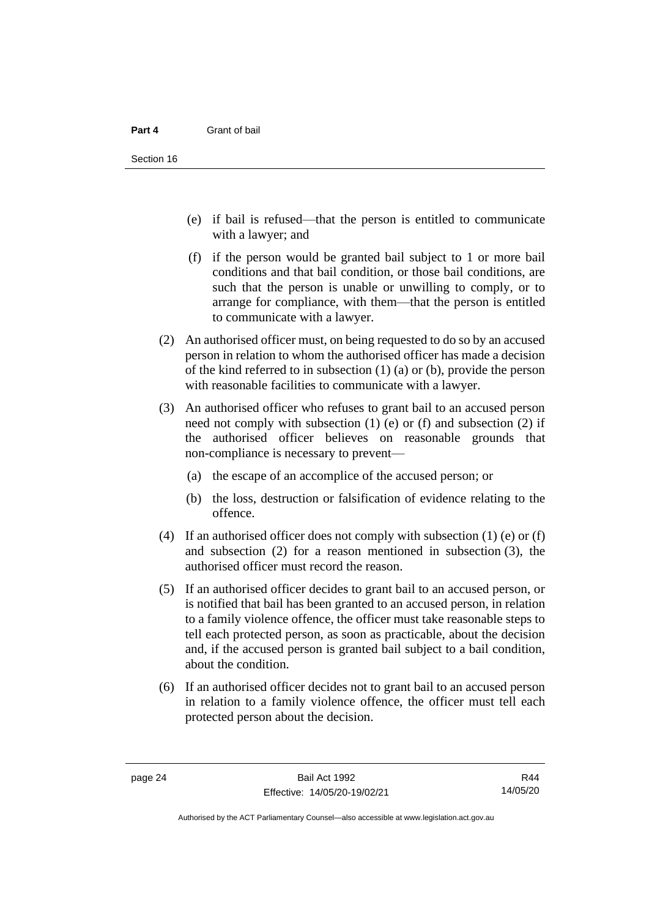(e) if bail is refused—that the person is entitled to communicate with a lawyer; and

(f) if the person would be granted bail subject to 1 or more bail conditions and that bail condition, or those bail conditions, are such that the person is unable or unwilling to comply, or to arrange for compliance, with them—that the person is entitled to communicate with a lawyer.

(2) An authorised officer must, on being requested to do so by an accused person in relation to whom the authorised officer has made a decision of the kind referred to in subsection (1) (a) or (b), provide the person with reasonable facilities to communicate with a lawyer.

(3) An authorised officer who refuses to grant bail to an accused person need not comply with subsection (1) (e) or (f) and subsection (2) if the authorised officer believes on reasonable grounds that non-compliance is necessary to prevent—

(a) the escape of an accomplice of the accused person; or

(b) the loss, destruction or falsification of evidence relating to the offence.

(4) If an authorised officer does not comply with subsection (1) (e) or (f) and subsection (2) for a reason mentioned in subsection (3), the authorised officer must record the reason.

(5) If an authorised officer decides to grant bail to an accused person, or is notified that bail has been granted to an accused person, in relation to a family violence offence, the officer must take reasonable steps to tell each protected person, as soon as practicable, about the decision and, if the accused person is granted bail subject to a bail condition, about the condition.

(6) If an authorised officer decides not to grant bail to an accused person in relation to a family violence offence, the officer must tell each protected person about the decision.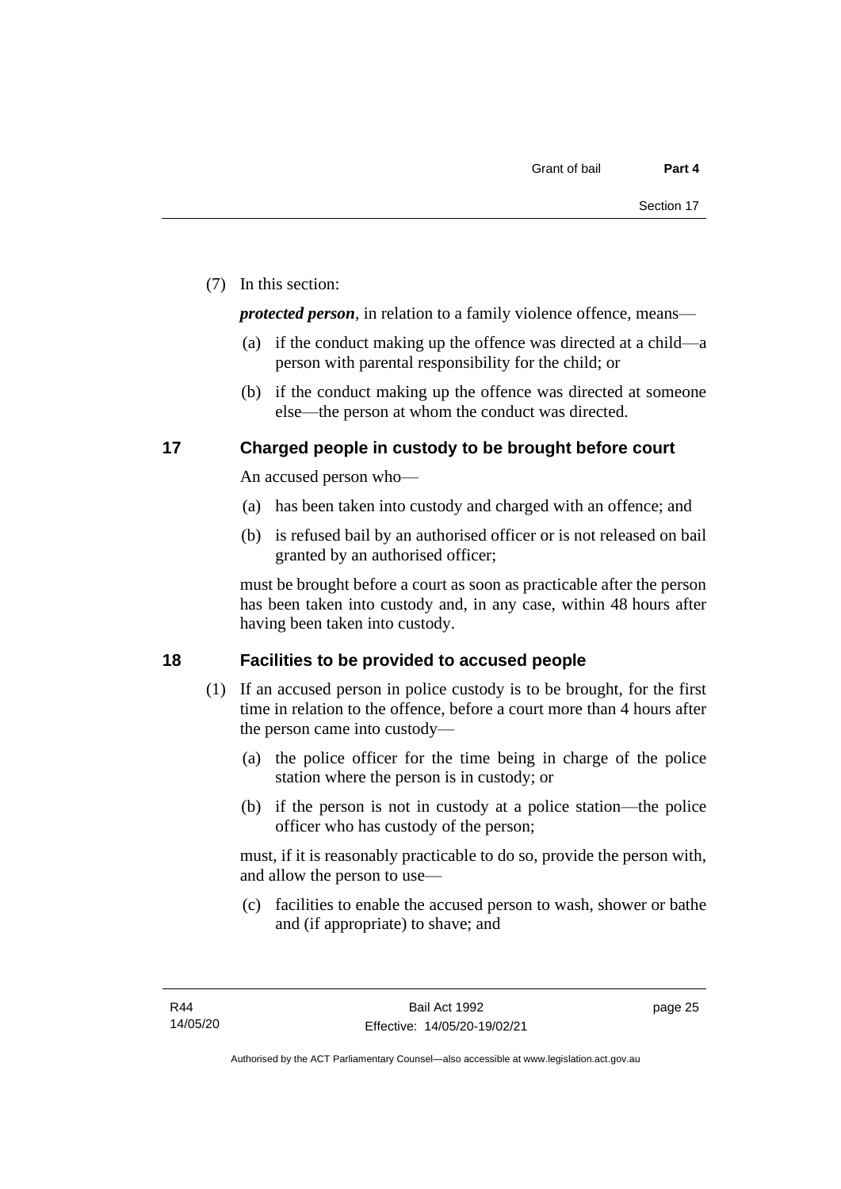(7) In this section:

***protected person***, in relation to a family violence offence, means—

(a) if the conduct making up the offence was directed at a child—a person with parental responsibility for the child; or

(b) if the conduct making up the offence was directed at someone else—the person at whom the conduct was directed.

## 17 Charged people in custody to be brought before court

An accused person who—

(a) has been taken into custody and charged with an offence; and

(b) is refused bail by an authorised officer or is not released on bail granted by an authorised officer;

must be brought before a court as soon as practicable after the person has been taken into custody and, in any case, within 48 hours after having been taken into custody.

## 18 Facilities to be provided to accused people

(1) If an accused person in police custody is to be brought, for the first time in relation to the offence, before a court more than 4 hours after the person came into custody—

(a) the police officer for the time being in charge of the police station where the person is in custody; or

(b) if the person is not in custody at a police station—the police officer who has custody of the person;

must, if it is reasonably practicable to do so, provide the person with, and allow the person to use—

(c) facilities to enable the accused person to wash, shower or bathe and (if appropriate) to shave; and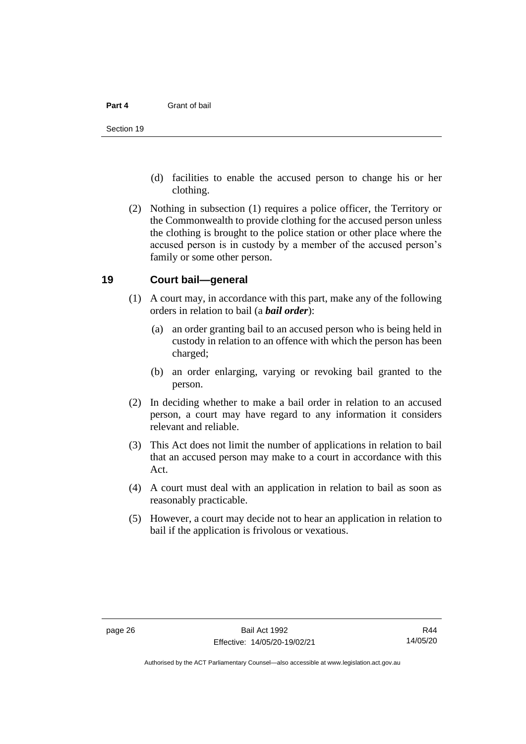(d) facilities to enable the accused person to change his or her clothing.

(2) Nothing in subsection (1) requires a police officer, the Territory or the Commonwealth to provide clothing for the accused person unless the clothing is brought to the police station or other place where the accused person is in custody by a member of the accused person's family or some other person.

## 19 Court bail—general

(1) A court may, in accordance with this part, make any of the following orders in relation to bail (a ***bail order***):

(a) an order granting bail to an accused person who is being held in custody in relation to an offence with which the person has been charged;

(b) an order enlarging, varying or revoking bail granted to the person.

(2) In deciding whether to make a bail order in relation to an accused person, a court may have regard to any information it considers relevant and reliable.

(3) This Act does not limit the number of applications in relation to bail that an accused person may make to a court in accordance with this Act.

(4) A court must deal with an application in relation to bail as soon as reasonably practicable.

(5) However, a court may decide not to hear an application in relation to bail if the application is frivolous or vexatious.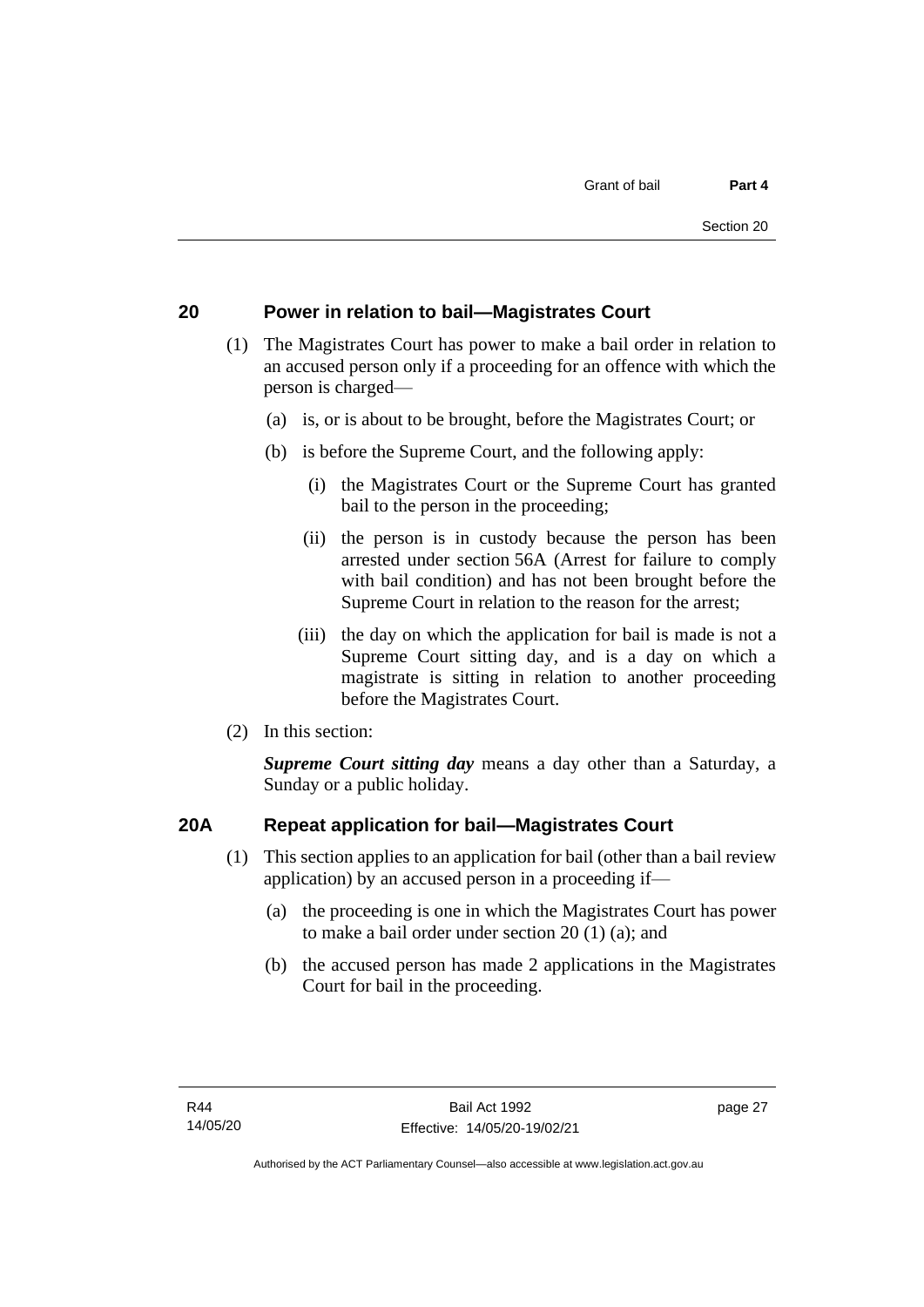## 20 Power in relation to bail—Magistrates Court

(1) The Magistrates Court has power to make a bail order in relation to an accused person only if a proceeding for an offence with which the person is charged—

(a) is, or is about to be brought, before the Magistrates Court; or

(b) is before the Supreme Court, and the following apply:

(i) the Magistrates Court or the Supreme Court has granted bail to the person in the proceeding;

(ii) the person is in custody because the person has been arrested under section 56A (Arrest for failure to comply with bail condition) and has not been brought before the Supreme Court in relation to the reason for the arrest;

(iii) the day on which the application for bail is made is not a Supreme Court sitting day, and is a day on which a magistrate is sitting in relation to another proceeding before the Magistrates Court.

(2) In this section:

***Supreme Court sitting day*** means a day other than a Saturday, a Sunday or a public holiday.

## 20A Repeat application for bail—Magistrates Court

(1) This section applies to an application for bail (other than a bail review application) by an accused person in a proceeding if—

(a) the proceeding is one in which the Magistrates Court has power to make a bail order under section 20 (1) (a); and

(b) the accused person has made 2 applications in the Magistrates Court for bail in the proceeding.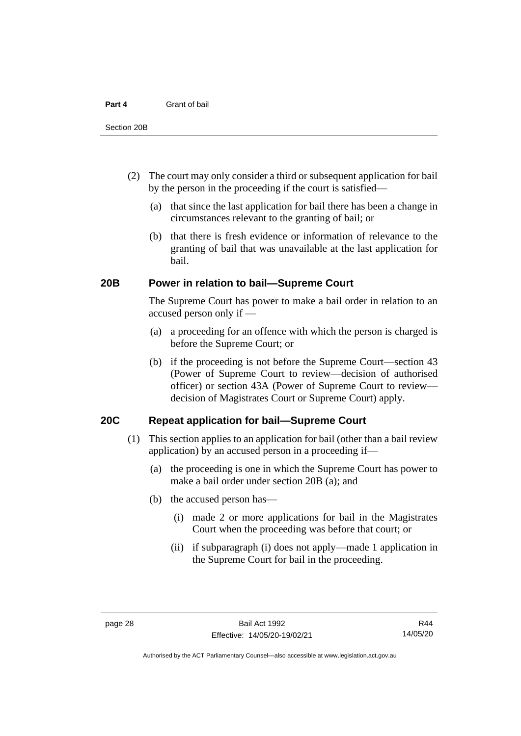(2) The court may only consider a third or subsequent application for bail by the person in the proceeding if the court is satisfied—

(a) that since the last application for bail there has been a change in circumstances relevant to the granting of bail; or

(b) that there is fresh evidence or information of relevance to the granting of bail that was unavailable at the last application for bail.

## 20B Power in relation to bail—Supreme Court

The Supreme Court has power to make a bail order in relation to an accused person only if —

(a) a proceeding for an offence with which the person is charged is before the Supreme Court; or

(b) if the proceeding is not before the Supreme Court—section 43 (Power of Supreme Court to review—decision of authorised officer) or section 43A (Power of Supreme Court to review—decision of Magistrates Court or Supreme Court) apply.

## 20C Repeat application for bail—Supreme Court

(1) This section applies to an application for bail (other than a bail review application) by an accused person in a proceeding if—

(a) the proceeding is one in which the Supreme Court has power to make a bail order under section 20B (a); and

(b) the accused person has—

(i) made 2 or more applications for bail in the Magistrates Court when the proceeding was before that court; or

(ii) if subparagraph (i) does not apply—made 1 application in the Supreme Court for bail in the proceeding.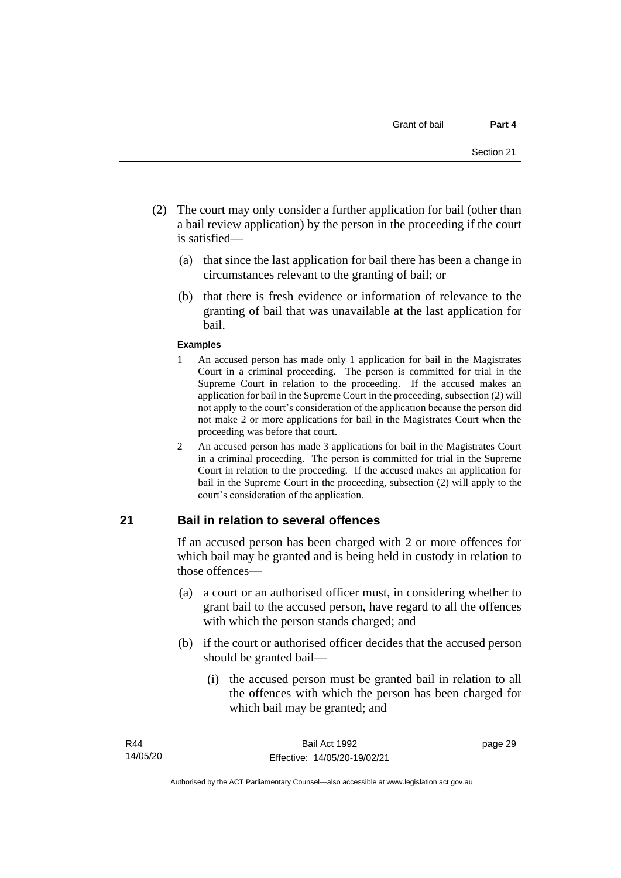(2) The court may only consider a further application for bail (other than a bail review application) by the person in the proceeding if the court is satisfied—

(a) that since the last application for bail there has been a change in circumstances relevant to the granting of bail; or

(b) that there is fresh evidence or information of relevance to the granting of bail that was unavailable at the last application for bail.

**Examples**

1 An accused person has made only 1 application for bail in the Magistrates Court in a criminal proceeding. The person is committed for trial in the Supreme Court in relation to the proceeding. If the accused makes an application for bail in the Supreme Court in the proceeding, subsection (2) will not apply to the court's consideration of the application because the person did not make 2 or more applications for bail in the Magistrates Court when the proceeding was before that court.

2 An accused person has made 3 applications for bail in the Magistrates Court in a criminal proceeding. The person is committed for trial in the Supreme Court in relation to the proceeding. If the accused makes an application for bail in the Supreme Court in the proceeding, subsection (2) will apply to the court's consideration of the application.

## 21 Bail in relation to several offences

If an accused person has been charged with 2 or more offences for which bail may be granted and is being held in custody in relation to those offences—

(a) a court or an authorised officer must, in considering whether to grant bail to the accused person, have regard to all the offences with which the person stands charged; and

(b) if the court or authorised officer decides that the accused person should be granted bail—

(i) the accused person must be granted bail in relation to all the offences with which the person has been charged for which bail may be granted; and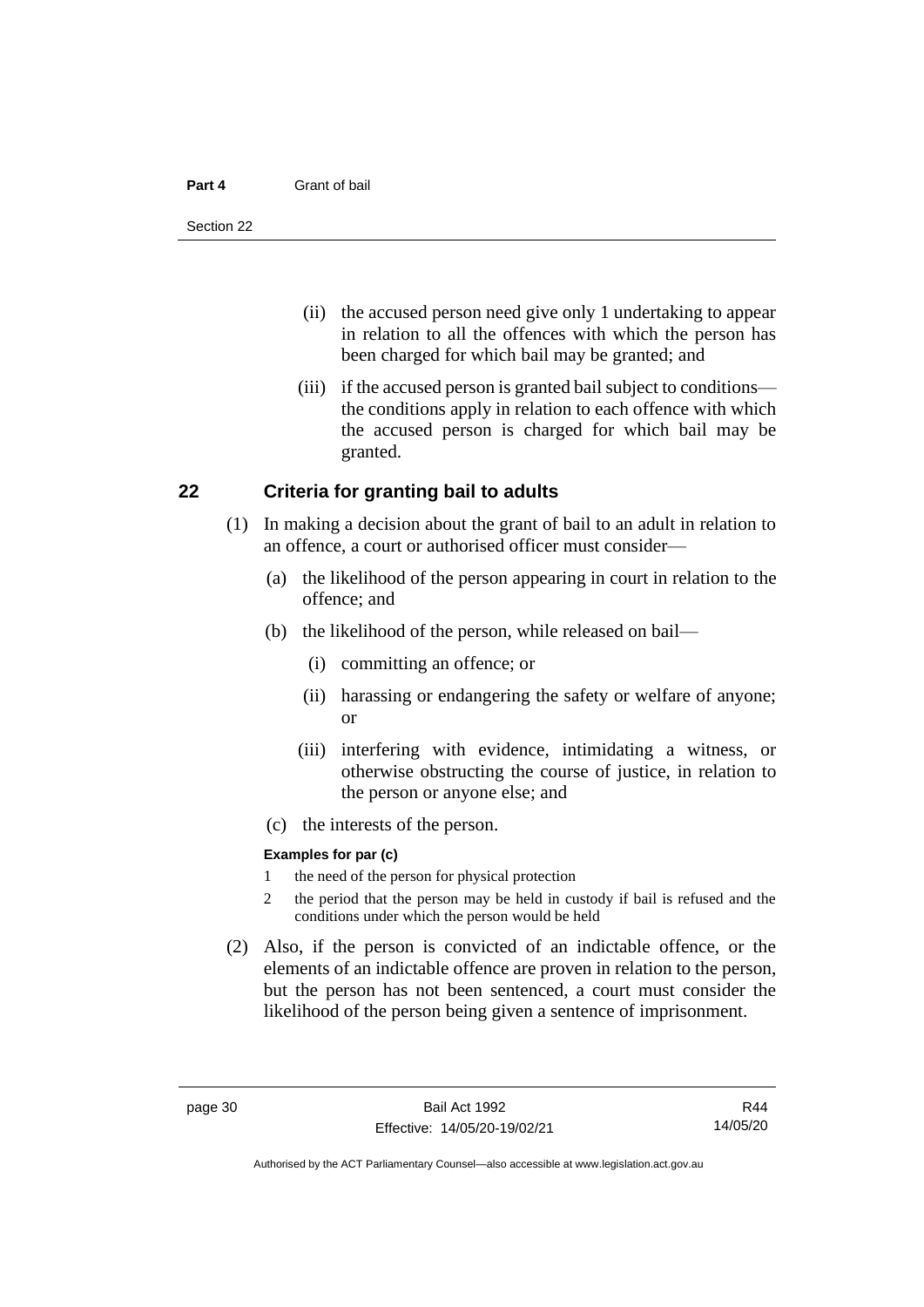(ii) the accused person need give only 1 undertaking to appear in relation to all the offences with which the person has been charged for which bail may be granted; and

(iii) if the accused person is granted bail subject to conditions—the conditions apply in relation to each offence with which the accused person is charged for which bail may be granted.

## 22 Criteria for granting bail to adults

(1) In making a decision about the grant of bail to an adult in relation to an offence, a court or authorised officer must consider—

(a) the likelihood of the person appearing in court in relation to the offence; and

(b) the likelihood of the person, while released on bail—

(i) committing an offence; or

(ii) harassing or endangering the safety or welfare of anyone; or

(iii) interfering with evidence, intimidating a witness, or otherwise obstructing the course of justice, in relation to the person or anyone else; and

(c) the interests of the person.

**Examples for par (c)**

1 the need of the person for physical protection

2 the period that the person may be held in custody if bail is refused and the conditions under which the person would be held

(2) Also, if the person is convicted of an indictable offence, or the elements of an indictable offence are proven in relation to the person, but the person has not been sentenced, a court must consider the likelihood of the person being given a sentence of imprisonment.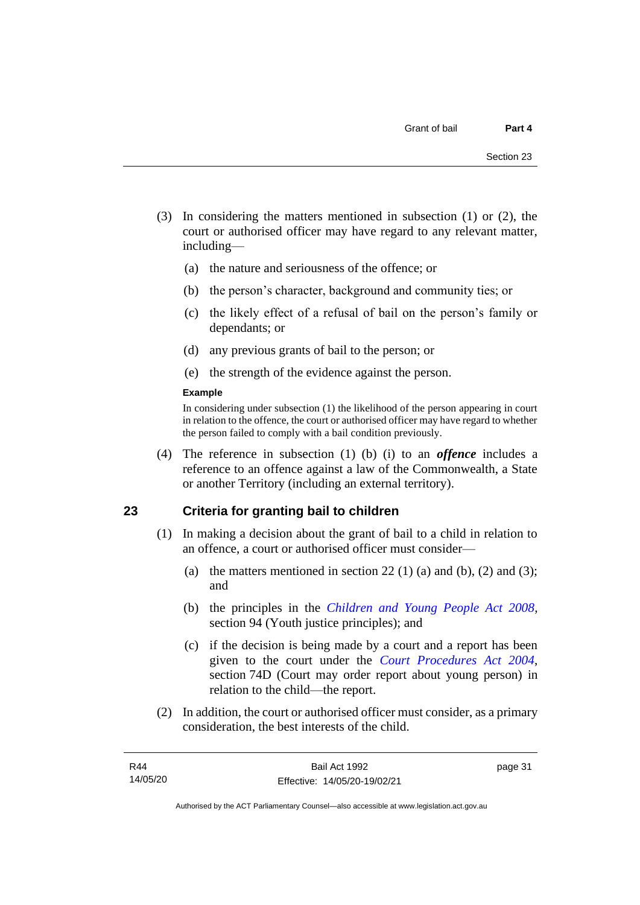(3) In considering the matters mentioned in subsection (1) or (2), the court or authorised officer may have regard to any relevant matter, including—

(a) the nature and seriousness of the offence; or

(b) the person's character, background and community ties; or

(c) the likely effect of a refusal of bail on the person's family or dependants; or

(d) any previous grants of bail to the person; or

(e) the strength of the evidence against the person.

**Example**

In considering under subsection (1) the likelihood of the person appearing in court in relation to the offence, the court or authorised officer may have regard to whether the person failed to comply with a bail condition previously.

(4) The reference in subsection (1) (b) (i) to an ***offence*** includes a reference to an offence against a law of the Commonwealth, a State or another Territory (including an external territory).

## 23 Criteria for granting bail to children

(1) In making a decision about the grant of bail to a child in relation to an offence, a court or authorised officer must consider—

(a) the matters mentioned in section 22 (1) (a) and (b), (2) and (3); and

(b) the principles in the *Children and Young People Act 2008*, section 94 (Youth justice principles); and

(c) if the decision is being made by a court and a report has been given to the court under the *Court Procedures Act 2004*, section 74D (Court may order report about young person) in relation to the child—the report.

(2) In addition, the court or authorised officer must consider, as a primary consideration, the best interests of the child.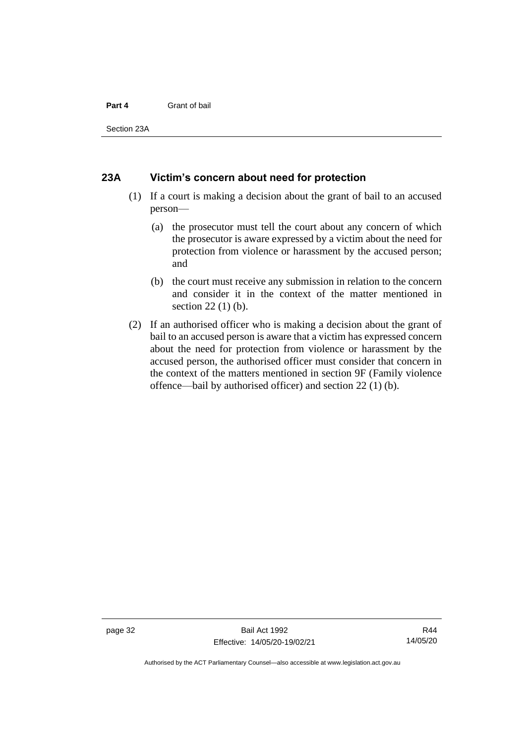## 23A Victim's concern about need for protection

(1) If a court is making a decision about the grant of bail to an accused person—

(a) the prosecutor must tell the court about any concern of which the prosecutor is aware expressed by a victim about the need for protection from violence or harassment by the accused person; and

(b) the court must receive any submission in relation to the concern and consider it in the context of the matter mentioned in section 22 (1) (b).

(2) If an authorised officer who is making a decision about the grant of bail to an accused person is aware that a victim has expressed concern about the need for protection from violence or harassment by the accused person, the authorised officer must consider that concern in the context of the matters mentioned in section 9F (Family violence offence—bail by authorised officer) and section 22 (1) (b).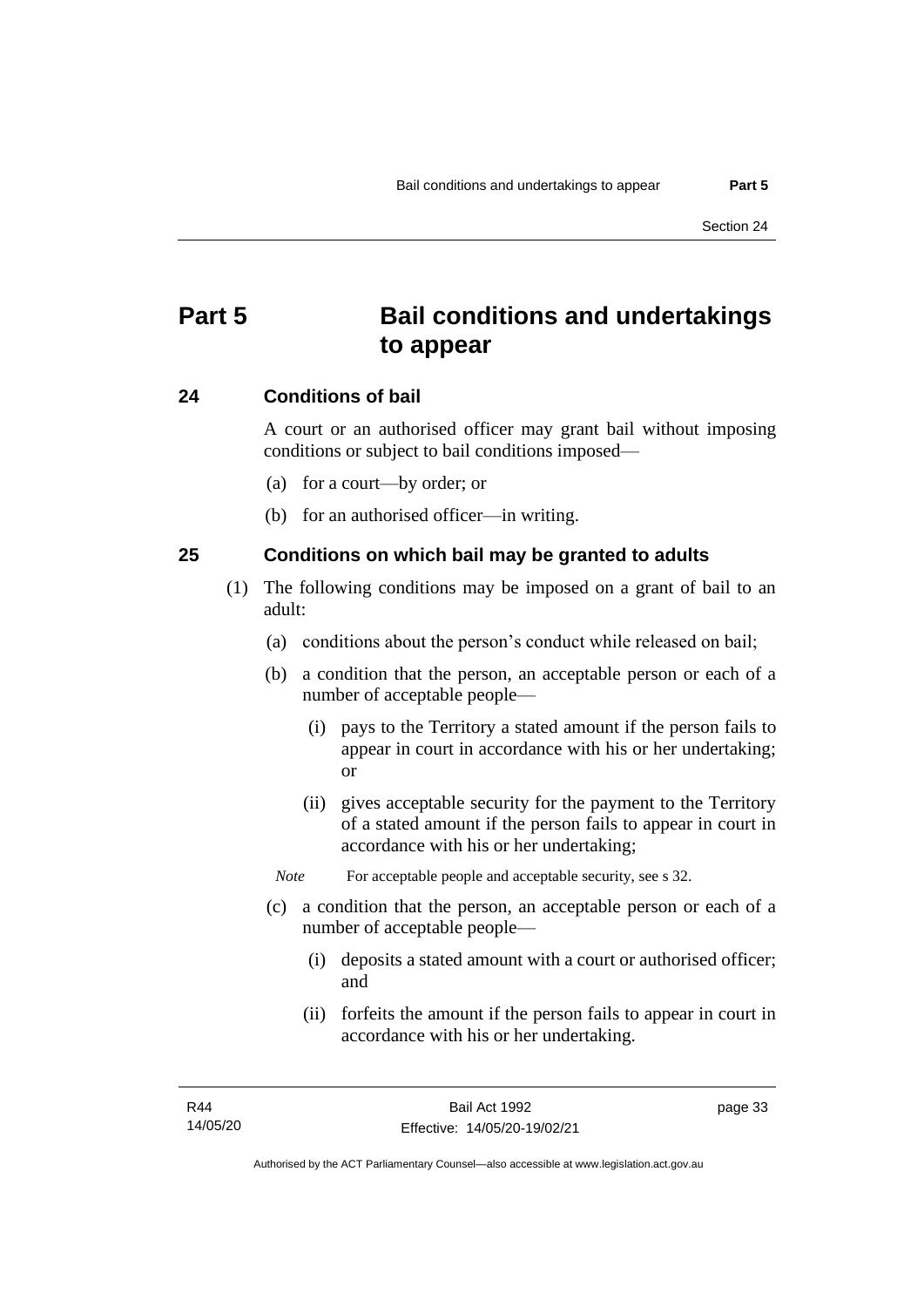# Part 5 Bail conditions and undertakings to appear

## 24 Conditions of bail

A court or an authorised officer may grant bail without imposing conditions or subject to bail conditions imposed—

(a) for a court—by order; or

(b) for an authorised officer—in writing.

## 25 Conditions on which bail may be granted to adults

(1) The following conditions may be imposed on a grant of bail to an adult:

(a) conditions about the person's conduct while released on bail;

(b) a condition that the person, an acceptable person or each of a number of acceptable people—

(i) pays to the Territory a stated amount if the person fails to appear in court in accordance with his or her undertaking; or

(ii) gives acceptable security for the payment to the Territory of a stated amount if the person fails to appear in court in accordance with his or her undertaking;

*Note* For acceptable people and acceptable security, see s 32.

(c) a condition that the person, an acceptable person or each of a number of acceptable people—

(i) deposits a stated amount with a court or authorised officer; and

(ii) forfeits the amount if the person fails to appear in court in accordance with his or her undertaking.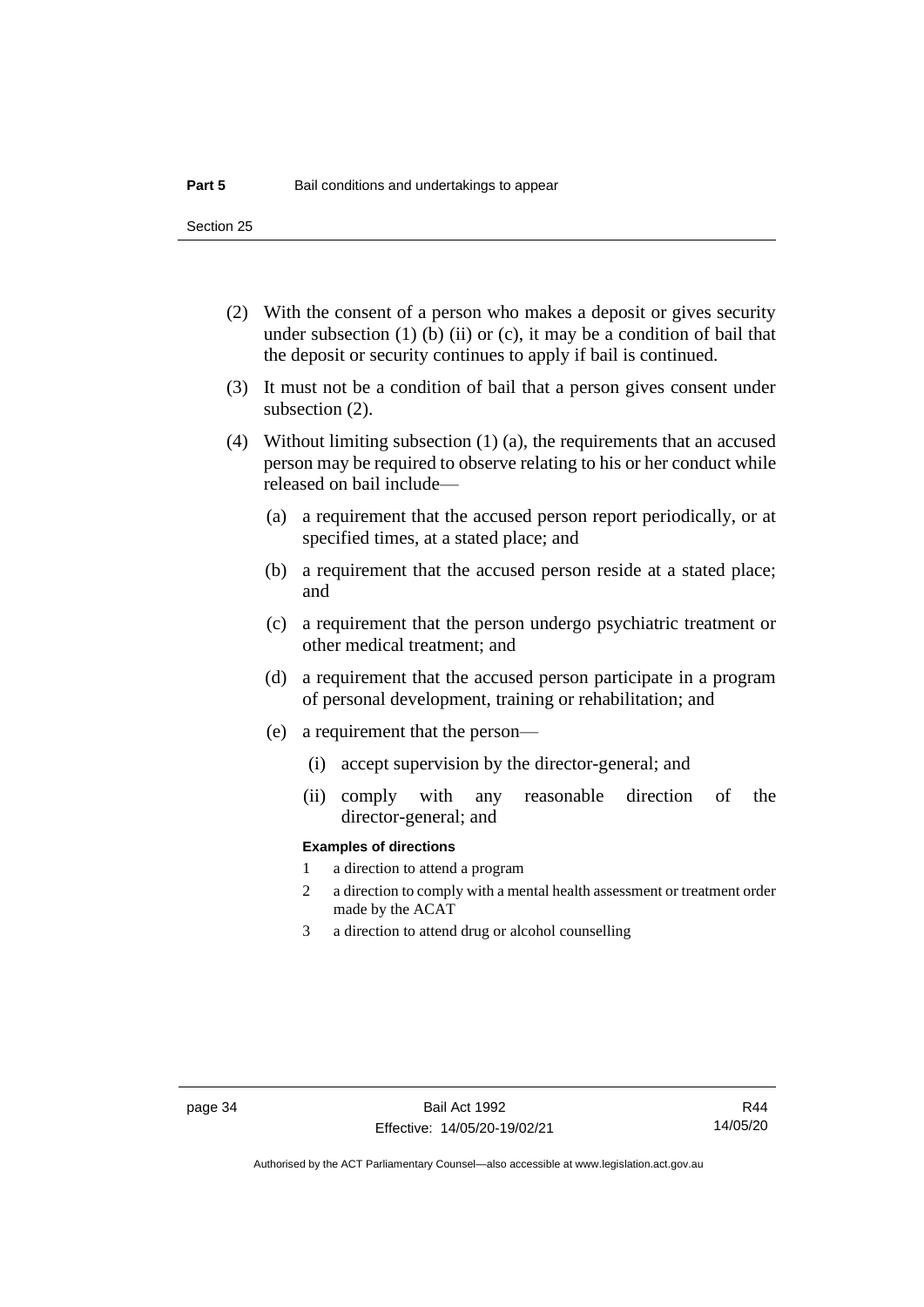(2) With the consent of a person who makes a deposit or gives security under subsection (1) (b) (ii) or (c), it may be a condition of bail that the deposit or security continues to apply if bail is continued.

(3) It must not be a condition of bail that a person gives consent under subsection (2).

(4) Without limiting subsection (1) (a), the requirements that an accused person may be required to observe relating to his or her conduct while released on bail include—

(a) a requirement that the accused person report periodically, or at specified times, at a stated place; and

(b) a requirement that the accused person reside at a stated place; and

(c) a requirement that the person undergo psychiatric treatment or other medical treatment; and

(d) a requirement that the accused person participate in a program of personal development, training or rehabilitation; and

(e) a requirement that the person—

(i) accept supervision by the director-general; and

(ii) comply with any reasonable direction of the director-general; and

**Examples of directions**

1 a direction to attend a program

2 a direction to comply with a mental health assessment or treatment order made by the ACAT

3 a direction to attend drug or alcohol counselling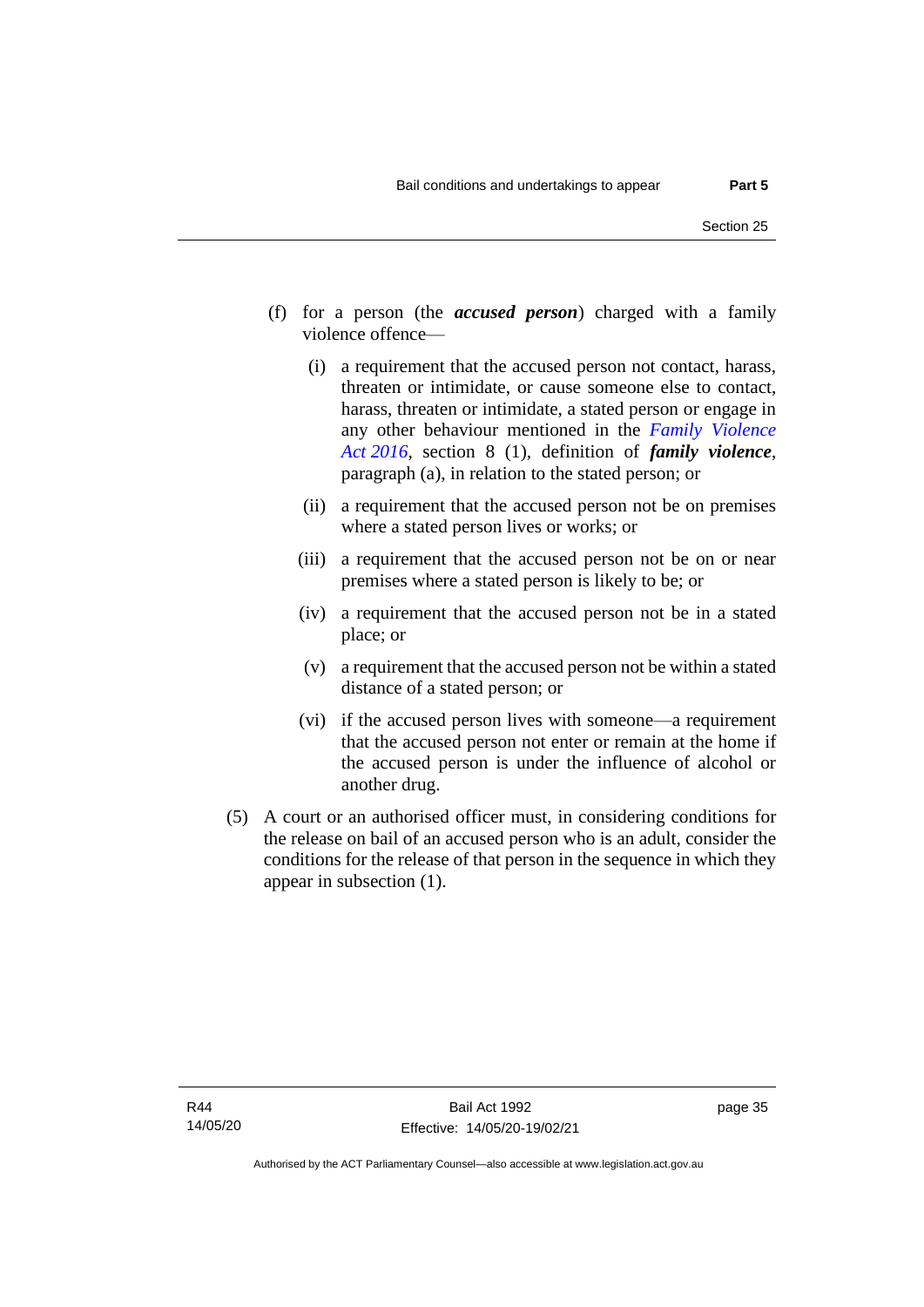(f) for a person (the ***accused person***) charged with a family violence offence—

   (i) a requirement that the accused person not contact, harass, threaten or intimidate, or cause someone else to contact, harass, threaten or intimidate, a stated person or engage in any other behaviour mentioned in the *Family Violence Act 2016*, section 8 (1), definition of ***family violence***, paragraph (a), in relation to the stated person; or

   (ii) a requirement that the accused person not be on premises where a stated person lives or works; or

   (iii) a requirement that the accused person not be on or near premises where a stated person is likely to be; or

   (iv) a requirement that the accused person not be in a stated place; or

   (v) a requirement that the accused person not be within a stated distance of a stated person; or

   (vi) if the accused person lives with someone—a requirement that the accused person not enter or remain at the home if the accused person is under the influence of alcohol or another drug.

(5) A court or an authorised officer must, in considering conditions for the release on bail of an accused person who is an adult, consider the conditions for the release of that person in the sequence in which they appear in subsection (1).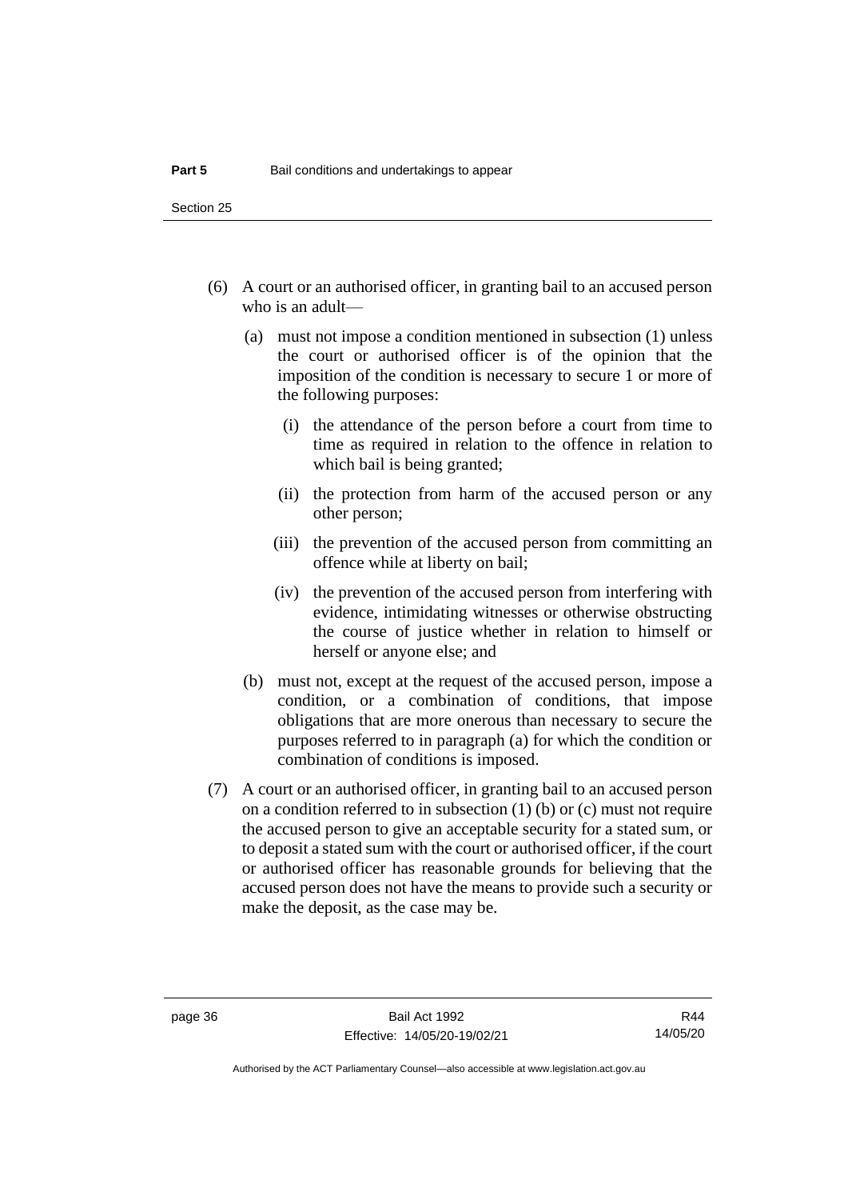(6) A court or an authorised officer, in granting bail to an accused person who is an adult—

   (a) must not impose a condition mentioned in subsection (1) unless the court or authorised officer is of the opinion that the imposition of the condition is necessary to secure 1 or more of the following purposes:

      (i) the attendance of the person before a court from time to time as required in relation to the offence in relation to which bail is being granted;

      (ii) the protection from harm of the accused person or any other person;

      (iii) the prevention of the accused person from committing an offence while at liberty on bail;

      (iv) the prevention of the accused person from interfering with evidence, intimidating witnesses or otherwise obstructing the course of justice whether in relation to himself or herself or anyone else; and

   (b) must not, except at the request of the accused person, impose a condition, or a combination of conditions, that impose obligations that are more onerous than necessary to secure the purposes referred to in paragraph (a) for which the condition or combination of conditions is imposed.

(7) A court or an authorised officer, in granting bail to an accused person on a condition referred to in subsection (1) (b) or (c) must not require the accused person to give an acceptable security for a stated sum, or to deposit a stated sum with the court or authorised officer, if the court or authorised officer has reasonable grounds for believing that the accused person does not have the means to provide such a security or make the deposit, as the case may be.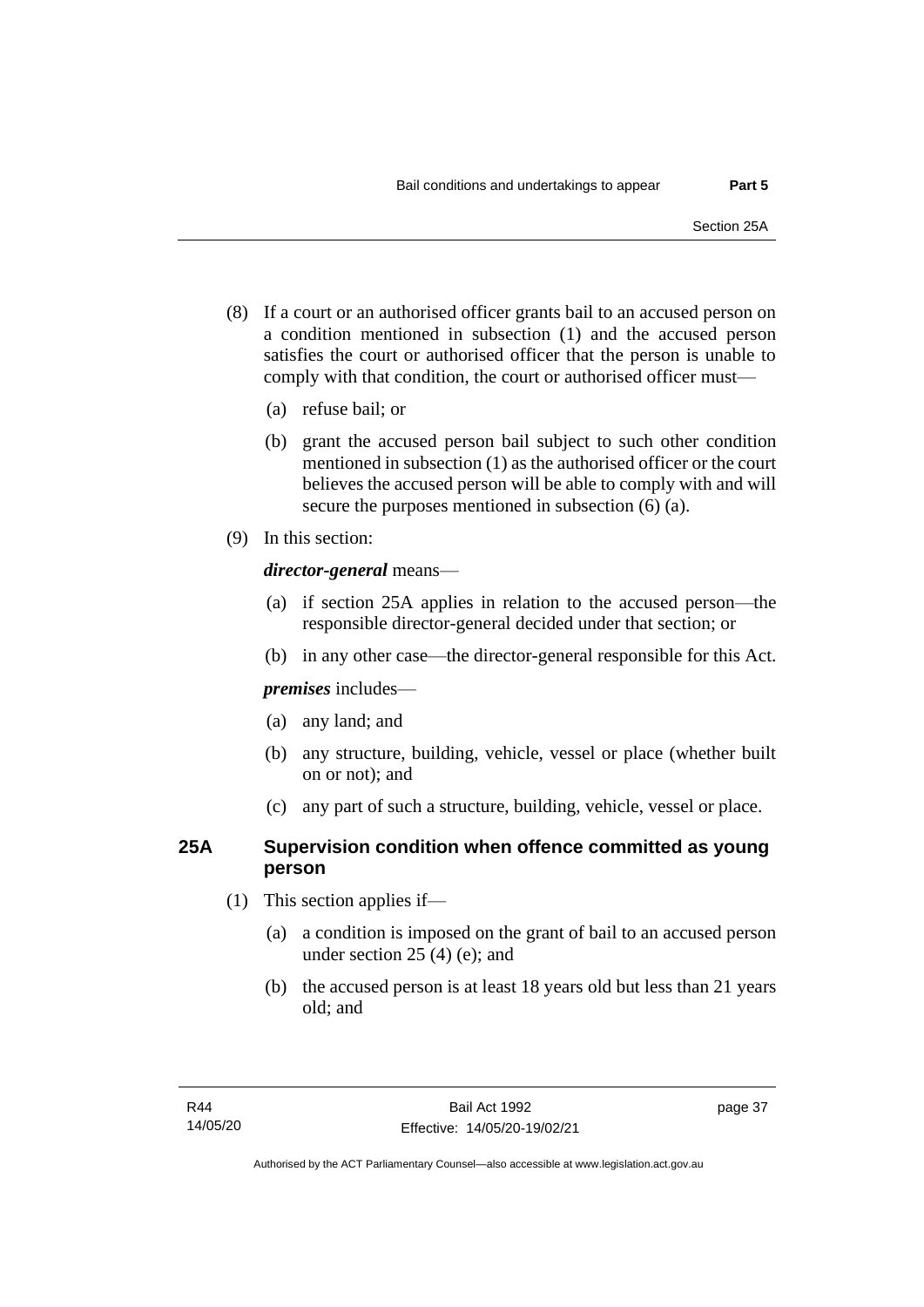(8) If a court or an authorised officer grants bail to an accused person on a condition mentioned in subsection (1) and the accused person satisfies the court or authorised officer that the person is unable to comply with that condition, the court or authorised officer must—

   (a) refuse bail; or

   (b) grant the accused person bail subject to such other condition mentioned in subsection (1) as the authorised officer or the court believes the accused person will be able to comply with and will secure the purposes mentioned in subsection (6) (a).

(9) In this section:

***director-general*** means—

   (a) if section 25A applies in relation to the accused person—the responsible director-general decided under that section; or

   (b) in any other case—the director-general responsible for this Act.

***premises*** includes—

   (a) any land; and

   (b) any structure, building, vehicle, vessel or place (whether built on or not); and

   (c) any part of such a structure, building, vehicle, vessel or place.

### 25A Supervision condition when offence committed as young person

(1) This section applies if—

   (a) a condition is imposed on the grant of bail to an accused person under section 25 (4) (e); and

   (b) the accused person is at least 18 years old but less than 21 years old; and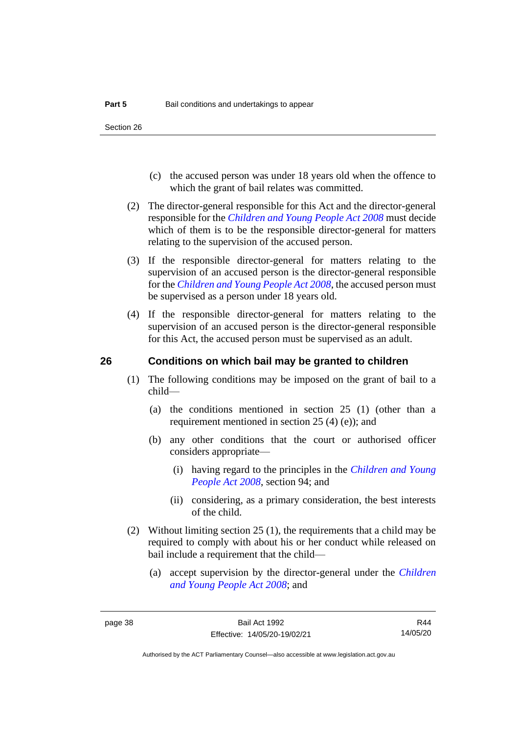(c) the accused person was under 18 years old when the offence to which the grant of bail relates was committed.

(2) The director-general responsible for this Act and the director-general responsible for the *Children and Young People Act 2008* must decide which of them is to be the responsible director-general for matters relating to the supervision of the accused person.

(3) If the responsible director-general for matters relating to the supervision of an accused person is the director-general responsible for the *Children and Young People Act 2008*, the accused person must be supervised as a person under 18 years old.

(4) If the responsible director-general for matters relating to the supervision of an accused person is the director-general responsible for this Act, the accused person must be supervised as an adult.

## 26 Conditions on which bail may be granted to children

(1) The following conditions may be imposed on the grant of bail to a child—

(a) the conditions mentioned in section 25 (1) (other than a requirement mentioned in section 25 (4) (e)); and

(b) any other conditions that the court or authorised officer considers appropriate—

(i) having regard to the principles in the *Children and Young People Act 2008*, section 94; and

(ii) considering, as a primary consideration, the best interests of the child.

(2) Without limiting section 25 (1), the requirements that a child may be required to comply with about his or her conduct while released on bail include a requirement that the child—

(a) accept supervision by the director-general under the *Children and Young People Act 2008*; and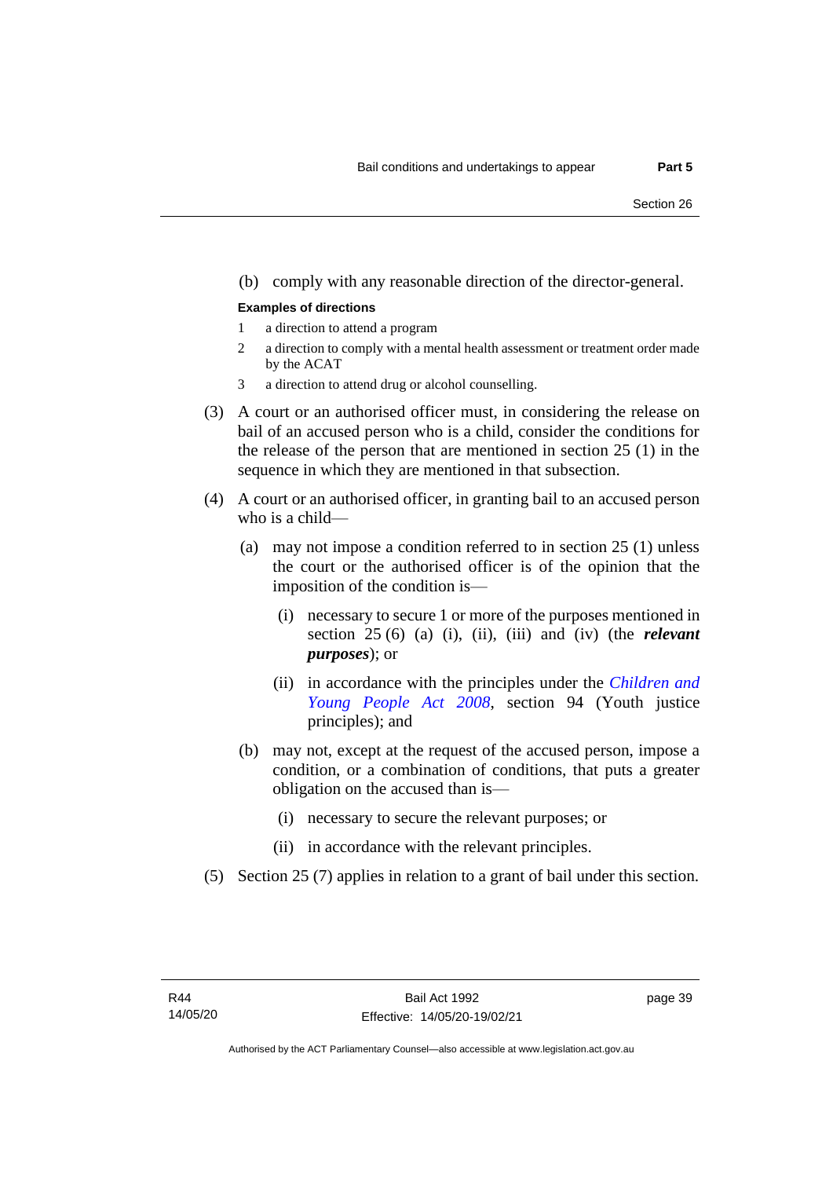(b) comply with any reasonable direction of the director-general.

**Examples of directions**

1 a direction to attend a program

2 a direction to comply with a mental health assessment or treatment order made by the ACAT

3 a direction to attend drug or alcohol counselling.

(3) A court or an authorised officer must, in considering the release on bail of an accused person who is a child, consider the conditions for the release of the person that are mentioned in section 25 (1) in the sequence in which they are mentioned in that subsection.

(4) A court or an authorised officer, in granting bail to an accused person who is a child—

(a) may not impose a condition referred to in section 25 (1) unless the court or the authorised officer is of the opinion that the imposition of the condition is—

(i) necessary to secure 1 or more of the purposes mentioned in section 25 (6) (a) (i), (ii), (iii) and (iv) (the ***relevant purposes***); or

(ii) in accordance with the principles under the *Children and Young People Act 2008*, section 94 (Youth justice principles); and

(b) may not, except at the request of the accused person, impose a condition, or a combination of conditions, that puts a greater obligation on the accused than is—

(i) necessary to secure the relevant purposes; or

(ii) in accordance with the relevant principles.

(5) Section 25 (7) applies in relation to a grant of bail under this section.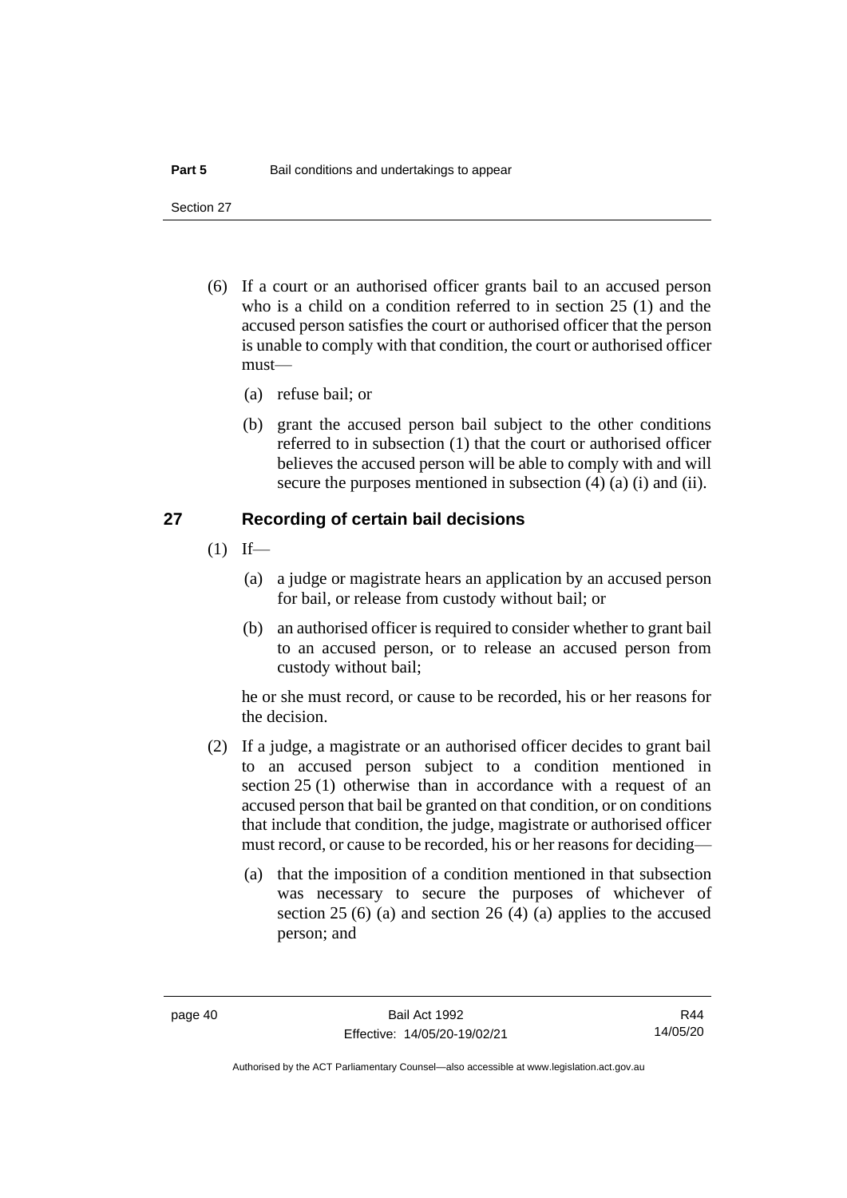(6) If a court or an authorised officer grants bail to an accused person who is a child on a condition referred to in section 25 (1) and the accused person satisfies the court or authorised officer that the person is unable to comply with that condition, the court or authorised officer must—

(a) refuse bail; or

(b) grant the accused person bail subject to the other conditions referred to in subsection (1) that the court or authorised officer believes the accused person will be able to comply with and will secure the purposes mentioned in subsection (4) (a) (i) and (ii).

## 27 Recording of certain bail decisions

(1) If—

(a) a judge or magistrate hears an application by an accused person for bail, or release from custody without bail; or

(b) an authorised officer is required to consider whether to grant bail to an accused person, or to release an accused person from custody without bail;

he or she must record, or cause to be recorded, his or her reasons for the decision.

(2) If a judge, a magistrate or an authorised officer decides to grant bail to an accused person subject to a condition mentioned in section 25 (1) otherwise than in accordance with a request of an accused person that bail be granted on that condition, or on conditions that include that condition, the judge, magistrate or authorised officer must record, or cause to be recorded, his or her reasons for deciding—

(a) that the imposition of a condition mentioned in that subsection was necessary to secure the purposes of whichever of section 25 (6) (a) and section 26 (4) (a) applies to the accused person; and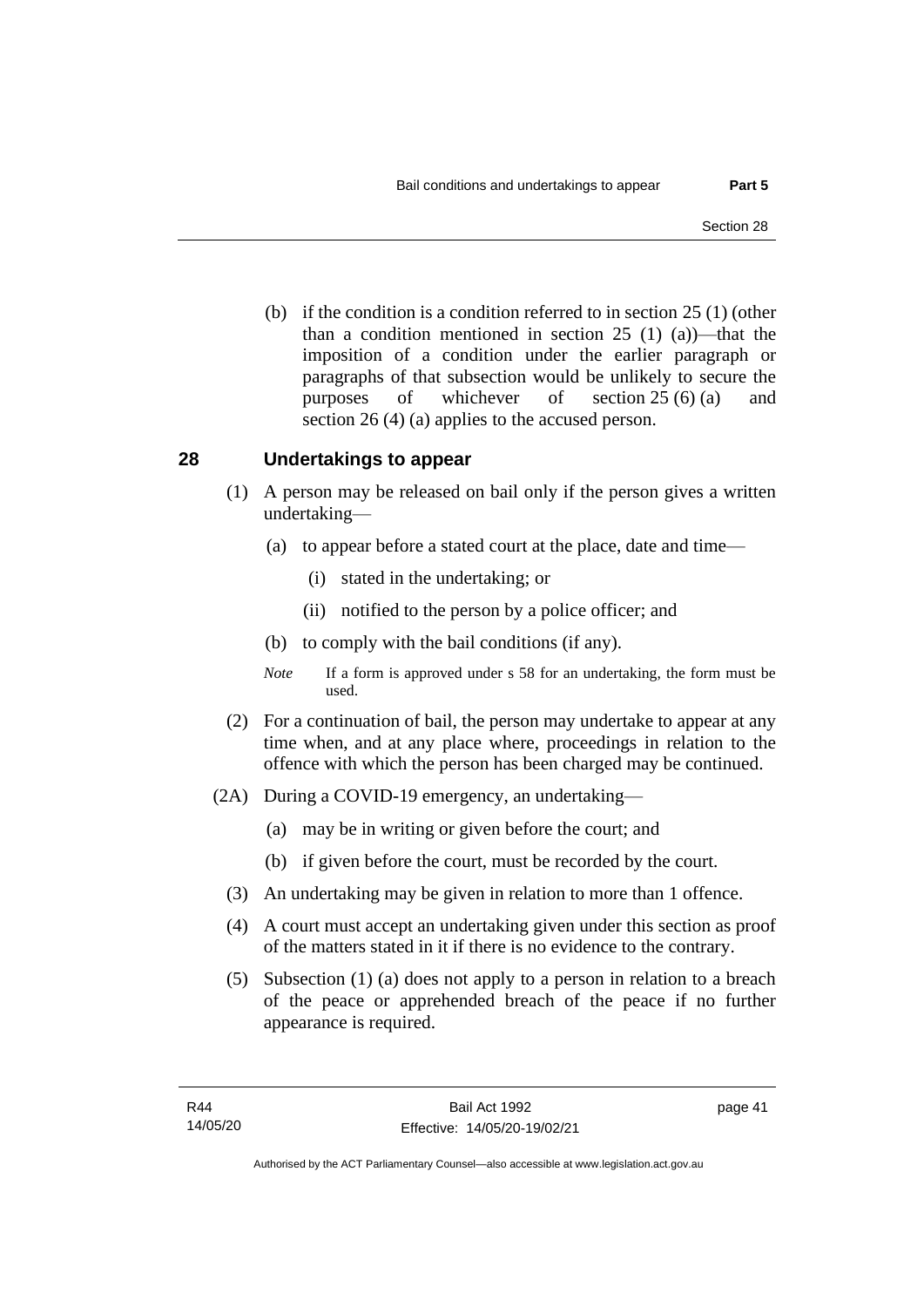(b) if the condition is a condition referred to in section 25 (1) (other than a condition mentioned in section 25 (1) (a))—that the imposition of a condition under the earlier paragraph or paragraphs of that subsection would be unlikely to secure the purposes of whichever of section 25 (6) (a) and section 26 (4) (a) applies to the accused person.

## 28 Undertakings to appear

(1) A person may be released on bail only if the person gives a written undertaking—

(a) to appear before a stated court at the place, date and time—

(i) stated in the undertaking; or

(ii) notified to the person by a police officer; and

(b) to comply with the bail conditions (if any).

*Note* If a form is approved under s 58 for an undertaking, the form must be used.

(2) For a continuation of bail, the person may undertake to appear at any time when, and at any place where, proceedings in relation to the offence with which the person has been charged may be continued.

(2A) During a COVID-19 emergency, an undertaking—

(a) may be in writing or given before the court; and

(b) if given before the court, must be recorded by the court.

(3) An undertaking may be given in relation to more than 1 offence.

(4) A court must accept an undertaking given under this section as proof of the matters stated in it if there is no evidence to the contrary.

(5) Subsection (1) (a) does not apply to a person in relation to a breach of the peace or apprehended breach of the peace if no further appearance is required.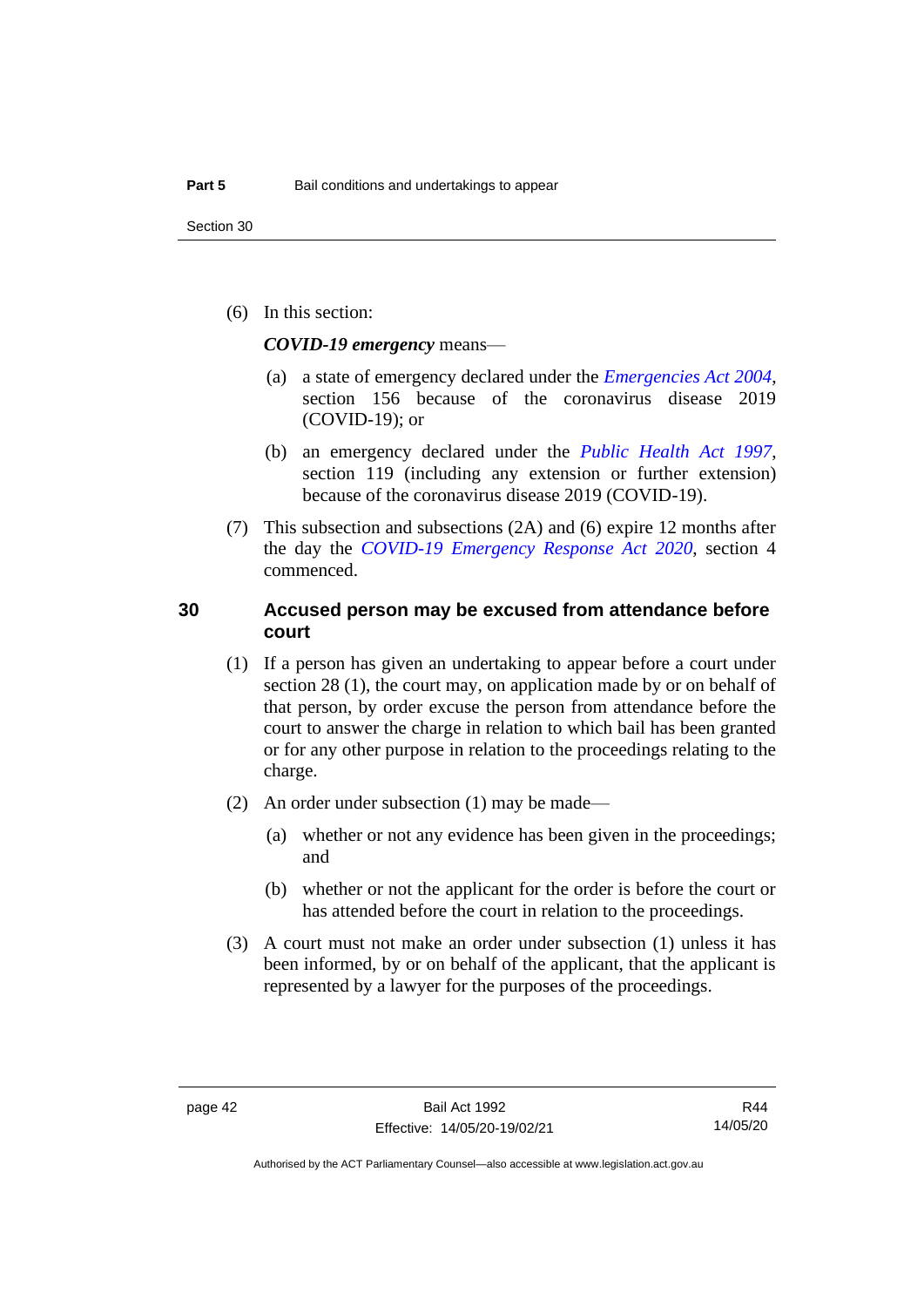(6) In this section:

***COVID-19 emergency*** means—

(a) a state of emergency declared under the *Emergencies Act 2004*, section 156 because of the coronavirus disease 2019 (COVID-19); or

(b) an emergency declared under the *Public Health Act 1997*, section 119 (including any extension or further extension) because of the coronavirus disease 2019 (COVID-19).

(7) This subsection and subsections (2A) and (6) expire 12 months after the day the *COVID-19 Emergency Response Act 2020*, section 4 commenced.

## 30 Accused person may be excused from attendance before court

(1) If a person has given an undertaking to appear before a court under section 28 (1), the court may, on application made by or on behalf of that person, by order excuse the person from attendance before the court to answer the charge in relation to which bail has been granted or for any other purpose in relation to the proceedings relating to the charge.

(2) An order under subsection (1) may be made—

(a) whether or not any evidence has been given in the proceedings; and

(b) whether or not the applicant for the order is before the court or has attended before the court in relation to the proceedings.

(3) A court must not make an order under subsection (1) unless it has been informed, by or on behalf of the applicant, that the applicant is represented by a lawyer for the purposes of the proceedings.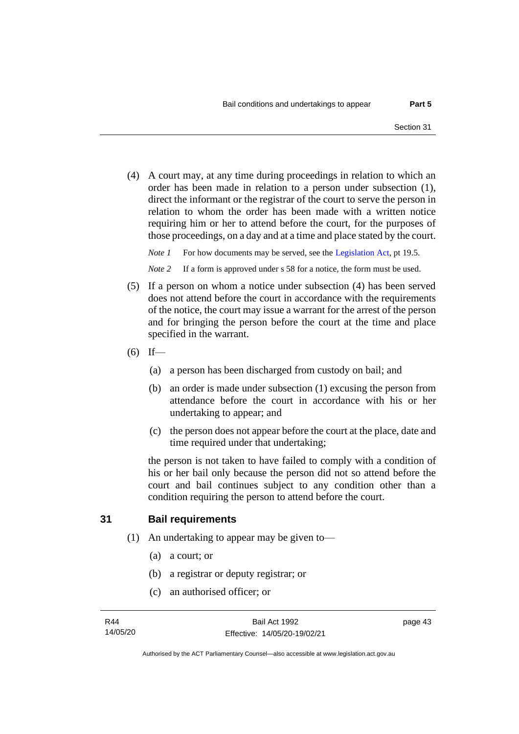(4) A court may, at any time during proceedings in relation to which an order has been made in relation to a person under subsection (1), direct the informant or the registrar of the court to serve the person in relation to whom the order has been made with a written notice requiring him or her to attend before the court, for the purposes of those proceedings, on a day and at a time and place stated by the court.

*Note 1* For how documents may be served, see the Legislation Act, pt 19.5.

*Note 2* If a form is approved under s 58 for a notice, the form must be used.

(5) If a person on whom a notice under subsection (4) has been served does not attend before the court in accordance with the requirements of the notice, the court may issue a warrant for the arrest of the person and for bringing the person before the court at the time and place specified in the warrant.

(6) If—

(a) a person has been discharged from custody on bail; and

(b) an order is made under subsection (1) excusing the person from attendance before the court in accordance with his or her undertaking to appear; and

(c) the person does not appear before the court at the place, date and time required under that undertaking;

the person is not taken to have failed to comply with a condition of his or her bail only because the person did not so attend before the court and bail continues subject to any condition other than a condition requiring the person to attend before the court.

## 31 Bail requirements

(1) An undertaking to appear may be given to—

(a) a court; or

(b) a registrar or deputy registrar; or

(c) an authorised officer; or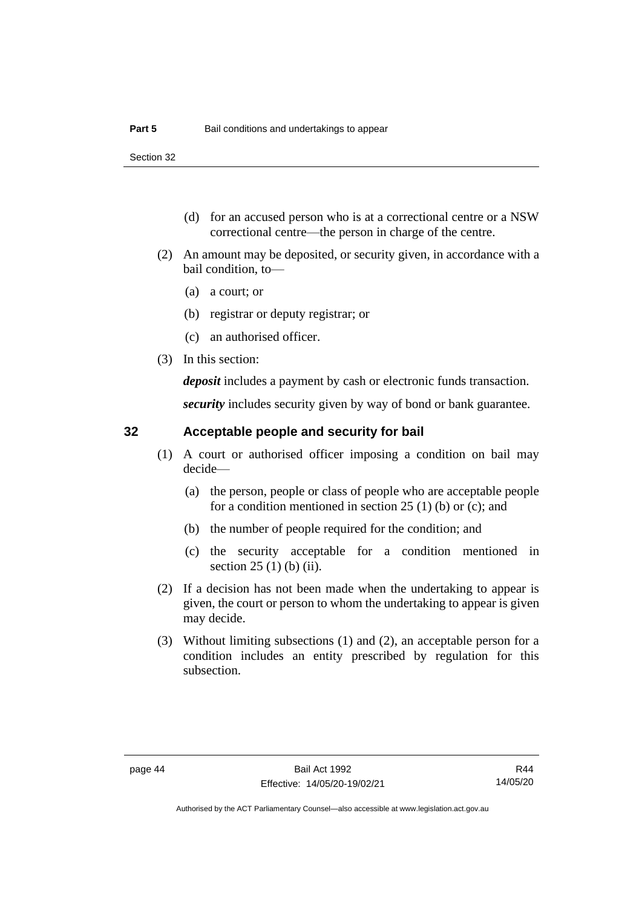(d) for an accused person who is at a correctional centre or a NSW correctional centre—the person in charge of the centre.

(2) An amount may be deposited, or security given, in accordance with a bail condition, to—

(a) a court; or

(b) registrar or deputy registrar; or

(c) an authorised officer.

(3) In this section:

***deposit*** includes a payment by cash or electronic funds transaction.

***security*** includes security given by way of bond or bank guarantee.

## 32 Acceptable people and security for bail

(1) A court or authorised officer imposing a condition on bail may decide—

(a) the person, people or class of people who are acceptable people for a condition mentioned in section 25 (1) (b) or (c); and

(b) the number of people required for the condition; and

(c) the security acceptable for a condition mentioned in section 25 (1) (b) (ii).

(2) If a decision has not been made when the undertaking to appear is given, the court or person to whom the undertaking to appear is given may decide.

(3) Without limiting subsections (1) and (2), an acceptable person for a condition includes an entity prescribed by regulation for this subsection.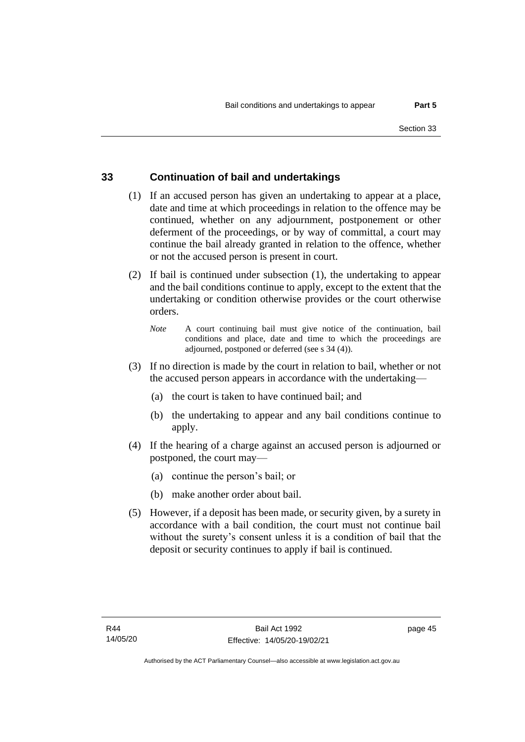## 33 Continuation of bail and undertakings

(1) If an accused person has given an undertaking to appear at a place, date and time at which proceedings in relation to the offence may be continued, whether on any adjournment, postponement or other deferment of the proceedings, or by way of committal, a court may continue the bail already granted in relation to the offence, whether or not the accused person is present in court.

(2) If bail is continued under subsection (1), the undertaking to appear and the bail conditions continue to apply, except to the extent that the undertaking or condition otherwise provides or the court otherwise orders.

*Note* A court continuing bail must give notice of the continuation, bail conditions and place, date and time to which the proceedings are adjourned, postponed or deferred (see s 34 (4)).

(3) If no direction is made by the court in relation to bail, whether or not the accused person appears in accordance with the undertaking—

(a) the court is taken to have continued bail; and

(b) the undertaking to appear and any bail conditions continue to apply.

(4) If the hearing of a charge against an accused person is adjourned or postponed, the court may—

(a) continue the person's bail; or

(b) make another order about bail.

(5) However, if a deposit has been made, or security given, by a surety in accordance with a bail condition, the court must not continue bail without the surety's consent unless it is a condition of bail that the deposit or security continues to apply if bail is continued.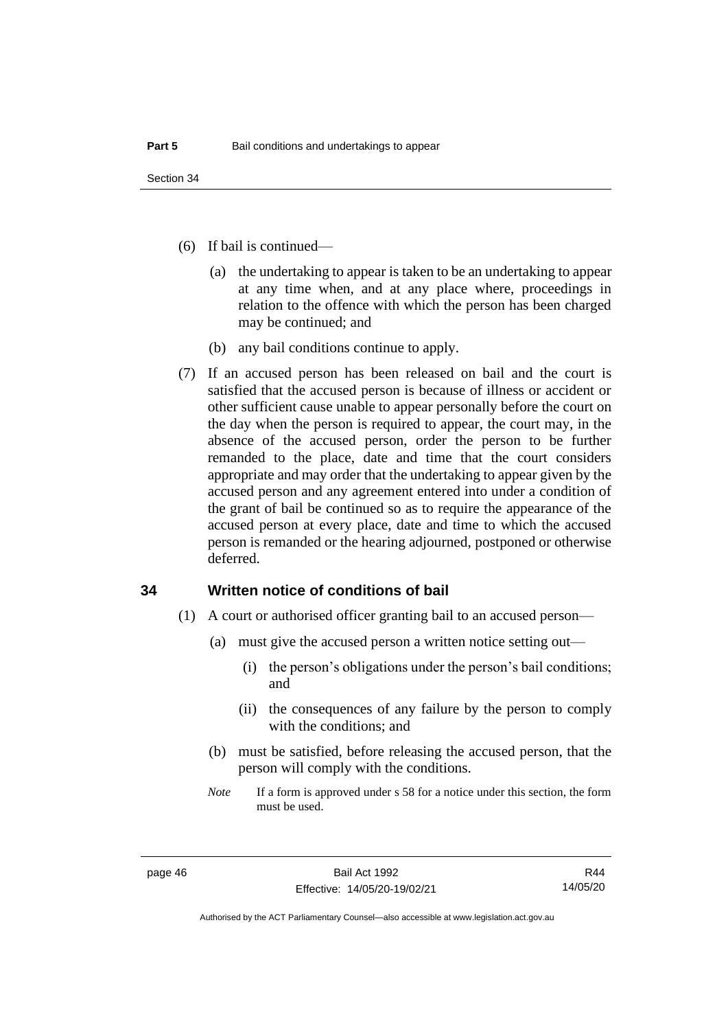(6) If bail is continued—

(a) the undertaking to appear is taken to be an undertaking to appear at any time when, and at any place where, proceedings in relation to the offence with which the person has been charged may be continued; and

(b) any bail conditions continue to apply.

(7) If an accused person has been released on bail and the court is satisfied that the accused person is because of illness or accident or other sufficient cause unable to appear personally before the court on the day when the person is required to appear, the court may, in the absence of the accused person, order the person to be further remanded to the place, date and time that the court considers appropriate and may order that the undertaking to appear given by the accused person and any agreement entered into under a condition of the grant of bail be continued so as to require the appearance of the accused person at every place, date and time to which the accused person is remanded or the hearing adjourned, postponed or otherwise deferred.

## 34 Written notice of conditions of bail

(1) A court or authorised officer granting bail to an accused person—

(a) must give the accused person a written notice setting out—

(i) the person's obligations under the person's bail conditions; and

(ii) the consequences of any failure by the person to comply with the conditions; and

(b) must be satisfied, before releasing the accused person, that the person will comply with the conditions.

*Note* If a form is approved under s 58 for a notice under this section, the form must be used.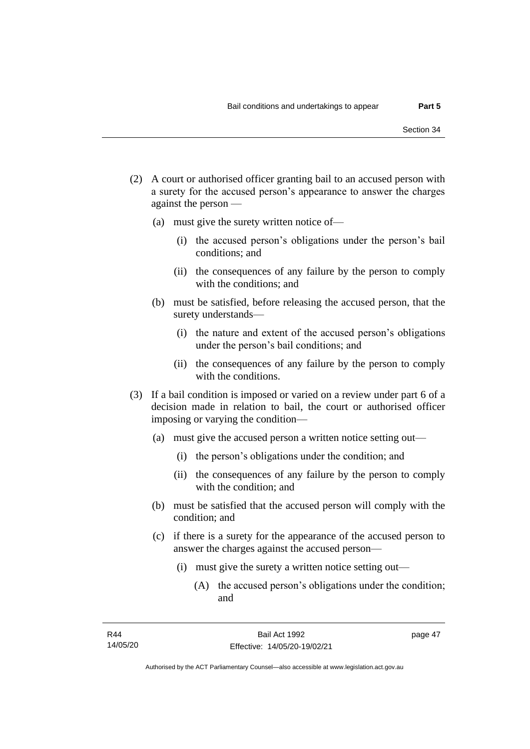(2) A court or authorised officer granting bail to an accused person with a surety for the accused person's appearance to answer the charges against the person —

   (a) must give the surety written notice of—

      (i) the accused person's obligations under the person's bail conditions; and

      (ii) the consequences of any failure by the person to comply with the conditions; and

   (b) must be satisfied, before releasing the accused person, that the surety understands—

      (i) the nature and extent of the accused person's obligations under the person's bail conditions; and

      (ii) the consequences of any failure by the person to comply with the conditions.

(3) If a bail condition is imposed or varied on a review under part 6 of a decision made in relation to bail, the court or authorised officer imposing or varying the condition—

   (a) must give the accused person a written notice setting out—

      (i) the person's obligations under the condition; and

      (ii) the consequences of any failure by the person to comply with the condition; and

   (b) must be satisfied that the accused person will comply with the condition; and

   (c) if there is a surety for the appearance of the accused person to answer the charges against the accused person—

      (i) must give the surety a written notice setting out—

         (A) the accused person's obligations under the condition; and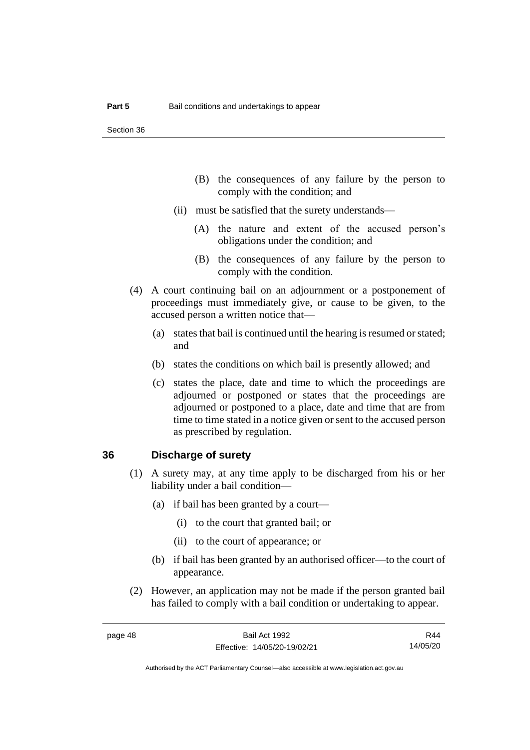(B) the consequences of any failure by the person to comply with the condition; and

(ii) must be satisfied that the surety understands—

(A) the nature and extent of the accused person's obligations under the condition; and

(B) the consequences of any failure by the person to comply with the condition.

(4) A court continuing bail on an adjournment or a postponement of proceedings must immediately give, or cause to be given, to the accused person a written notice that—

(a) states that bail is continued until the hearing is resumed or stated; and

(b) states the conditions on which bail is presently allowed; and

(c) states the place, date and time to which the proceedings are adjourned or postponed or states that the proceedings are adjourned or postponed to a place, date and time that are from time to time stated in a notice given or sent to the accused person as prescribed by regulation.

## 36 Discharge of surety

(1) A surety may, at any time apply to be discharged from his or her liability under a bail condition—

(a) if bail has been granted by a court—

(i) to the court that granted bail; or

(ii) to the court of appearance; or

(b) if bail has been granted by an authorised officer—to the court of appearance.

(2) However, an application may not be made if the person granted bail has failed to comply with a bail condition or undertaking to appear.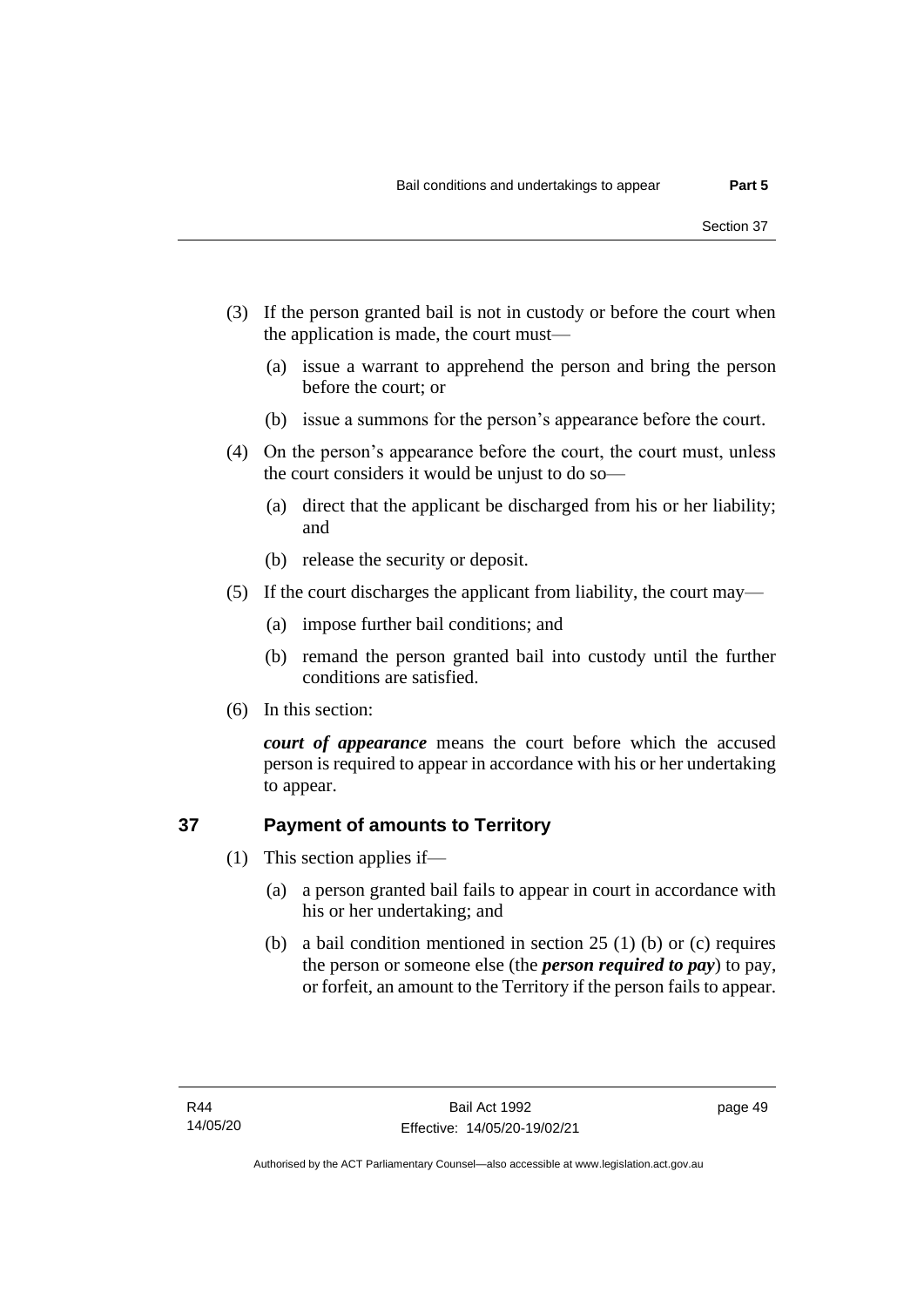(3) If the person granted bail is not in custody or before the court when the application is made, the court must—

(a) issue a warrant to apprehend the person and bring the person before the court; or

(b) issue a summons for the person's appearance before the court.

(4) On the person's appearance before the court, the court must, unless the court considers it would be unjust to do so—

(a) direct that the applicant be discharged from his or her liability; and

(b) release the security or deposit.

(5) If the court discharges the applicant from liability, the court may—

(a) impose further bail conditions; and

(b) remand the person granted bail into custody until the further conditions are satisfied.

(6) In this section:

***court of appearance*** means the court before which the accused person is required to appear in accordance with his or her undertaking to appear.

## 37 Payment of amounts to Territory

(1) This section applies if—

(a) a person granted bail fails to appear in court in accordance with his or her undertaking; and

(b) a bail condition mentioned in section 25 (1) (b) or (c) requires the person or someone else (the ***person required to pay***) to pay, or forfeit, an amount to the Territory if the person fails to appear.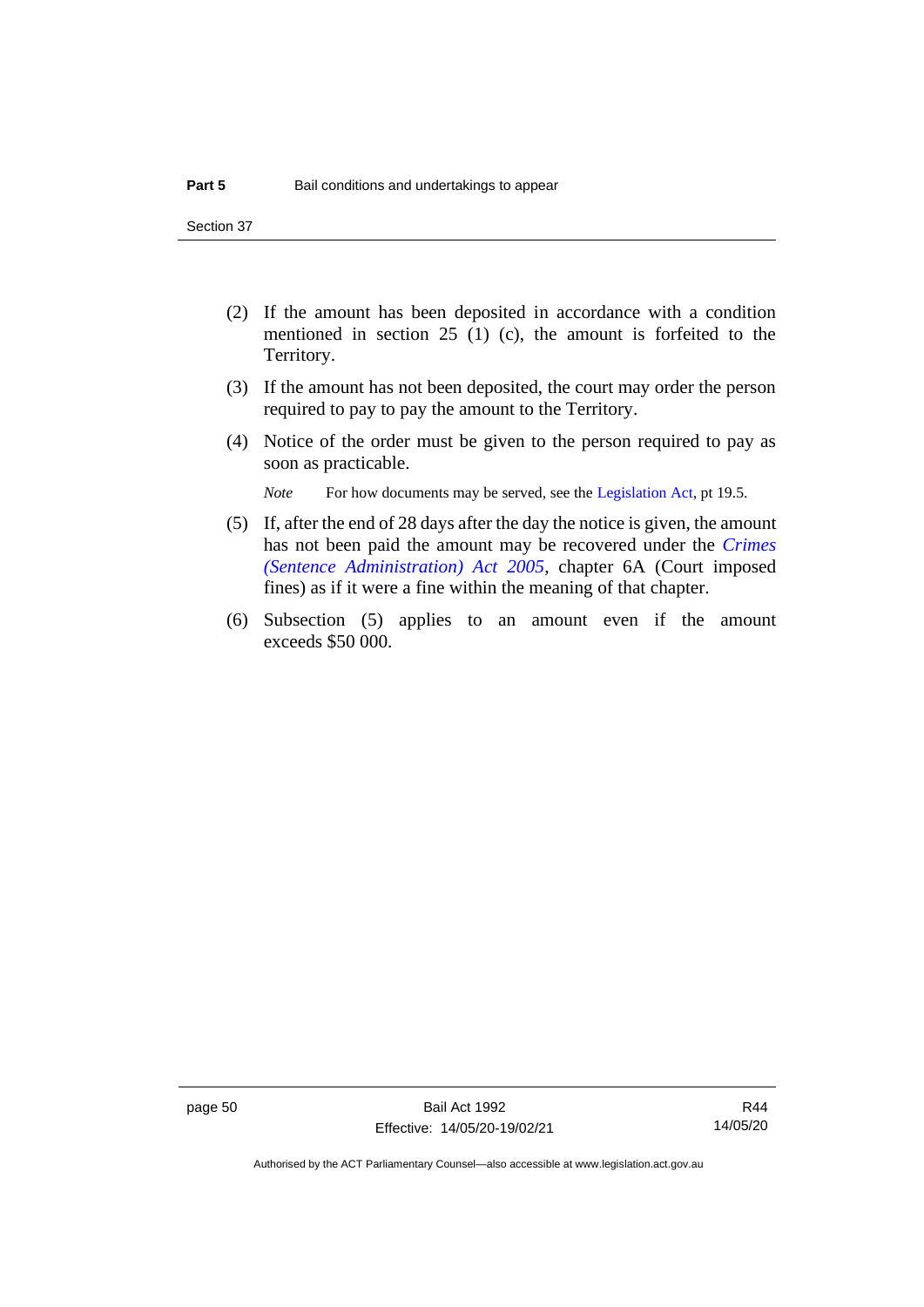(2) If the amount has been deposited in accordance with a condition mentioned in section 25 (1) (c), the amount is forfeited to the Territory.

(3) If the amount has not been deposited, the court may order the person required to pay to pay the amount to the Territory.

(4) Notice of the order must be given to the person required to pay as soon as practicable.

*Note* For how documents may be served, see the Legislation Act, pt 19.5.

(5) If, after the end of 28 days after the day the notice is given, the amount has not been paid the amount may be recovered under the *Crimes (Sentence Administration) Act 2005*, chapter 6A (Court imposed fines) as if it were a fine within the meaning of that chapter.

(6) Subsection (5) applies to an amount even if the amount exceeds $50 000.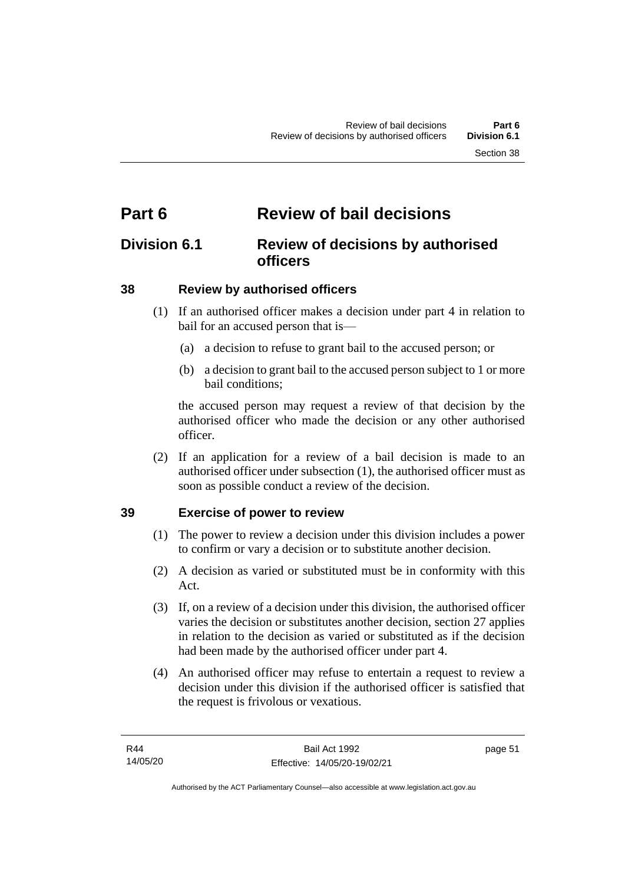# Part 6 Review of bail decisions

## Division 6.1 Review of decisions by authorised officers

### 38 Review by authorised officers

(1) If an authorised officer makes a decision under part 4 in relation to bail for an accused person that is—

(a) a decision to refuse to grant bail to the accused person; or

(b) a decision to grant bail to the accused person subject to 1 or more bail conditions;

the accused person may request a review of that decision by the authorised officer who made the decision or any other authorised officer.

(2) If an application for a review of a bail decision is made to an authorised officer under subsection (1), the authorised officer must as soon as possible conduct a review of the decision.

### 39 Exercise of power to review

(1) The power to review a decision under this division includes a power to confirm or vary a decision or to substitute another decision.

(2) A decision as varied or substituted must be in conformity with this Act.

(3) If, on a review of a decision under this division, the authorised officer varies the decision or substitutes another decision, section 27 applies in relation to the decision as varied or substituted as if the decision had been made by the authorised officer under part 4.

(4) An authorised officer may refuse to entertain a request to review a decision under this division if the authorised officer is satisfied that the request is frivolous or vexatious.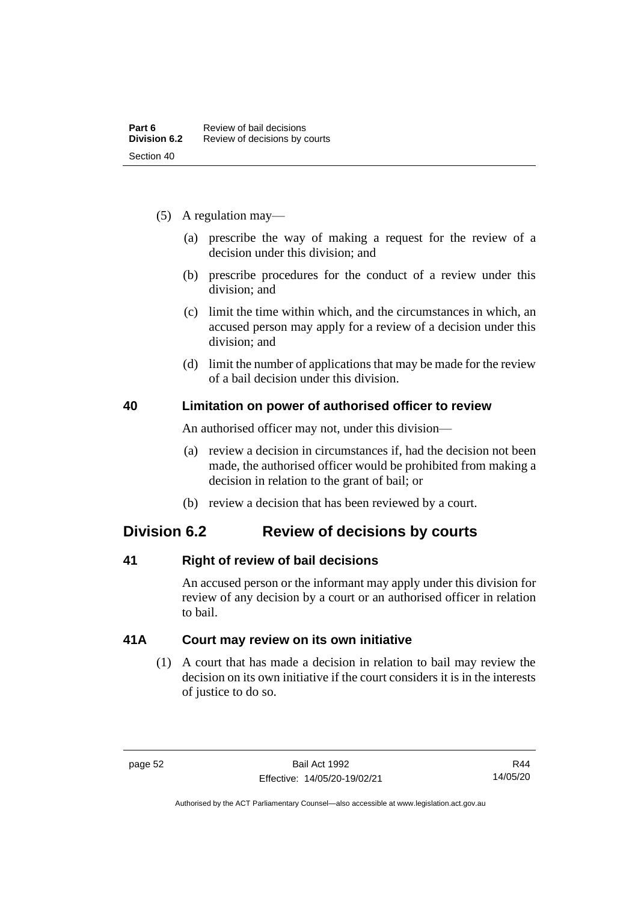(5) A regulation may—

(a) prescribe the way of making a request for the review of a decision under this division; and

(b) prescribe procedures for the conduct of a review under this division; and

(c) limit the time within which, and the circumstances in which, an accused person may apply for a review of a decision under this division; and

(d) limit the number of applications that may be made for the review of a bail decision under this division.

### 40 Limitation on power of authorised officer to review

An authorised officer may not, under this division—

(a) review a decision in circumstances if, had the decision not been made, the authorised officer would be prohibited from making a decision in relation to the grant of bail; or

(b) review a decision that has been reviewed by a court.

## Division 6.2 Review of decisions by courts

### 41 Right of review of bail decisions

An accused person or the informant may apply under this division for review of any decision by a court or an authorised officer in relation to bail.

### 41A Court may review on its own initiative

(1) A court that has made a decision in relation to bail may review the decision on its own initiative if the court considers it is in the interests of justice to do so.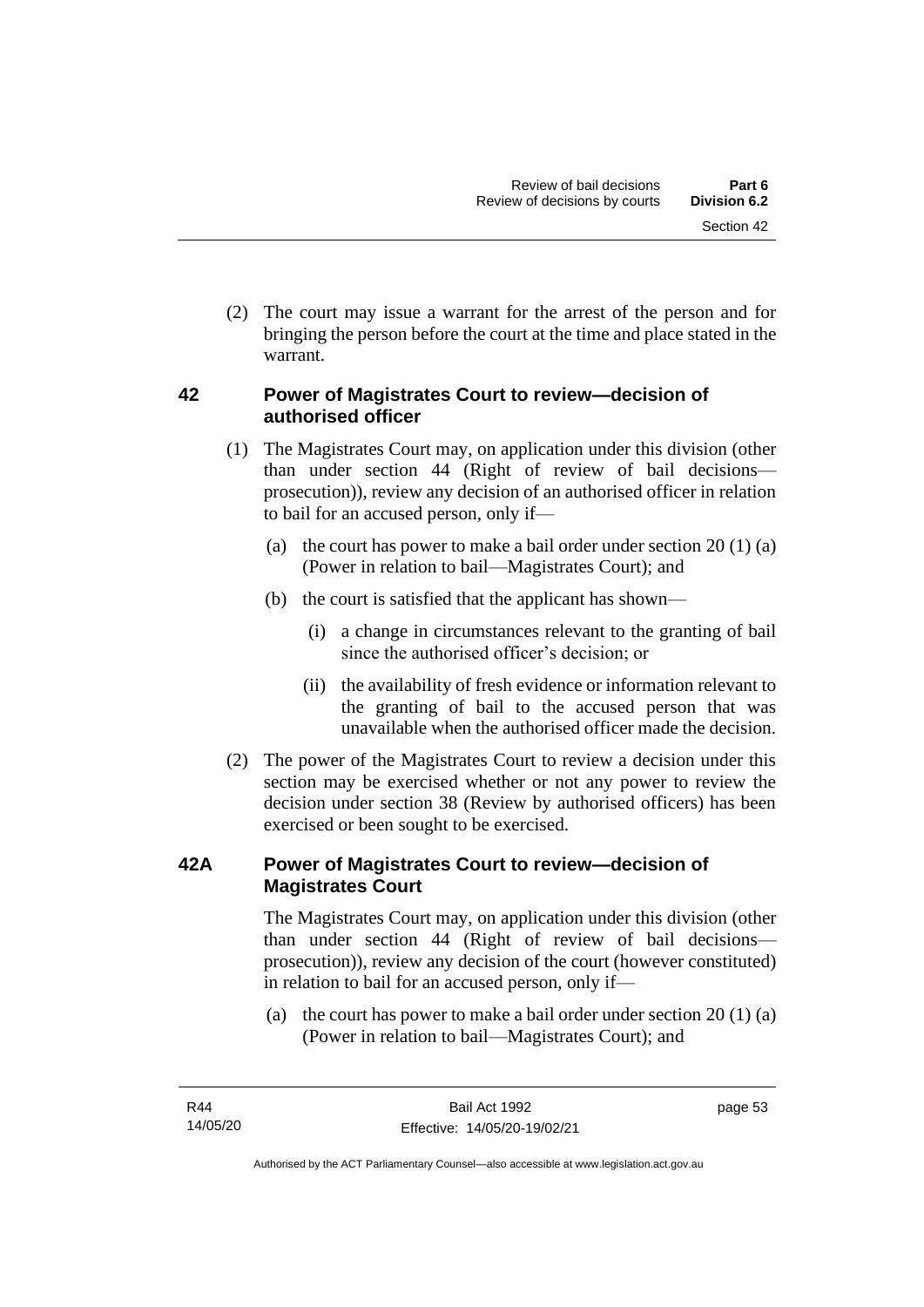(2) The court may issue a warrant for the arrest of the person and for bringing the person before the court at the time and place stated in the warrant.

### 42 Power of Magistrates Court to review—decision of authorised officer

(1) The Magistrates Court may, on application under this division (other than under section 44 (Right of review of bail decisions—prosecution)), review any decision of an authorised officer in relation to bail for an accused person, only if—

(a) the court has power to make a bail order under section 20 (1) (a) (Power in relation to bail—Magistrates Court); and

(b) the court is satisfied that the applicant has shown—

(i) a change in circumstances relevant to the granting of bail since the authorised officer's decision; or

(ii) the availability of fresh evidence or information relevant to the granting of bail to the accused person that was unavailable when the authorised officer made the decision.

(2) The power of the Magistrates Court to review a decision under this section may be exercised whether or not any power to review the decision under section 38 (Review by authorised officers) has been exercised or been sought to be exercised.

### 42A Power of Magistrates Court to review—decision of Magistrates Court

The Magistrates Court may, on application under this division (other than under section 44 (Right of review of bail decisions—prosecution)), review any decision of the court (however constituted) in relation to bail for an accused person, only if—

(a) the court has power to make a bail order under section 20 (1) (a) (Power in relation to bail—Magistrates Court); and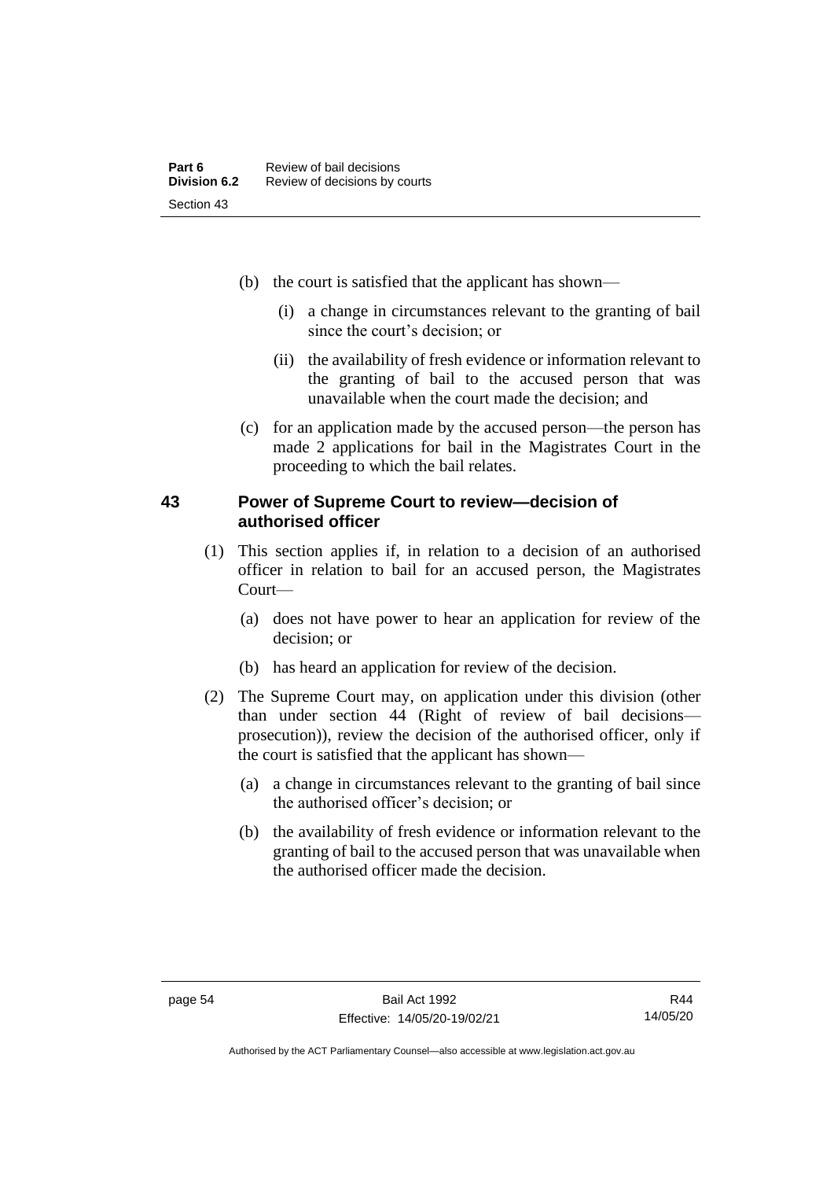(b) the court is satisfied that the applicant has shown—

(i) a change in circumstances relevant to the granting of bail since the court's decision; or

(ii) the availability of fresh evidence or information relevant to the granting of bail to the accused person that was unavailable when the court made the decision; and

(c) for an application made by the accused person—the person has made 2 applications for bail in the Magistrates Court in the proceeding to which the bail relates.

## 43 Power of Supreme Court to review—decision of authorised officer

(1) This section applies if, in relation to a decision of an authorised officer in relation to bail for an accused person, the Magistrates Court—

(a) does not have power to hear an application for review of the decision; or

(b) has heard an application for review of the decision.

(2) The Supreme Court may, on application under this division (other than under section 44 (Right of review of bail decisions—prosecution)), review the decision of the authorised officer, only if the court is satisfied that the applicant has shown—

(a) a change in circumstances relevant to the granting of bail since the authorised officer's decision; or

(b) the availability of fresh evidence or information relevant to the granting of bail to the accused person that was unavailable when the authorised officer made the decision.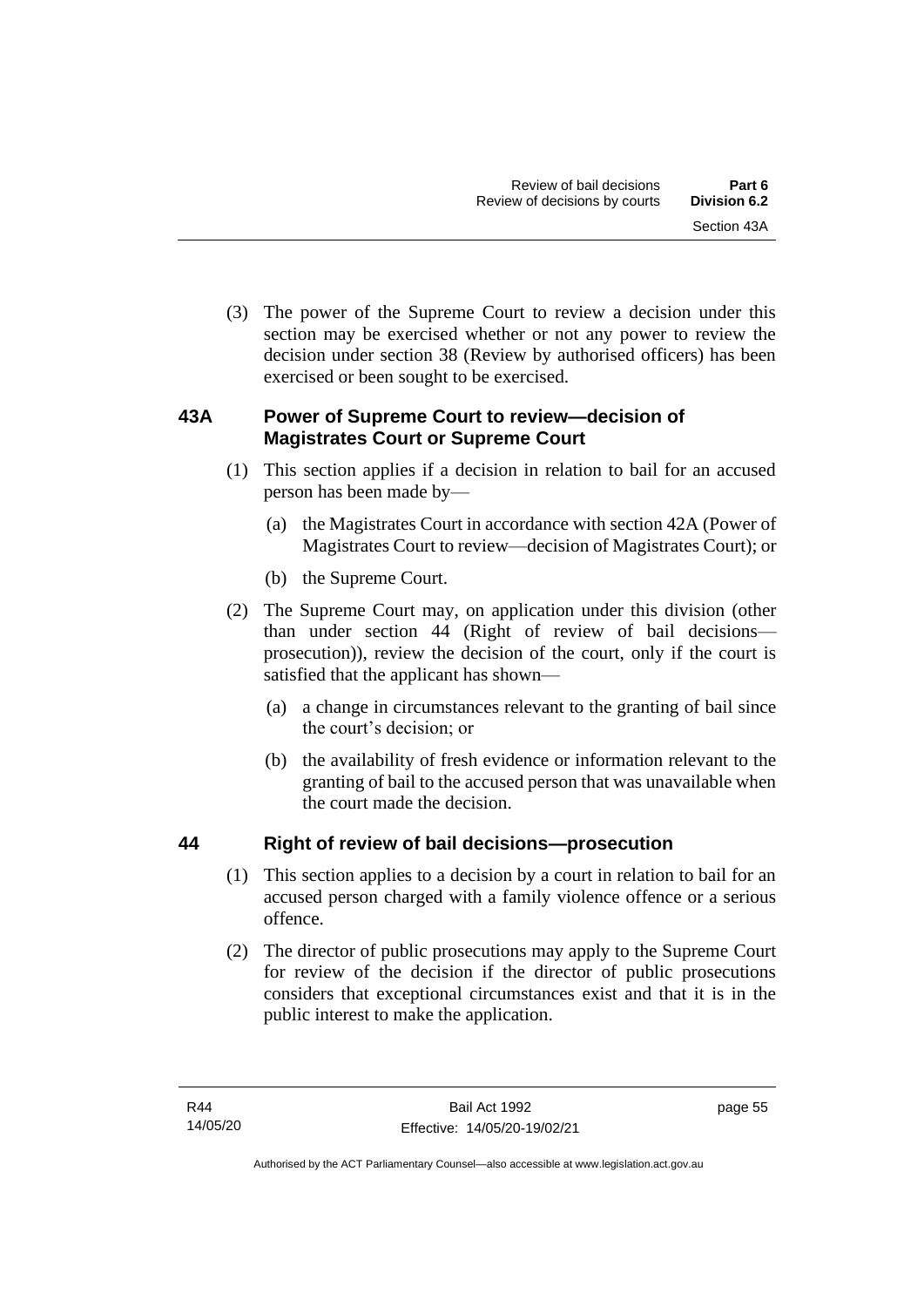(3) The power of the Supreme Court to review a decision under this section may be exercised whether or not any power to review the decision under section 38 (Review by authorised officers) has been exercised or been sought to be exercised.

## 43A Power of Supreme Court to review—decision of Magistrates Court or Supreme Court

(1) This section applies if a decision in relation to bail for an accused person has been made by—

(a) the Magistrates Court in accordance with section 42A (Power of Magistrates Court to review—decision of Magistrates Court); or

(b) the Supreme Court.

(2) The Supreme Court may, on application under this division (other than under section 44 (Right of review of bail decisions—prosecution)), review the decision of the court, only if the court is satisfied that the applicant has shown—

(a) a change in circumstances relevant to the granting of bail since the court's decision; or

(b) the availability of fresh evidence or information relevant to the granting of bail to the accused person that was unavailable when the court made the decision.

## 44 Right of review of bail decisions—prosecution

(1) This section applies to a decision by a court in relation to bail for an accused person charged with a family violence offence or a serious offence.

(2) The director of public prosecutions may apply to the Supreme Court for review of the decision if the director of public prosecutions considers that exceptional circumstances exist and that it is in the public interest to make the application.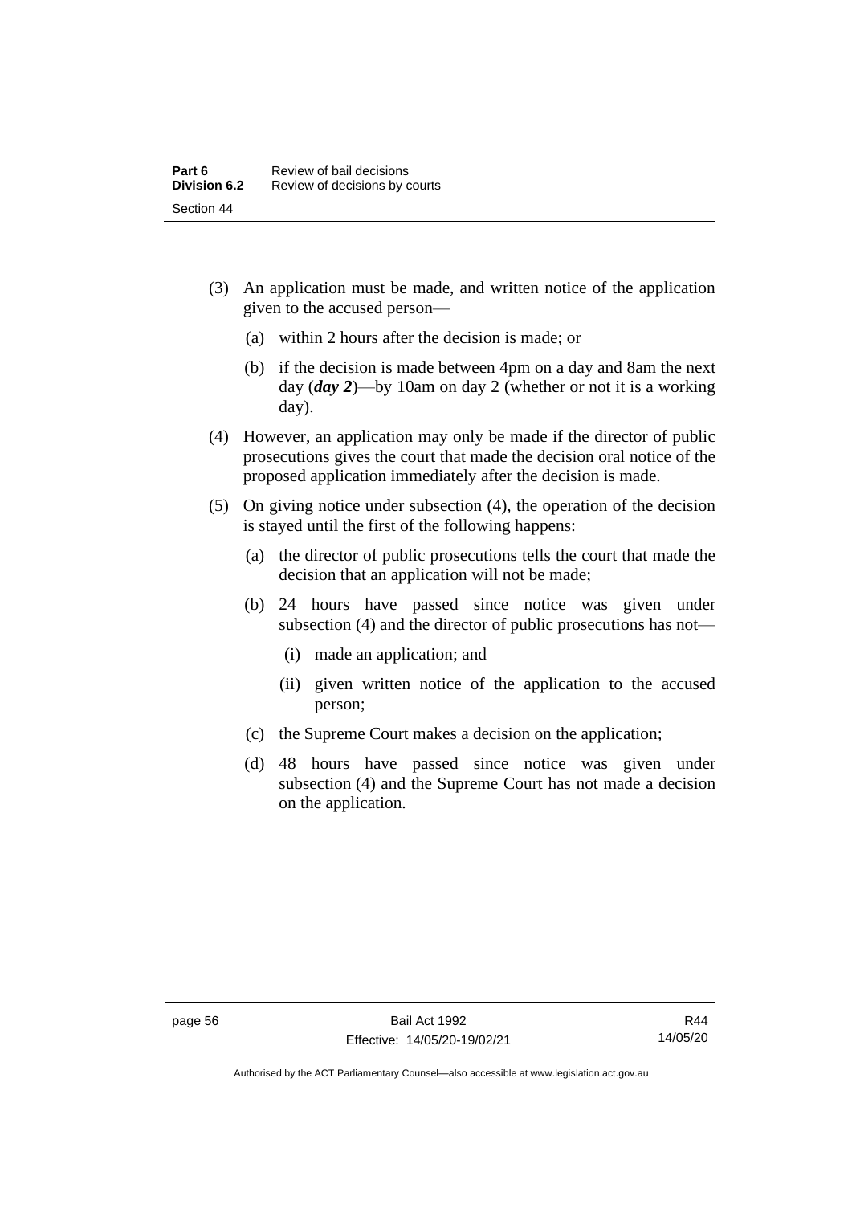(3) An application must be made, and written notice of the application given to the accused person—

(a) within 2 hours after the decision is made; or

(b) if the decision is made between 4pm on a day and 8am the next day (***day 2***)—by 10am on day 2 (whether or not it is a working day).

(4) However, an application may only be made if the director of public prosecutions gives the court that made the decision oral notice of the proposed application immediately after the decision is made.

(5) On giving notice under subsection (4), the operation of the decision is stayed until the first of the following happens:

(a) the director of public prosecutions tells the court that made the decision that an application will not be made;

(b) 24 hours have passed since notice was given under subsection (4) and the director of public prosecutions has not—

(i) made an application; and

(ii) given written notice of the application to the accused person;

(c) the Supreme Court makes a decision on the application;

(d) 48 hours have passed since notice was given under subsection (4) and the Supreme Court has not made a decision on the application.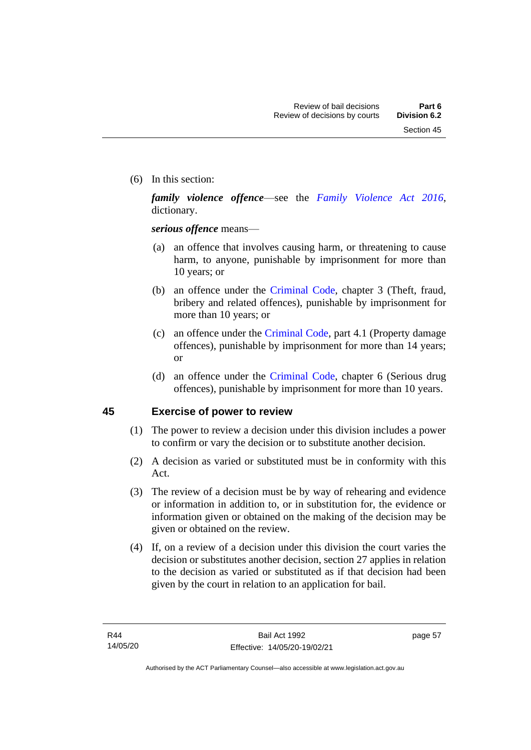(6) In this section:

***family violence offence***—see the *Family Violence Act 2016*, dictionary.

***serious offence*** means—

(a) an offence that involves causing harm, or threatening to cause harm, to anyone, punishable by imprisonment for more than 10 years; or

(b) an offence under the Criminal Code, chapter 3 (Theft, fraud, bribery and related offences), punishable by imprisonment for more than 10 years; or

(c) an offence under the Criminal Code, part 4.1 (Property damage offences), punishable by imprisonment for more than 14 years; or

(d) an offence under the Criminal Code, chapter 6 (Serious drug offences), punishable by imprisonment for more than 10 years.

## 45 Exercise of power to review

(1) The power to review a decision under this division includes a power to confirm or vary the decision or to substitute another decision.

(2) A decision as varied or substituted must be in conformity with this Act.

(3) The review of a decision must be by way of rehearing and evidence or information in addition to, or in substitution for, the evidence or information given or obtained on the making of the decision may be given or obtained on the review.

(4) If, on a review of a decision under this division the court varies the decision or substitutes another decision, section 27 applies in relation to the decision as varied or substituted as if that decision had been given by the court in relation to an application for bail.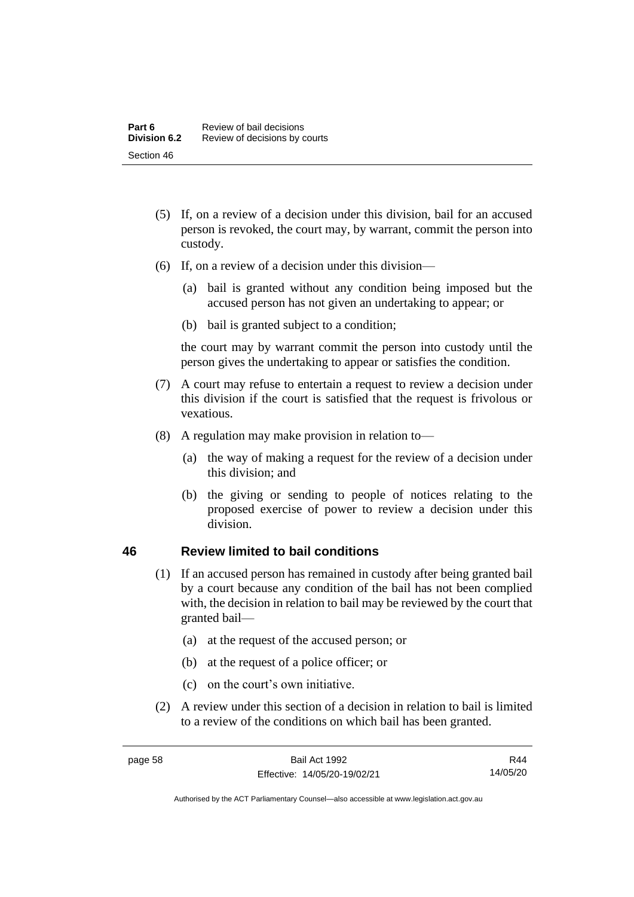(5) If, on a review of a decision under this division, bail for an accused person is revoked, the court may, by warrant, commit the person into custody.

(6) If, on a review of a decision under this division—

(a) bail is granted without any condition being imposed but the accused person has not given an undertaking to appear; or

(b) bail is granted subject to a condition;

the court may by warrant commit the person into custody until the person gives the undertaking to appear or satisfies the condition.

(7) A court may refuse to entertain a request to review a decision under this division if the court is satisfied that the request is frivolous or vexatious.

(8) A regulation may make provision in relation to—

(a) the way of making a request for the review of a decision under this division; and

(b) the giving or sending to people of notices relating to the proposed exercise of power to review a decision under this division.

## 46 Review limited to bail conditions

(1) If an accused person has remained in custody after being granted bail by a court because any condition of the bail has not been complied with, the decision in relation to bail may be reviewed by the court that granted bail—

(a) at the request of the accused person; or

(b) at the request of a police officer; or

(c) on the court's own initiative.

(2) A review under this section of a decision in relation to bail is limited to a review of the conditions on which bail has been granted.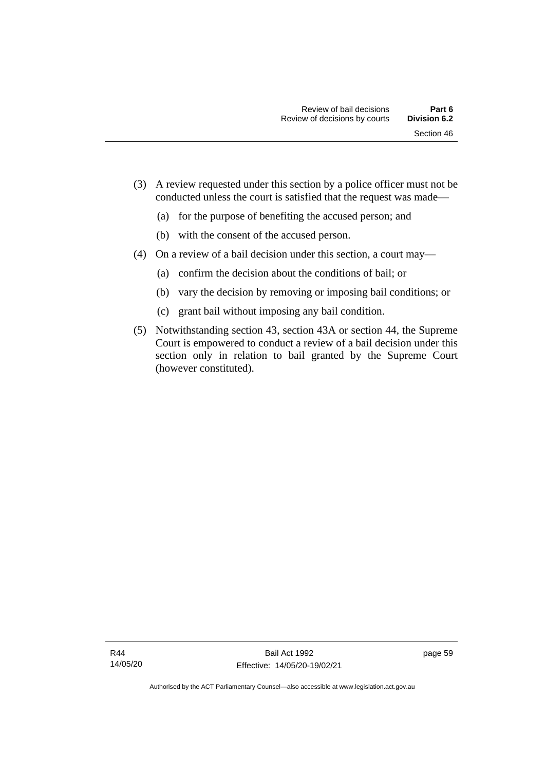(3) A review requested under this section by a police officer must not be conducted unless the court is satisfied that the request was made—

   (a) for the purpose of benefiting the accused person; and

   (b) with the consent of the accused person.

(4) On a review of a bail decision under this section, a court may—

   (a) confirm the decision about the conditions of bail; or

   (b) vary the decision by removing or imposing bail conditions; or

   (c) grant bail without imposing any bail condition.

(5) Notwithstanding section 43, section 43A or section 44, the Supreme Court is empowered to conduct a review of a bail decision under this section only in relation to bail granted by the Supreme Court (however constituted).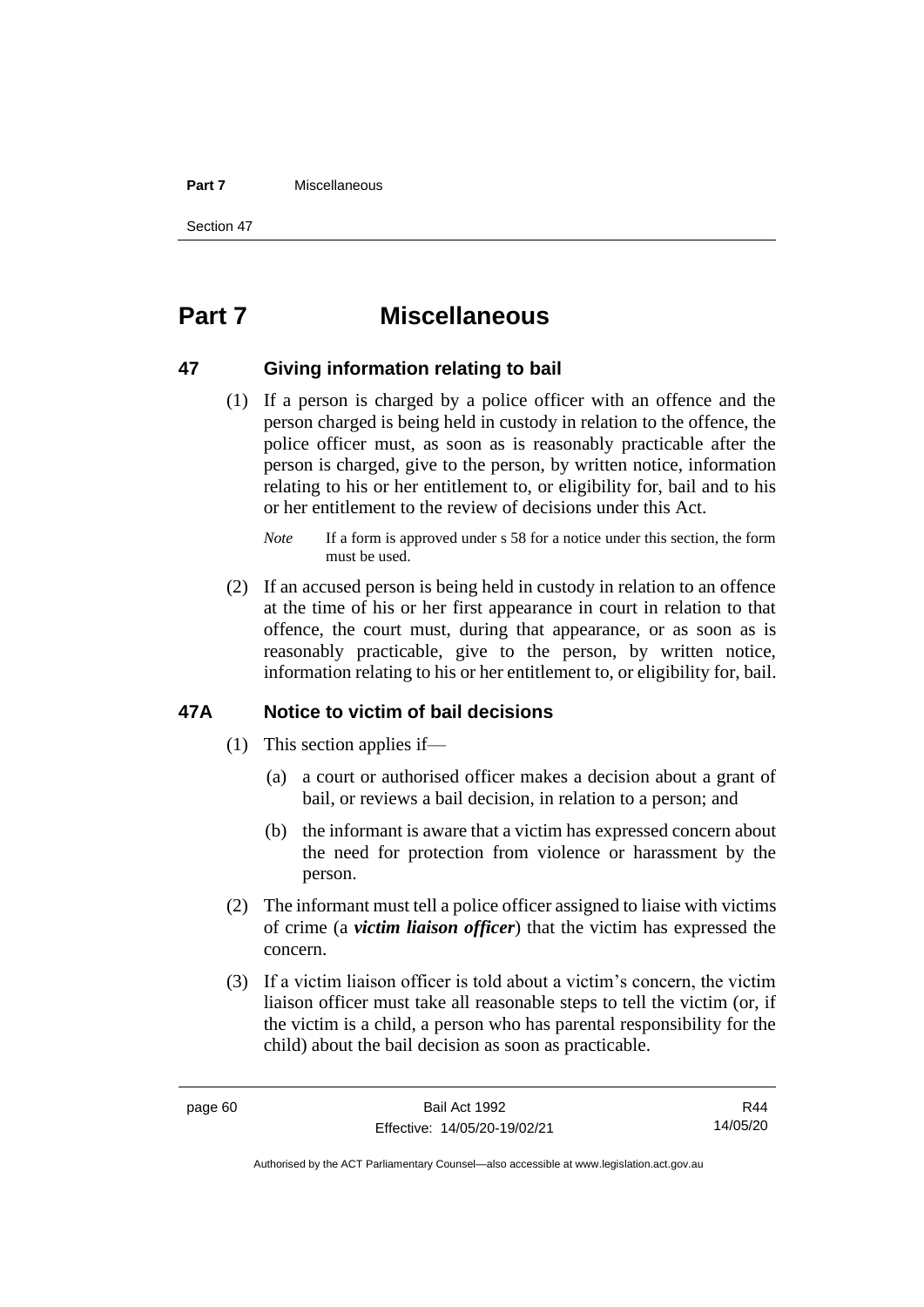# Part 7 Miscellaneous

## 47 Giving information relating to bail

(1) If a person is charged by a police officer with an offence and the person charged is being held in custody in relation to the offence, the police officer must, as soon as is reasonably practicable after the person is charged, give to the person, by written notice, information relating to his or her entitlement to, or eligibility for, bail and to his or her entitlement to the review of decisions under this Act.

*Note* If a form is approved under s 58 for a notice under this section, the form must be used.

(2) If an accused person is being held in custody in relation to an offence at the time of his or her first appearance in court in relation to that offence, the court must, during that appearance, or as soon as is reasonably practicable, give to the person, by written notice, information relating to his or her entitlement to, or eligibility for, bail.

## 47A Notice to victim of bail decisions

(1) This section applies if—

(a) a court or authorised officer makes a decision about a grant of bail, or reviews a bail decision, in relation to a person; and

(b) the informant is aware that a victim has expressed concern about the need for protection from violence or harassment by the person.

(2) The informant must tell a police officer assigned to liaise with victims of crime (a ***victim liaison officer***) that the victim has expressed the concern.

(3) If a victim liaison officer is told about a victim's concern, the victim liaison officer must take all reasonable steps to tell the victim (or, if the victim is a child, a person who has parental responsibility for the child) about the bail decision as soon as practicable.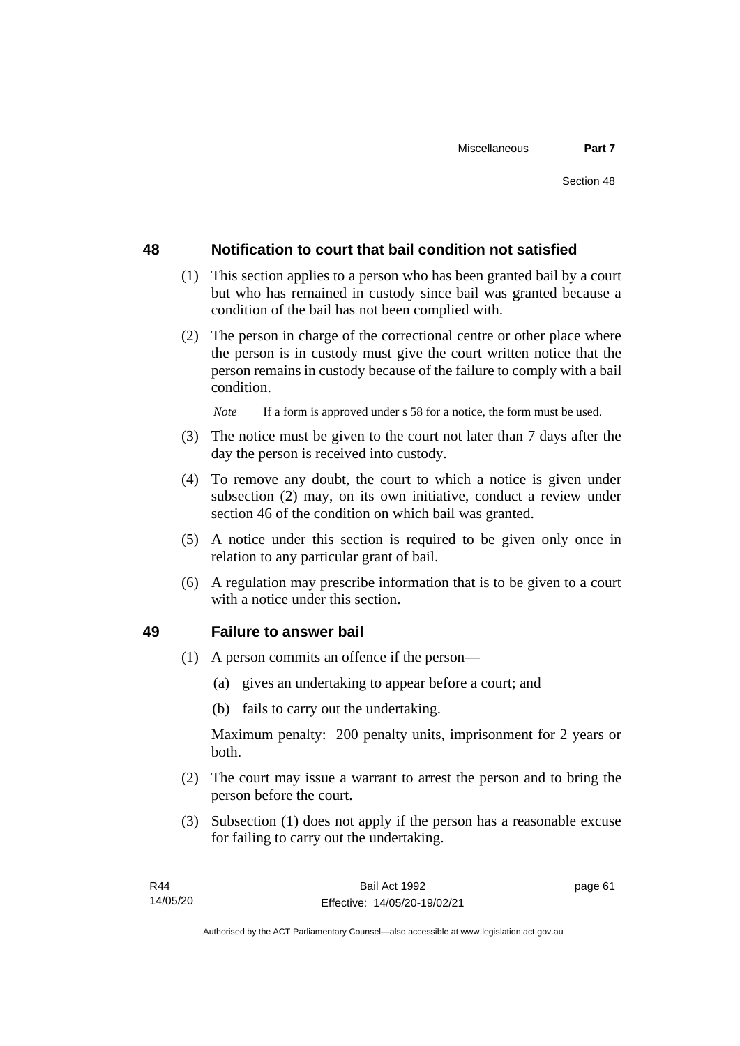## 48 Notification to court that bail condition not satisfied

(1) This section applies to a person who has been granted bail by a court but who has remained in custody since bail was granted because a condition of the bail has not been complied with.

(2) The person in charge of the correctional centre or other place where the person is in custody must give the court written notice that the person remains in custody because of the failure to comply with a bail condition.

*Note* If a form is approved under s 58 for a notice, the form must be used.

(3) The notice must be given to the court not later than 7 days after the day the person is received into custody.

(4) To remove any doubt, the court to which a notice is given under subsection (2) may, on its own initiative, conduct a review under section 46 of the condition on which bail was granted.

(5) A notice under this section is required to be given only once in relation to any particular grant of bail.

(6) A regulation may prescribe information that is to be given to a court with a notice under this section.

## 49 Failure to answer bail

(1) A person commits an offence if the person—

(a) gives an undertaking to appear before a court; and

(b) fails to carry out the undertaking.

Maximum penalty: 200 penalty units, imprisonment for 2 years or both.

(2) The court may issue a warrant to arrest the person and to bring the person before the court.

(3) Subsection (1) does not apply if the person has a reasonable excuse for failing to carry out the undertaking.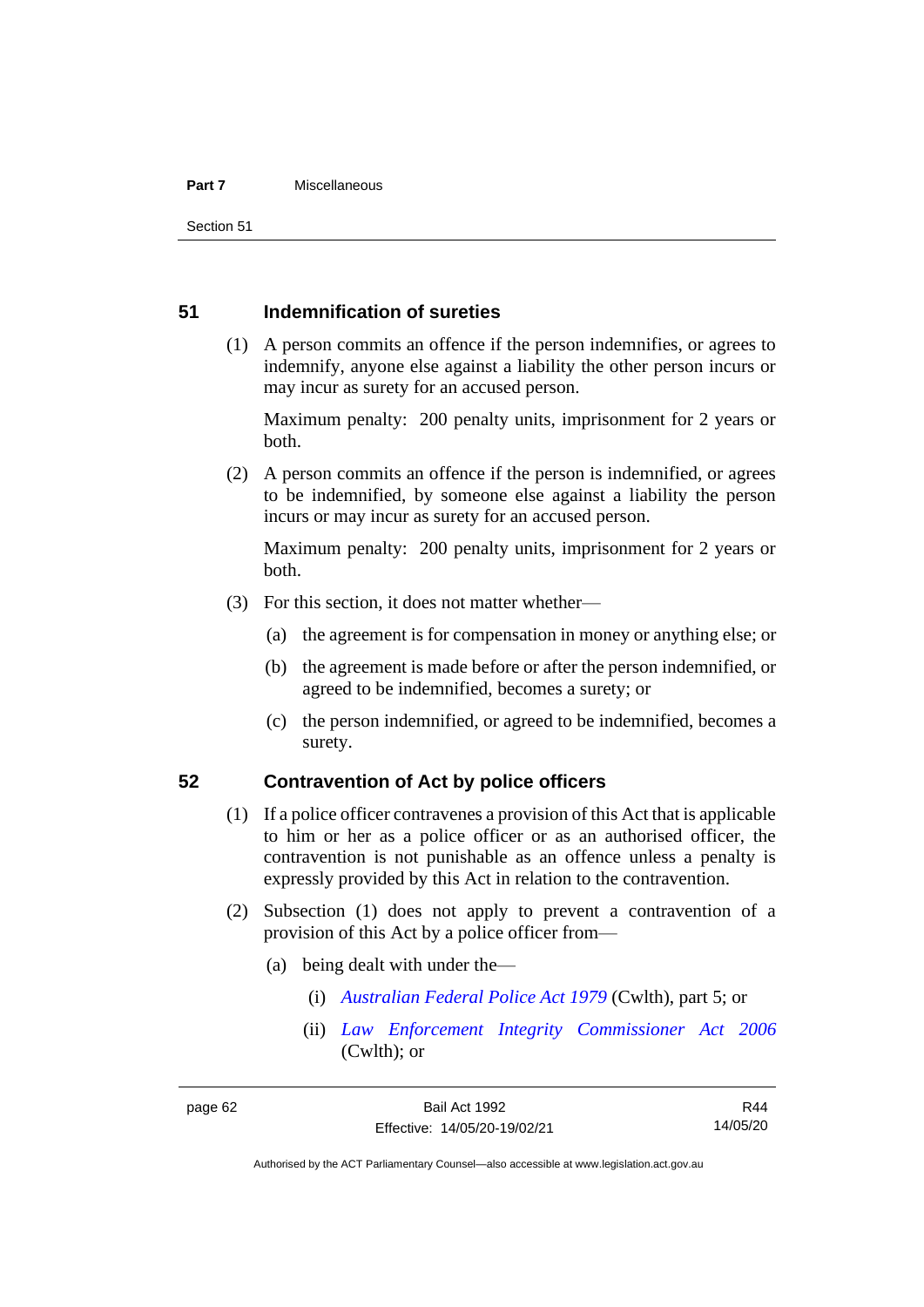## 51 Indemnification of sureties

(1) A person commits an offence if the person indemnifies, or agrees to indemnify, anyone else against a liability the other person incurs or may incur as surety for an accused person.

Maximum penalty: 200 penalty units, imprisonment for 2 years or both.

(2) A person commits an offence if the person is indemnified, or agrees to be indemnified, by someone else against a liability the person incurs or may incur as surety for an accused person.

Maximum penalty: 200 penalty units, imprisonment for 2 years or both.

(3) For this section, it does not matter whether—

(a) the agreement is for compensation in money or anything else; or

(b) the agreement is made before or after the person indemnified, or agreed to be indemnified, becomes a surety; or

(c) the person indemnified, or agreed to be indemnified, becomes a surety.

## 52 Contravention of Act by police officers

(1) If a police officer contravenes a provision of this Act that is applicable to him or her as a police officer or as an authorised officer, the contravention is not punishable as an offence unless a penalty is expressly provided by this Act in relation to the contravention.

(2) Subsection (1) does not apply to prevent a contravention of a provision of this Act by a police officer from—

(a) being dealt with under the—

(i) *Australian Federal Police Act 1979* (Cwlth), part 5; or

(ii) *Law Enforcement Integrity Commissioner Act 2006* (Cwlth); or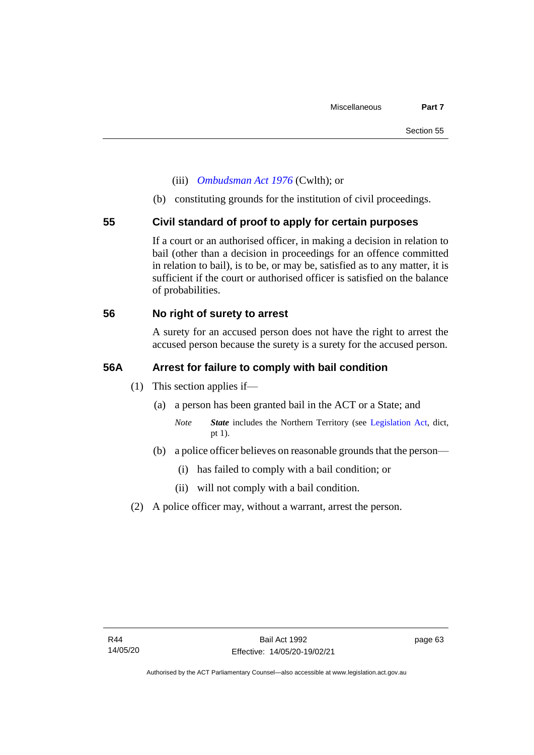(iii) *Ombudsman Act 1976* (Cwlth); or

(b) constituting grounds for the institution of civil proceedings.

## 55 Civil standard of proof to apply for certain purposes

If a court or an authorised officer, in making a decision in relation to bail (other than a decision in proceedings for an offence committed in relation to bail), is to be, or may be, satisfied as to any matter, it is sufficient if the court or authorised officer is satisfied on the balance of probabilities.

## 56 No right of surety to arrest

A surety for an accused person does not have the right to arrest the accused person because the surety is a surety for the accused person.

## 56A Arrest for failure to comply with bail condition

(1) This section applies if—

(a) a person has been granted bail in the ACT or a State; and

*Note* ***State*** includes the Northern Territory (see Legislation Act, dict, pt 1).

(b) a police officer believes on reasonable grounds that the person—

(i) has failed to comply with a bail condition; or

(ii) will not comply with a bail condition.

(2) A police officer may, without a warrant, arrest the person.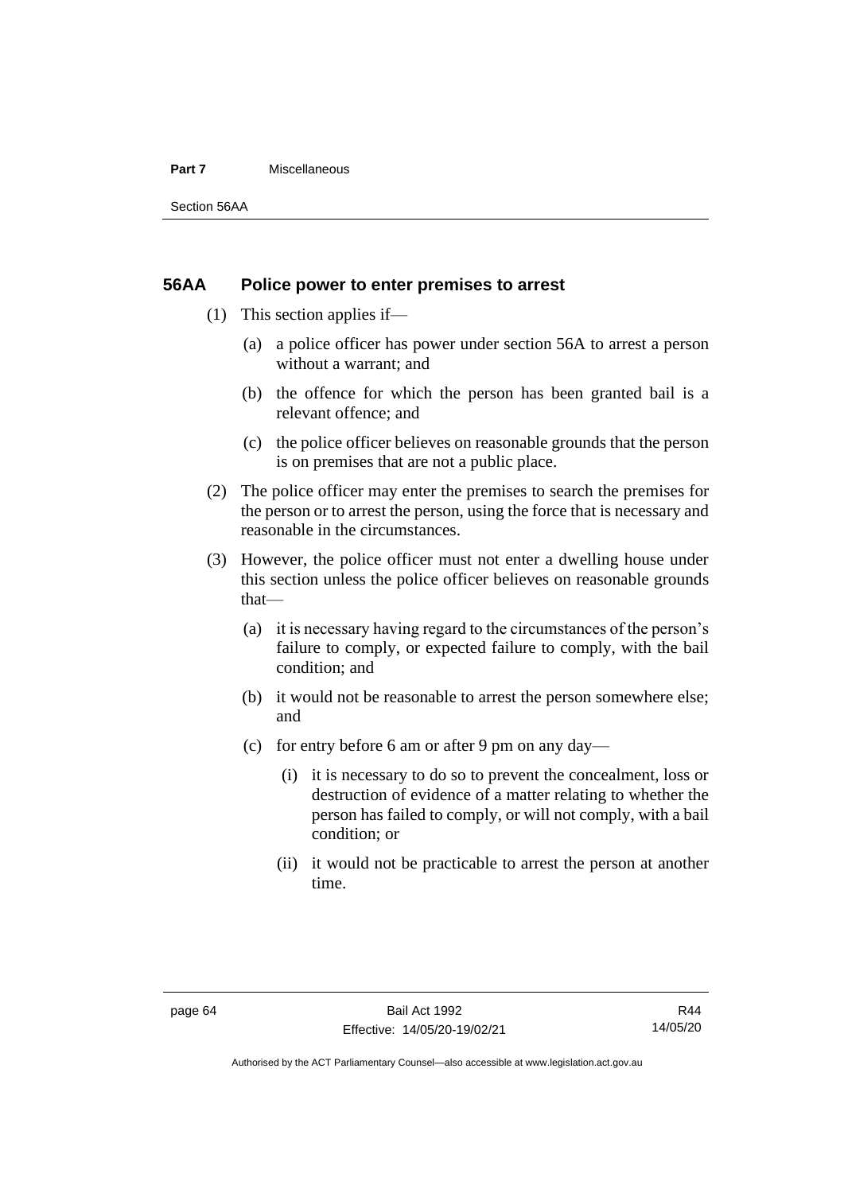## 56AA Police power to enter premises to arrest

(1) This section applies if—

   (a) a police officer has power under section 56A to arrest a person without a warrant; and

   (b) the offence for which the person has been granted bail is a relevant offence; and

   (c) the police officer believes on reasonable grounds that the person is on premises that are not a public place.

(2) The police officer may enter the premises to search the premises for the person or to arrest the person, using the force that is necessary and reasonable in the circumstances.

(3) However, the police officer must not enter a dwelling house under this section unless the police officer believes on reasonable grounds that—

   (a) it is necessary having regard to the circumstances of the person's failure to comply, or expected failure to comply, with the bail condition; and

   (b) it would not be reasonable to arrest the person somewhere else; and

   (c) for entry before 6 am or after 9 pm on any day—

      (i) it is necessary to do so to prevent the concealment, loss or destruction of evidence of a matter relating to whether the person has failed to comply, or will not comply, with a bail condition; or

      (ii) it would not be practicable to arrest the person at another time.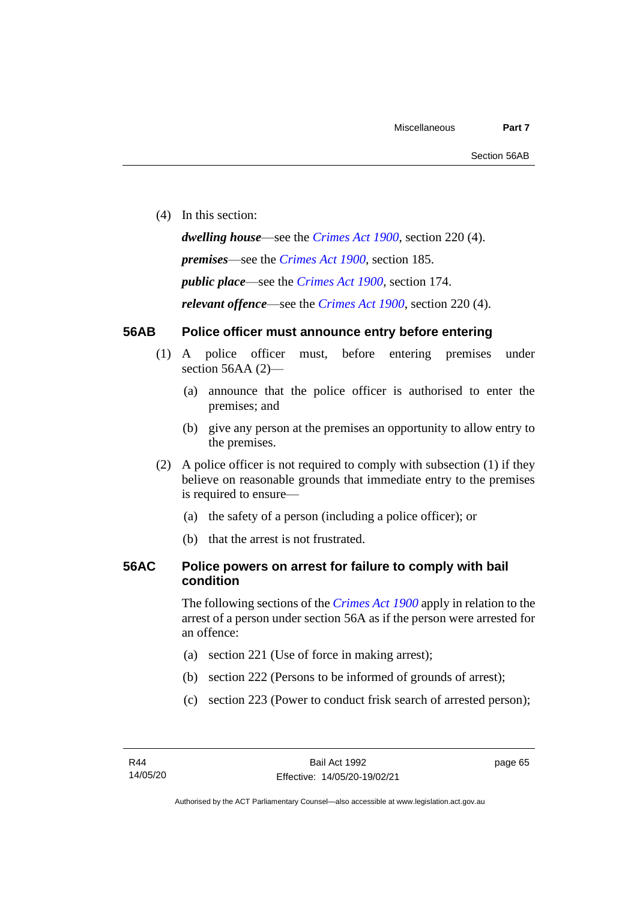(4) In this section:

***dwelling house***—see the *Crimes Act 1900*, section 220 (4).

***premises***—see the *Crimes Act 1900*, section 185.

***public place***—see the *Crimes Act 1900*, section 174.

***relevant offence***—see the *Crimes Act 1900*, section 220 (4).

## 56AB Police officer must announce entry before entering

(1) A police officer must, before entering premises under section 56AA (2)—

(a) announce that the police officer is authorised to enter the premises; and

(b) give any person at the premises an opportunity to allow entry to the premises.

(2) A police officer is not required to comply with subsection (1) if they believe on reasonable grounds that immediate entry to the premises is required to ensure—

(a) the safety of a person (including a police officer); or

(b) that the arrest is not frustrated.

## 56AC Police powers on arrest for failure to comply with bail condition

The following sections of the *Crimes Act 1900* apply in relation to the arrest of a person under section 56A as if the person were arrested for an offence:

(a) section 221 (Use of force in making arrest);

(b) section 222 (Persons to be informed of grounds of arrest);

(c) section 223 (Power to conduct frisk search of arrested person);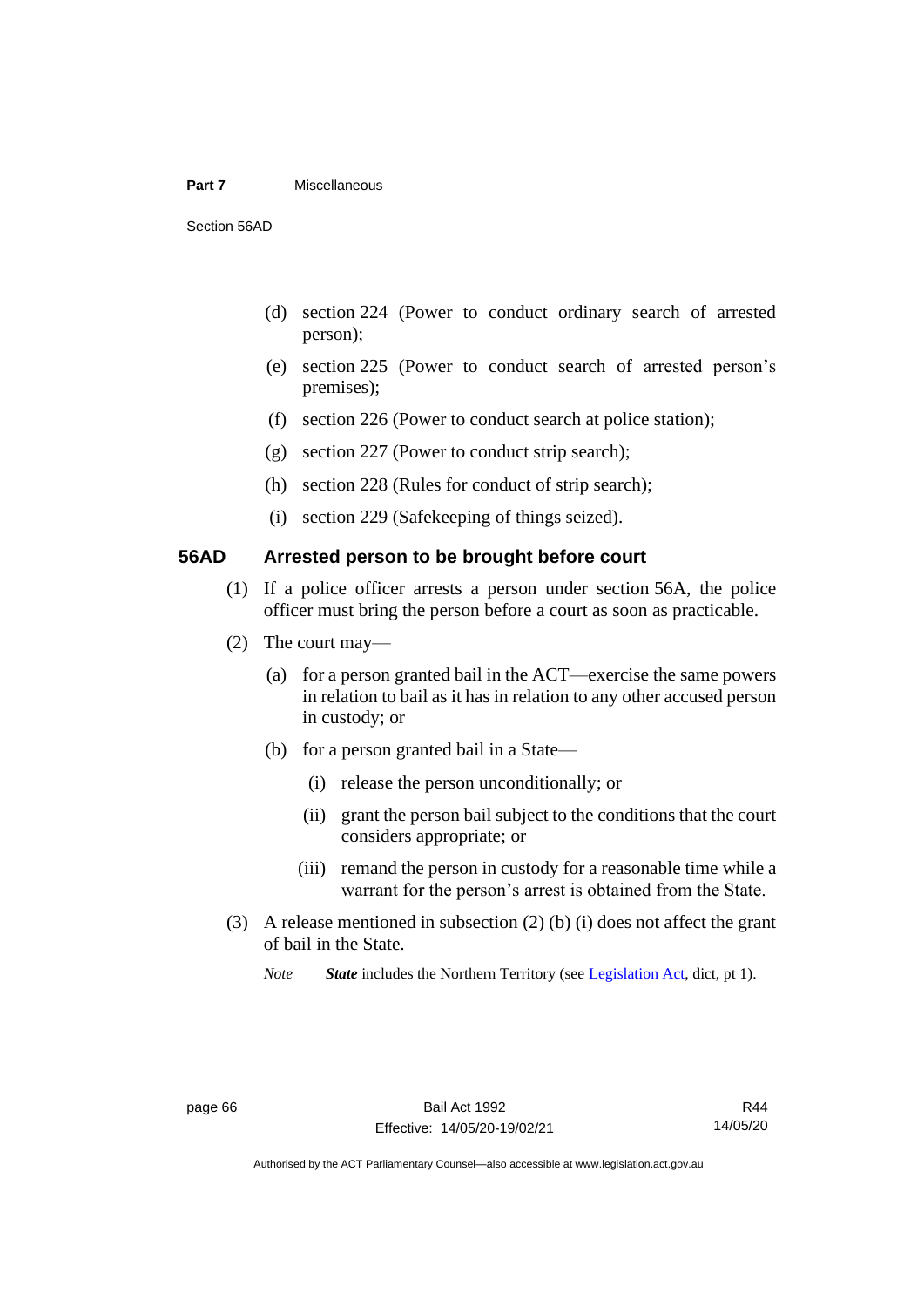(d) section 224 (Power to conduct ordinary search of arrested person);

(e) section 225 (Power to conduct search of arrested person's premises);

(f) section 226 (Power to conduct search at police station);

(g) section 227 (Power to conduct strip search);

(h) section 228 (Rules for conduct of strip search);

(i) section 229 (Safekeeping of things seized).

## 56AD Arrested person to be brought before court

(1) If a police officer arrests a person under section 56A, the police officer must bring the person before a court as soon as practicable.

(2) The court may—

(a) for a person granted bail in the ACT—exercise the same powers in relation to bail as it has in relation to any other accused person in custody; or

(b) for a person granted bail in a State—

(i) release the person unconditionally; or

(ii) grant the person bail subject to the conditions that the court considers appropriate; or

(iii) remand the person in custody for a reasonable time while a warrant for the person's arrest is obtained from the State.

(3) A release mentioned in subsection (2) (b) (i) does not affect the grant of bail in the State.

*Note* ***State*** includes the Northern Territory (see Legislation Act, dict, pt 1).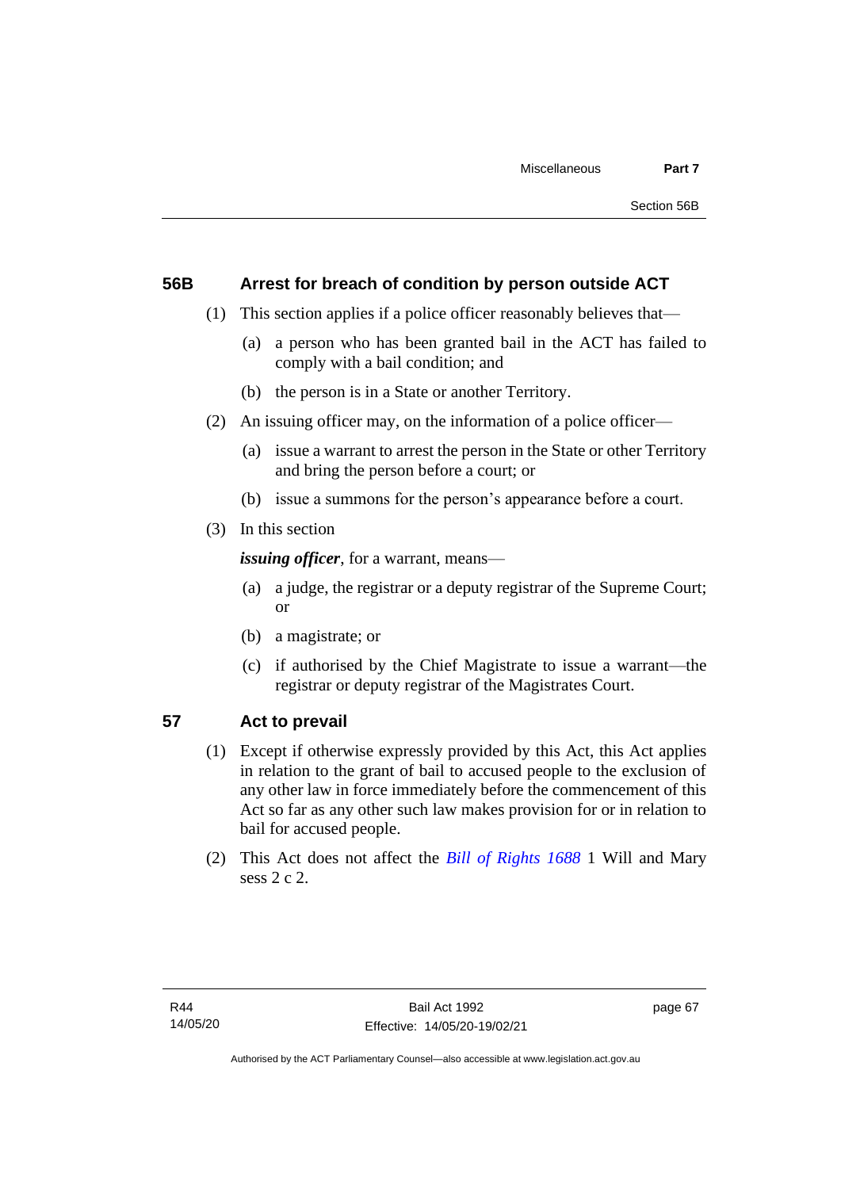## 56B Arrest for breach of condition by person outside ACT

(1) This section applies if a police officer reasonably believes that—

(a) a person who has been granted bail in the ACT has failed to comply with a bail condition; and

(b) the person is in a State or another Territory.

(2) An issuing officer may, on the information of a police officer—

(a) issue a warrant to arrest the person in the State or other Territory and bring the person before a court; or

(b) issue a summons for the person's appearance before a court.

(3) In this section

***issuing officer***, for a warrant, means—

(a) a judge, the registrar or a deputy registrar of the Supreme Court; or

(b) a magistrate; or

(c) if authorised by the Chief Magistrate to issue a warrant—the registrar or deputy registrar of the Magistrates Court.

## 57 Act to prevail

(1) Except if otherwise expressly provided by this Act, this Act applies in relation to the grant of bail to accused people to the exclusion of any other law in force immediately before the commencement of this Act so far as any other such law makes provision for or in relation to bail for accused people.

(2) This Act does not affect the *Bill of Rights 1688* 1 Will and Mary sess 2 c 2.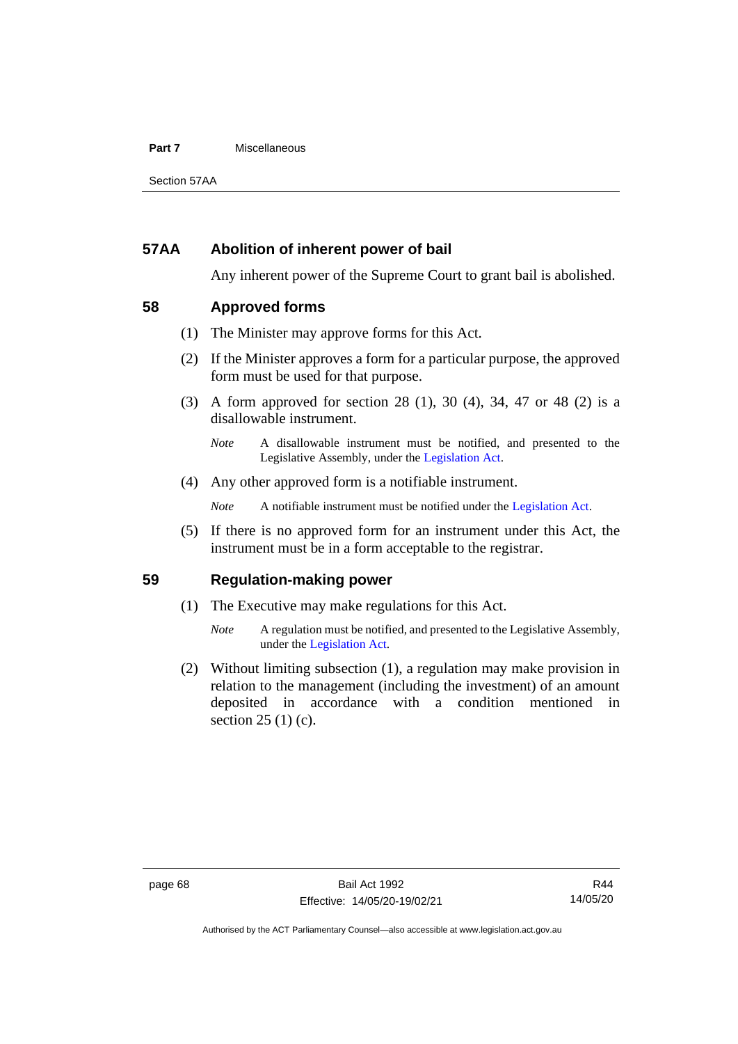## 57AA Abolition of inherent power of bail

Any inherent power of the Supreme Court to grant bail is abolished.

## 58 Approved forms

(1) The Minister may approve forms for this Act.

(2) If the Minister approves a form for a particular purpose, the approved form must be used for that purpose.

(3) A form approved for section 28 (1), 30 (4), 34, 47 or 48 (2) is a disallowable instrument.

*Note* A disallowable instrument must be notified, and presented to the Legislative Assembly, under the Legislation Act.

(4) Any other approved form is a notifiable instrument.

*Note* A notifiable instrument must be notified under the Legislation Act.

(5) If there is no approved form for an instrument under this Act, the instrument must be in a form acceptable to the registrar.

## 59 Regulation-making power

(1) The Executive may make regulations for this Act.

*Note* A regulation must be notified, and presented to the Legislative Assembly, under the Legislation Act.

(2) Without limiting subsection (1), a regulation may make provision in relation to the management (including the investment) of an amount deposited in accordance with a condition mentioned in section 25 (1) (c).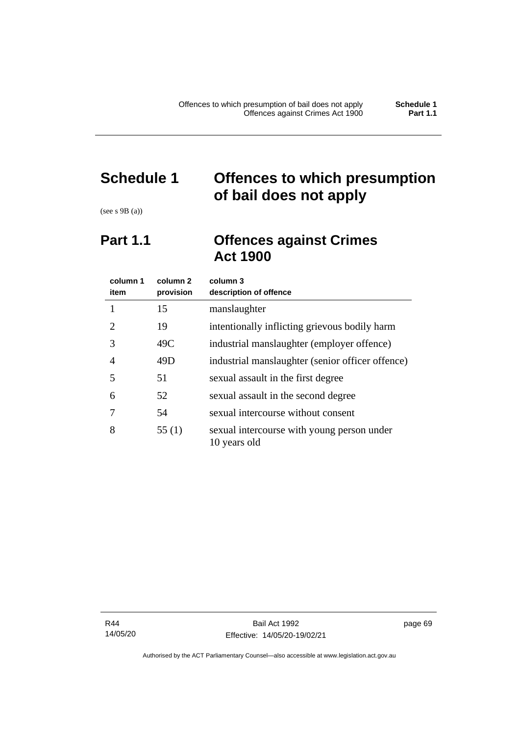# Schedule 1 Offences to which presumption of bail does not apply

(see s 9B (a))

## Part 1.1 Offences against Crimes Act 1900

| column 1<br>item | column 2<br>provision | column 3<br>description of offence |
|---|---|---|
| 1 | 15 | manslaughter |
| 2 | 19 | intentionally inflicting grievous bodily harm |
| 3 | 49C | industrial manslaughter (employer offence) |
| 4 | 49D | industrial manslaughter (senior officer offence) |
| 5 | 51 | sexual assault in the first degree |
| 6 | 52 | sexual assault in the second degree |
| 7 | 54 | sexual intercourse without consent |
| 8 | 55 (1) | sexual intercourse with young person under 10 years old |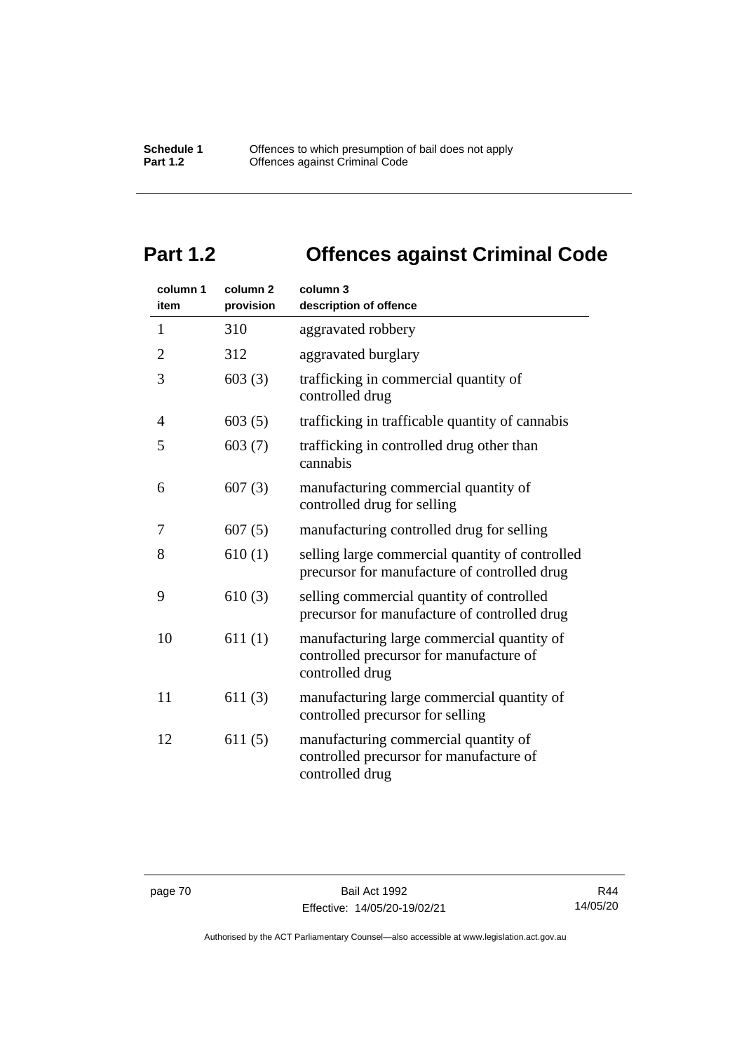## Part 1.2 Offences against Criminal Code

| column 1 item | column 2 provision | column 3 description of offence |
|---|---|---|
| 1 | 310 | aggravated robbery |
| 2 | 312 | aggravated burglary |
| 3 | 603 (3) | trafficking in commercial quantity of controlled drug |
| 4 | 603 (5) | trafficking in trafficable quantity of cannabis |
| 5 | 603 (7) | trafficking in controlled drug other than cannabis |
| 6 | 607 (3) | manufacturing commercial quantity of controlled drug for selling |
| 7 | 607 (5) | manufacturing controlled drug for selling |
| 8 | 610 (1) | selling large commercial quantity of controlled precursor for manufacture of controlled drug |
| 9 | 610 (3) | selling commercial quantity of controlled precursor for manufacture of controlled drug |
| 10 | 611 (1) | manufacturing large commercial quantity of controlled precursor for manufacture of controlled drug |
| 11 | 611 (3) | manufacturing large commercial quantity of controlled precursor for selling |
| 12 | 611 (5) | manufacturing commercial quantity of controlled precursor for manufacture of controlled drug |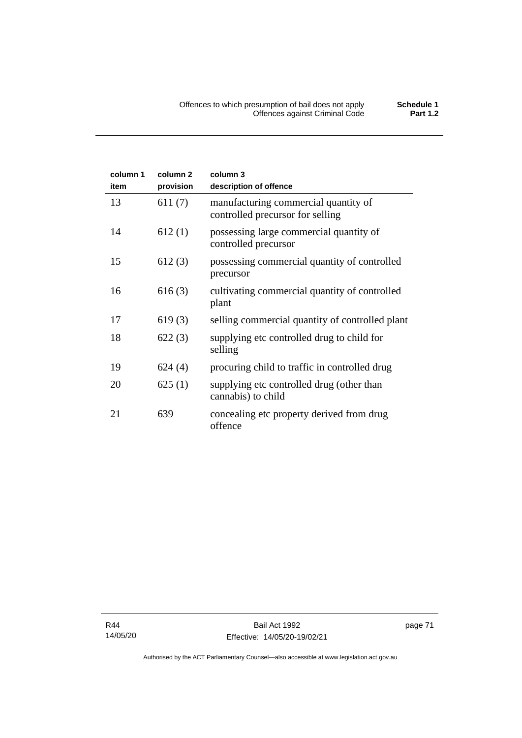| column 1 item | column 2 provision | column 3 description of offence |
|---|---|---|
| 13 | 611 (7) | manufacturing commercial quantity of controlled precursor for selling |
| 14 | 612 (1) | possessing large commercial quantity of controlled precursor |
| 15 | 612 (3) | possessing commercial quantity of controlled precursor |
| 16 | 616 (3) | cultivating commercial quantity of controlled plant |
| 17 | 619 (3) | selling commercial quantity of controlled plant |
| 18 | 622 (3) | supplying etc controlled drug to child for selling |
| 19 | 624 (4) | procuring child to traffic in controlled drug |
| 20 | 625 (1) | supplying etc controlled drug (other than cannabis) to child |
| 21 | 639 | concealing etc property derived from drug offence |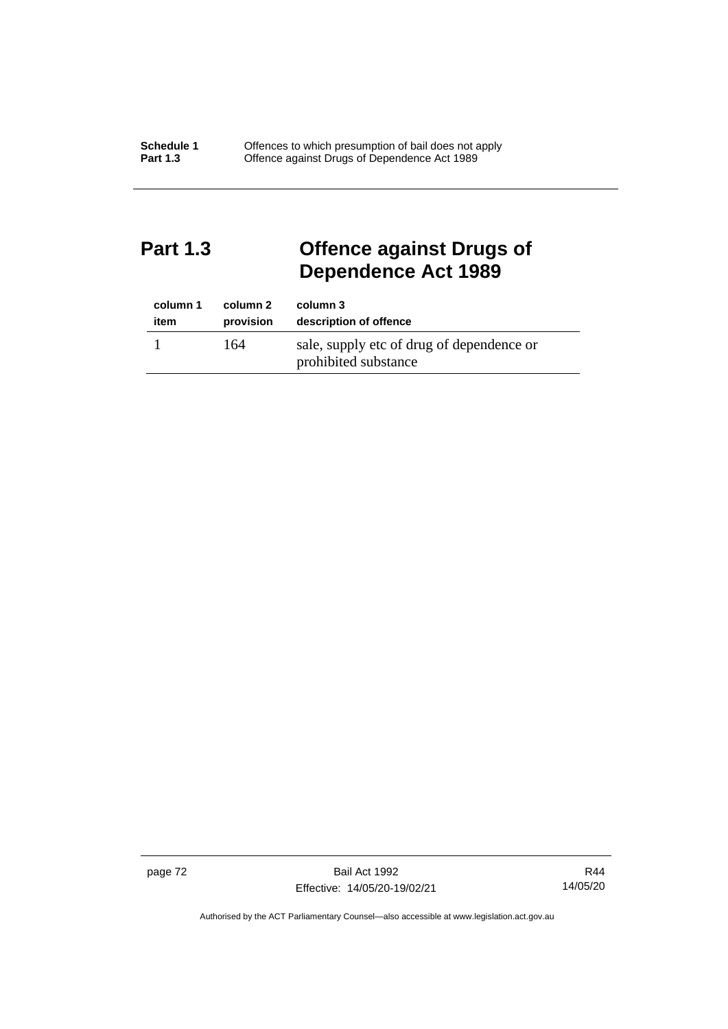## Part 1.3 Offence against Drugs of Dependence Act 1989

| column 1<br>item | column 2<br>provision | column 3<br>description of offence |
|---|---|---|
| 1 | 164 | sale, supply etc of drug of dependence or prohibited substance |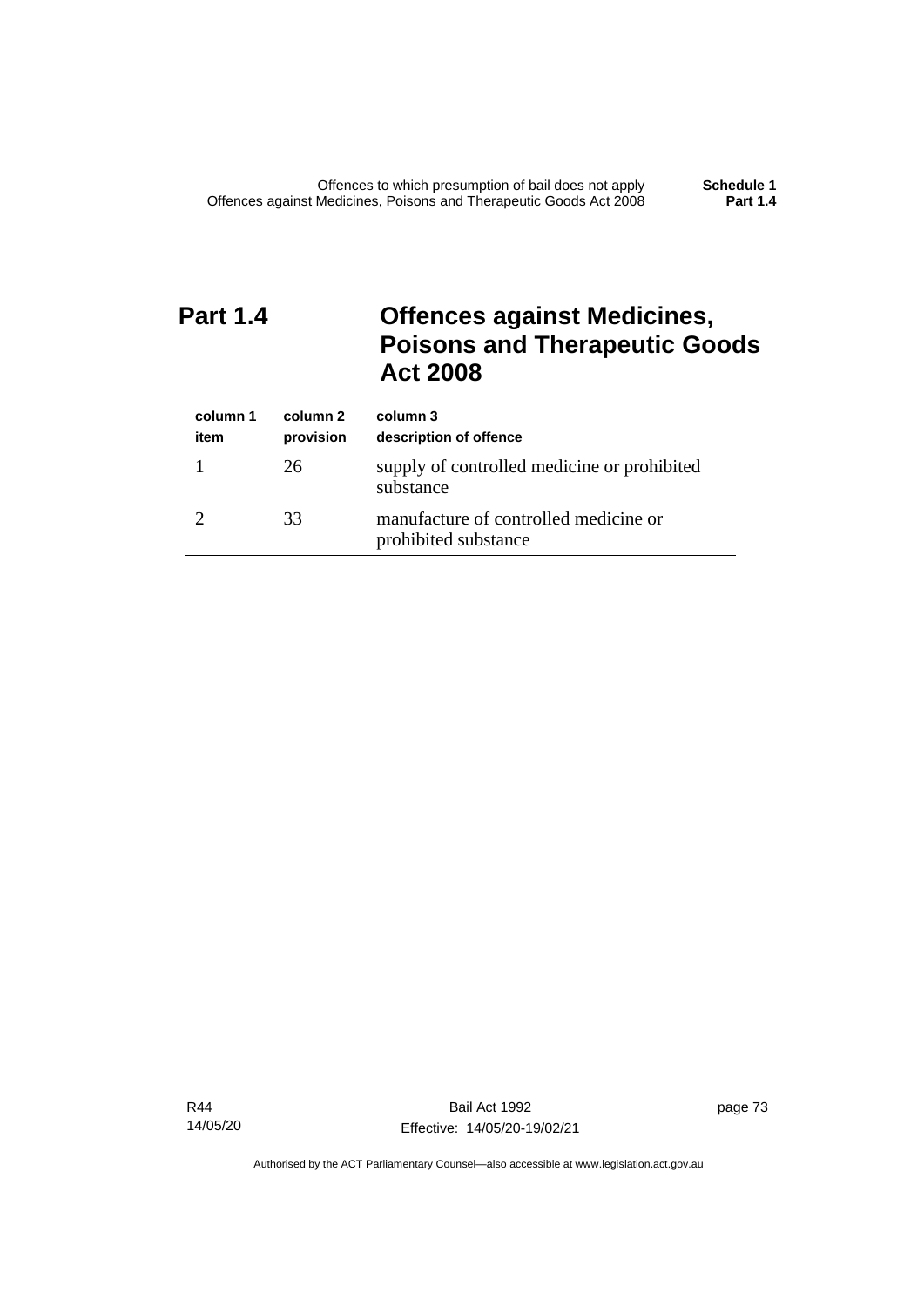# Part 1.4 Offences against Medicines, Poisons and Therapeutic Goods Act 2008

| column 1<br>item | column 2<br>provision | column 3<br>description of offence |
|---|---|---|
| 1 | 26 | supply of controlled medicine or prohibited substance |
| 2 | 33 | manufacture of controlled medicine or prohibited substance |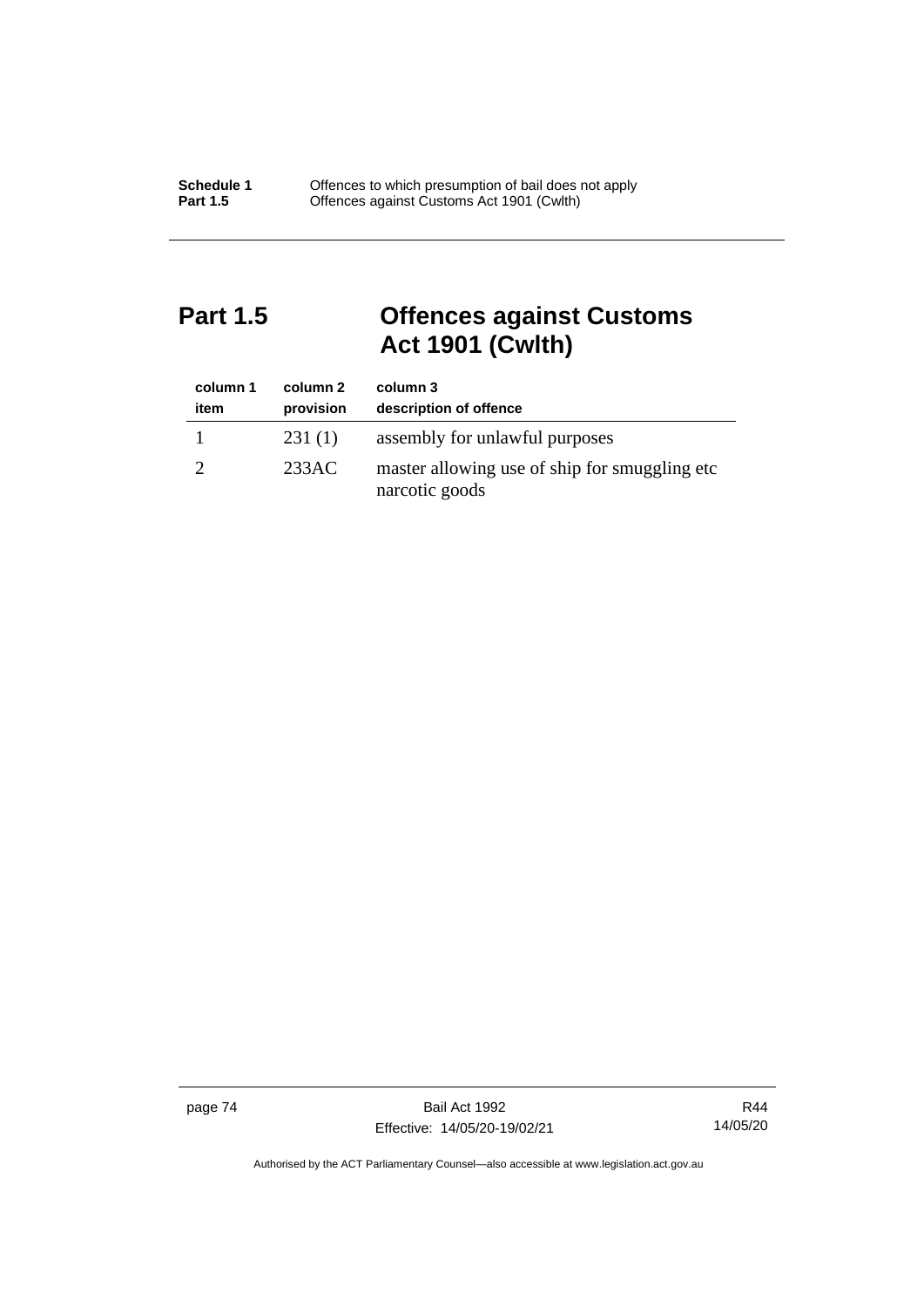# Part 1.5 Offences against Customs Act 1901 (Cwlth)

| column 1<br>item | column 2<br>provision | column 3<br>description of offence |
|---|---|---|
| 1 | 231 (1) | assembly for unlawful purposes |
| 2 | 233AC | master allowing use of ship for smuggling etc narcotic goods |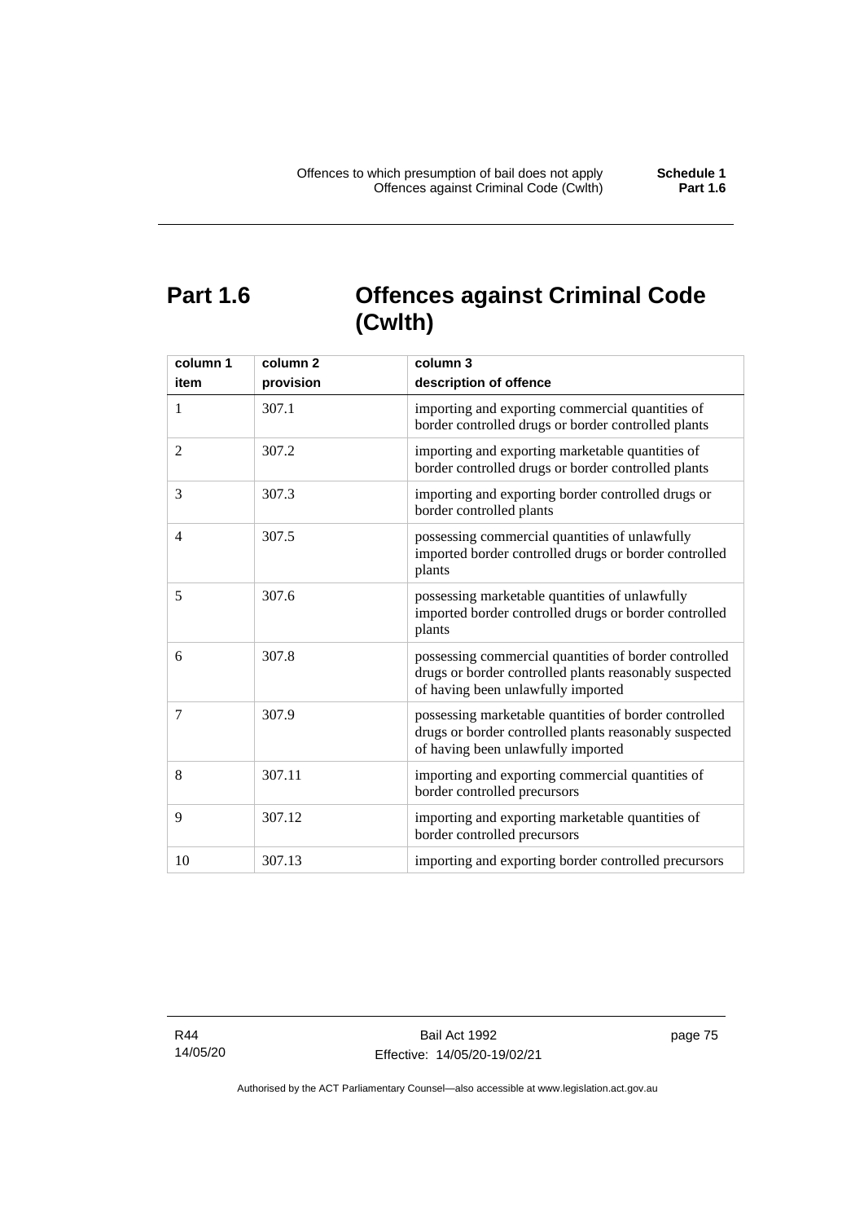# Part 1.6 Offences against Criminal Code (Cwlth)

| column 1<br>item | column 2<br>provision | column 3<br>description of offence |
|---|---|---|
| 1 | 307.1 | importing and exporting commercial quantities of border controlled drugs or border controlled plants |
| 2 | 307.2 | importing and exporting marketable quantities of border controlled drugs or border controlled plants |
| 3 | 307.3 | importing and exporting border controlled drugs or border controlled plants |
| 4 | 307.5 | possessing commercial quantities of unlawfully imported border controlled drugs or border controlled plants |
| 5 | 307.6 | possessing marketable quantities of unlawfully imported border controlled drugs or border controlled plants |
| 6 | 307.8 | possessing commercial quantities of border controlled drugs or border controlled plants reasonably suspected of having been unlawfully imported |
| 7 | 307.9 | possessing marketable quantities of border controlled drugs or border controlled plants reasonably suspected of having been unlawfully imported |
| 8 | 307.11 | importing and exporting commercial quantities of border controlled precursors |
| 9 | 307.12 | importing and exporting marketable quantities of border controlled precursors |
| 10 | 307.13 | importing and exporting border controlled precursors |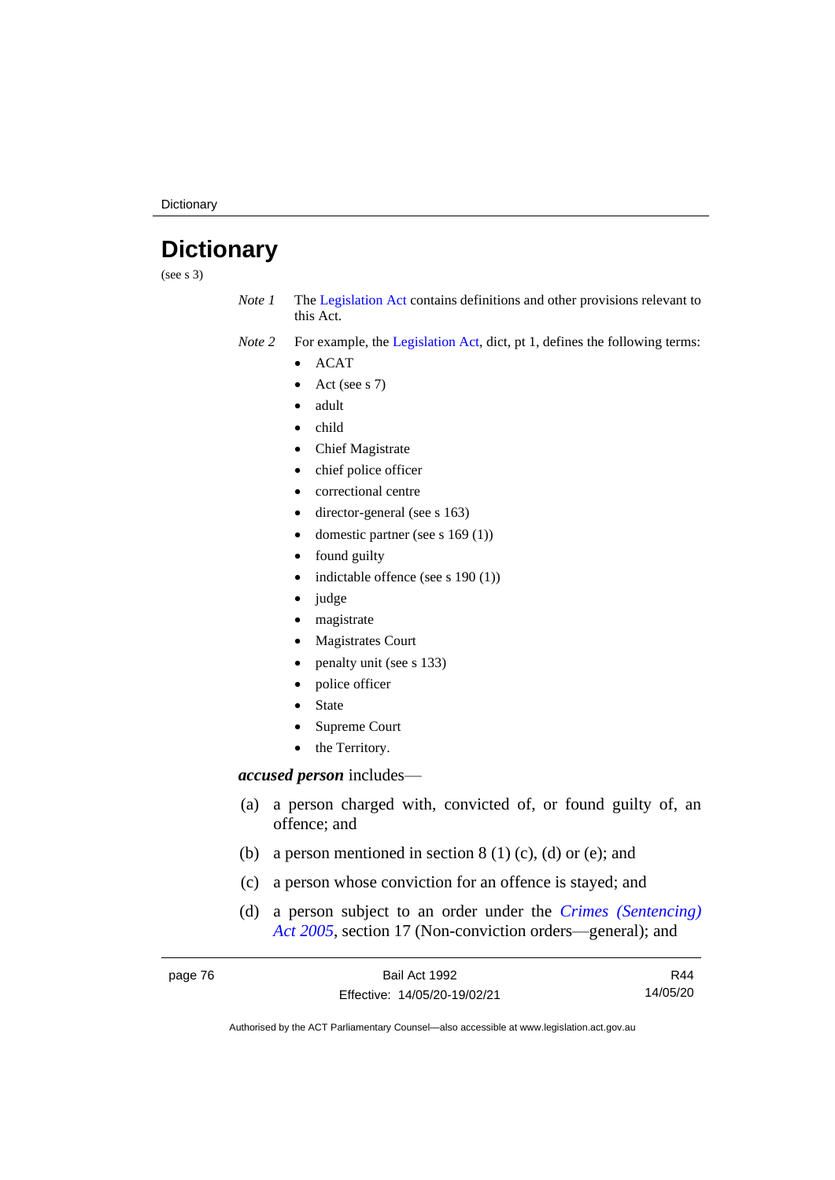# Dictionary

(see s 3)

*Note 1* The Legislation Act contains definitions and other provisions relevant to this Act.

*Note 2* For example, the Legislation Act, dict, pt 1, defines the following terms:

- ACAT
- Act (see s 7)
- adult
- child
- Chief Magistrate
- chief police officer
- correctional centre
- director-general (see s 163)
- domestic partner (see s 169 (1))
- found guilty
- indictable offence (see s 190 (1))
- judge
- magistrate
- Magistrates Court
- penalty unit (see s 133)
- police officer
- State
- Supreme Court
- the Territory.

***accused person*** includes—

(a) a person charged with, convicted of, or found guilty of, an offence; and

(b) a person mentioned in section 8 (1) (c), (d) or (e); and

(c) a person whose conviction for an offence is stayed; and

(d) a person subject to an order under the *Crimes (Sentencing) Act 2005*, section 17 (Non-conviction orders—general); and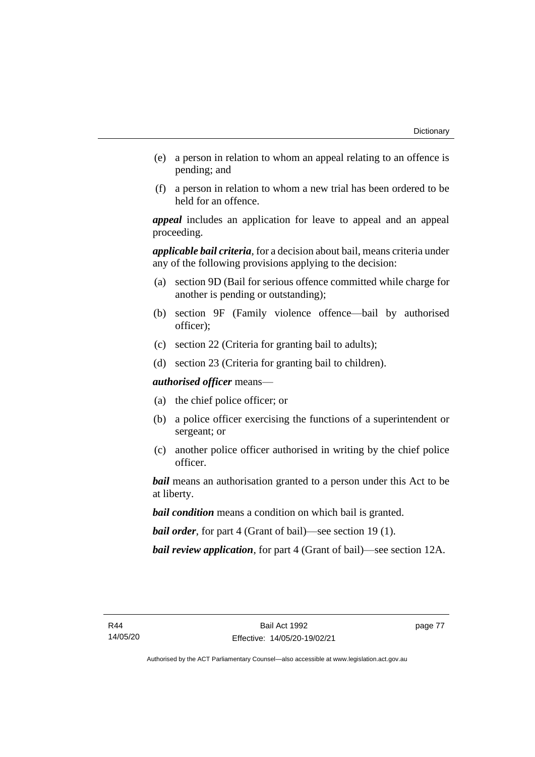(e) a person in relation to whom an appeal relating to an offence is pending; and

(f) a person in relation to whom a new trial has been ordered to be held for an offence.

***appeal*** includes an application for leave to appeal and an appeal proceeding.

***applicable bail criteria***, for a decision about bail, means criteria under any of the following provisions applying to the decision:

(a) section 9D (Bail for serious offence committed while charge for another is pending or outstanding);

(b) section 9F (Family violence offence—bail by authorised officer);

(c) section 22 (Criteria for granting bail to adults);

(d) section 23 (Criteria for granting bail to children).

***authorised officer*** means—

(a) the chief police officer; or

(b) a police officer exercising the functions of a superintendent or sergeant; or

(c) another police officer authorised in writing by the chief police officer.

***bail*** means an authorisation granted to a person under this Act to be at liberty.

***bail condition*** means a condition on which bail is granted.

***bail order***, for part 4 (Grant of bail)—see section 19 (1).

***bail review application***, for part 4 (Grant of bail)—see section 12A.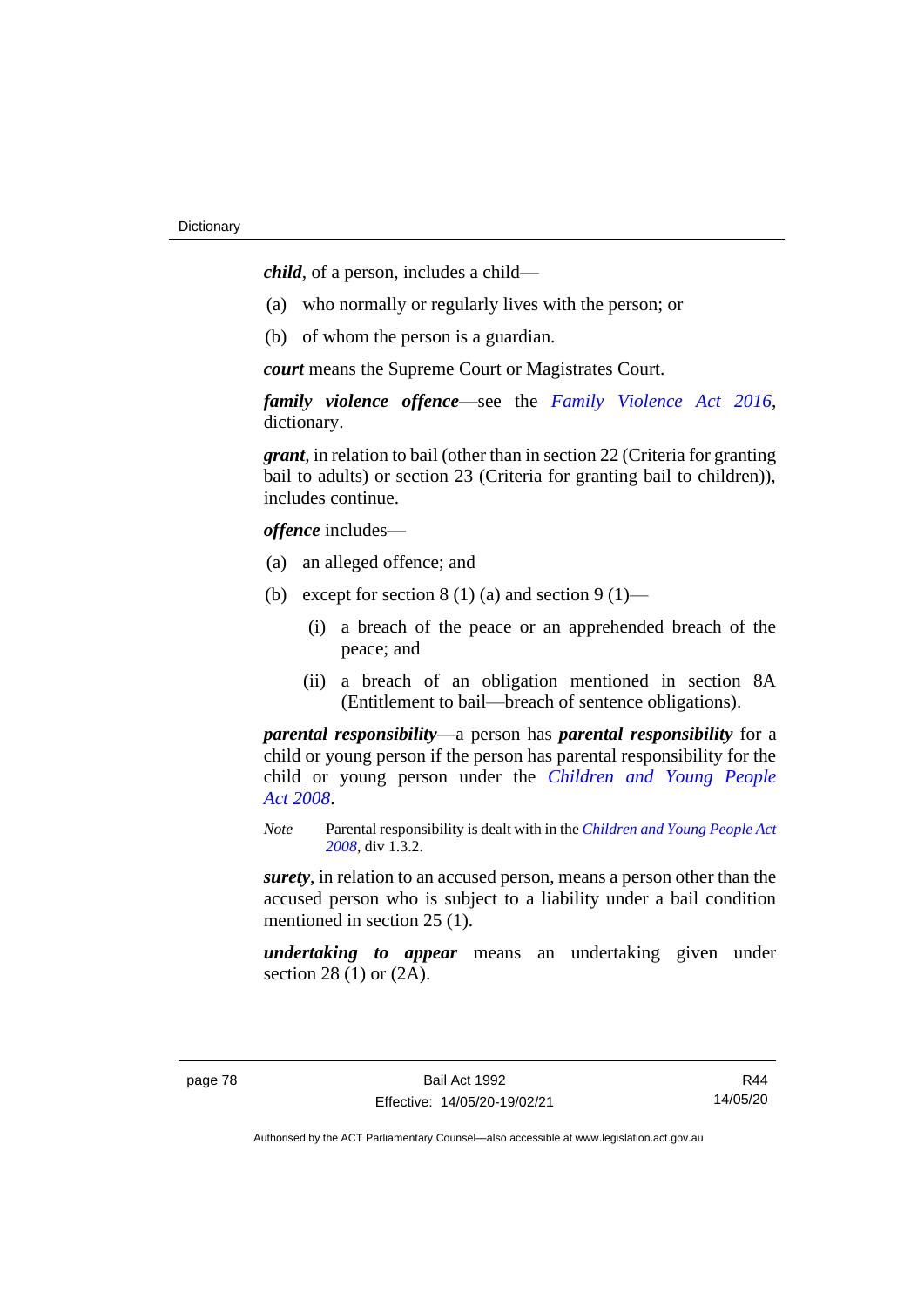***child***, of a person, includes a child—

(a) who normally or regularly lives with the person; or

(b) of whom the person is a guardian.

***court*** means the Supreme Court or Magistrates Court.

***family violence offence***—see the *Family Violence Act 2016*, dictionary.

***grant***, in relation to bail (other than in section 22 (Criteria for granting bail to adults) or section 23 (Criteria for granting bail to children)), includes continue.

***offence*** includes—

(a) an alleged offence; and

(b) except for section 8 (1) (a) and section 9 (1)—

  (i) a breach of the peace or an apprehended breach of the peace; and

  (ii) a breach of an obligation mentioned in section 8A (Entitlement to bail—breach of sentence obligations).

***parental responsibility***—a person has ***parental responsibility*** for a child or young person if the person has parental responsibility for the child or young person under the *Children and Young People Act 2008*.

*Note* Parental responsibility is dealt with in the *Children and Young People Act 2008*, div 1.3.2.

***surety***, in relation to an accused person, means a person other than the accused person who is subject to a liability under a bail condition mentioned in section 25 (1).

***undertaking to appear*** means an undertaking given under section 28 (1) or (2A).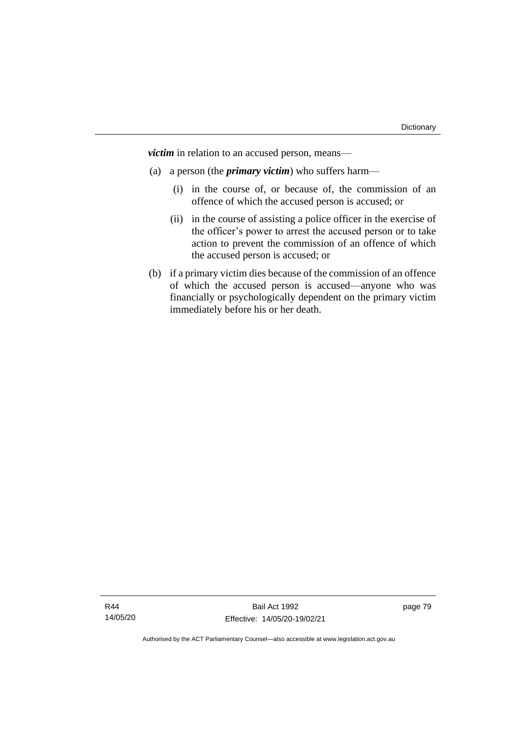***victim*** in relation to an accused person, means—

(a) a person (the ***primary victim***) who suffers harm—

  (i) in the course of, or because of, the commission of an offence of which the accused person is accused; or

  (ii) in the course of assisting a police officer in the exercise of the officer's power to arrest the accused person or to take action to prevent the commission of an offence of which the accused person is accused; or

(b) if a primary victim dies because of the commission of an offence of which the accused person is accused—anyone who was financially or psychologically dependent on the primary victim immediately before his or her death.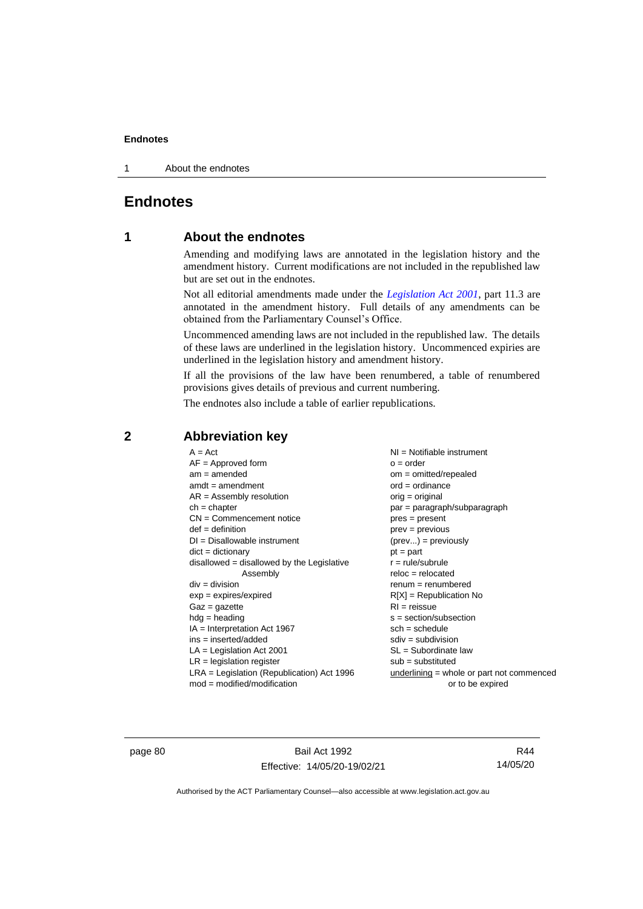# Endnotes

## 1 About the endnotes

Amending and modifying laws are annotated in the legislation history and the amendment history. Current modifications are not included in the republished law but are set out in the endnotes.

Not all editorial amendments made under the *Legislation Act 2001*, part 11.3 are annotated in the amendment history. Full details of any amendments can be obtained from the Parliamentary Counsel's Office.

Uncommenced amending laws are not included in the republished law. The details of these laws are underlined in the legislation history. Uncommenced expiries are underlined in the legislation history and amendment history.

If all the provisions of the law have been renumbered, a table of renumbered provisions gives details of previous and current numbering.

The endnotes also include a table of earlier republications.

## 2 Abbreviation key

A = Act
AF = Approved form
am = amended
amdt = amendment
AR = Assembly resolution
ch = chapter
CN = Commencement notice
def = definition
DI = Disallowable instrument
dict = dictionary
disallowed = disallowed by the Legislative Assembly
div = division
exp = expires/expired
Gaz = gazette
hdg = heading
IA = Interpretation Act 1967
ins = inserted/added
LA = Legislation Act 2001
LR = legislation register
LRA = Legislation (Republication) Act 1996
mod = modified/modification
NI = Notifiable instrument
o = order
om = omitted/repealed
ord = ordinance
orig = original
par = paragraph/subparagraph
pres = present
prev = previous
(prev...) = previously
pt = part
r = rule/subrule
reloc = relocated
renum = renumbered
R[X] = Republication No
RI = reissue
s = section/subsection
sch = schedule
sdiv = subdivision
SL = Subordinate law
sub = substituted
underlining = whole or part not commenced or to be expired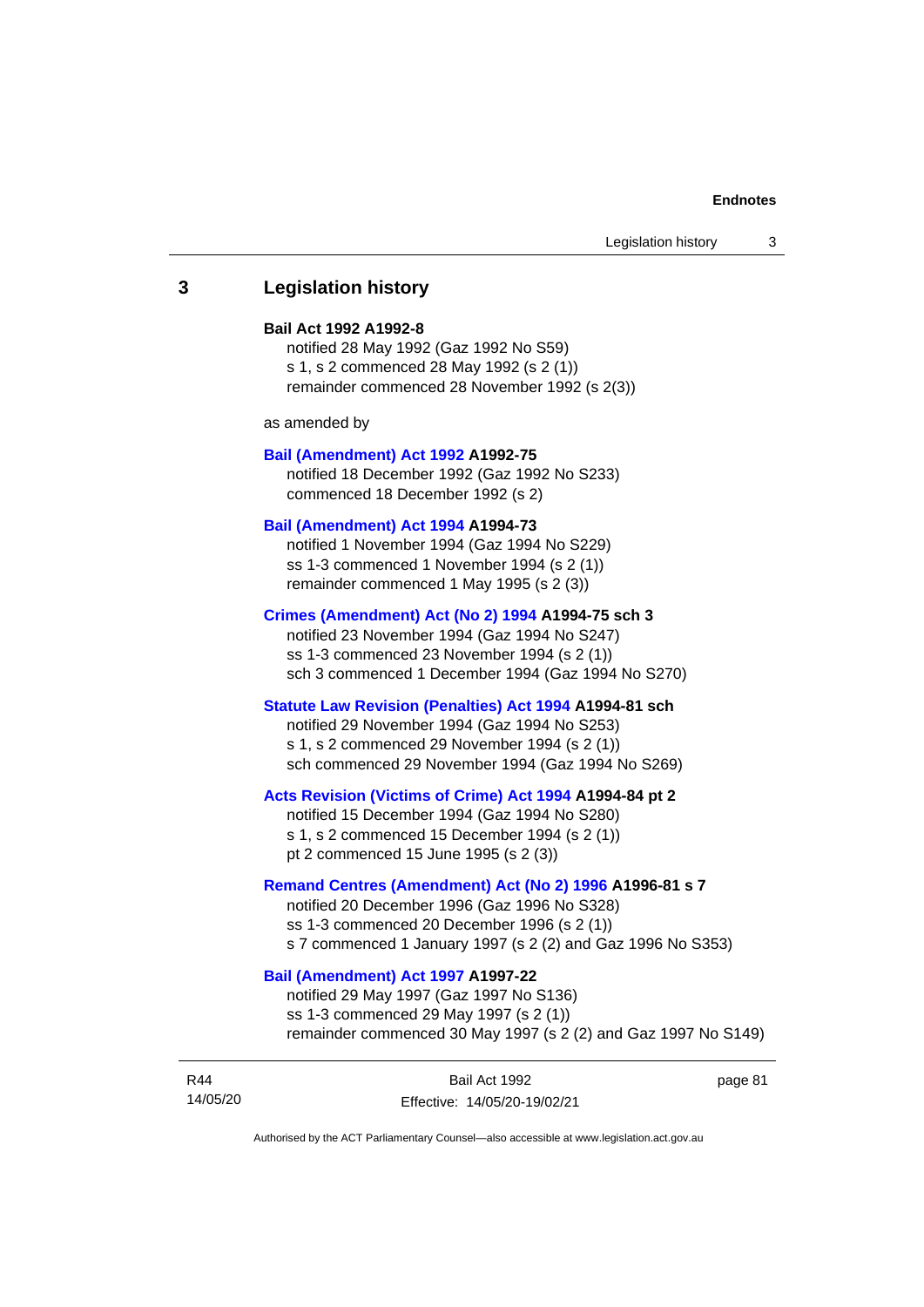## 3 Legislation history

**Bail Act 1992 A1992-8**

notified 28 May 1992 (Gaz 1992 No S59)
s 1, s 2 commenced 28 May 1992 (s 2 (1))
remainder commenced 28 November 1992 (s 2(3))

as amended by

**Bail (Amendment) Act 1992 A1992-75**

notified 18 December 1992 (Gaz 1992 No S233)
commenced 18 December 1992 (s 2)

**Bail (Amendment) Act 1994 A1994-73**

notified 1 November 1994 (Gaz 1994 No S229)
ss 1-3 commenced 1 November 1994 (s 2 (1))
remainder commenced 1 May 1995 (s 2 (3))

**Crimes (Amendment) Act (No 2) 1994 A1994-75 sch 3**

notified 23 November 1994 (Gaz 1994 No S247)
ss 1-3 commenced 23 November 1994 (s 2 (1))
sch 3 commenced 1 December 1994 (Gaz 1994 No S270)

**Statute Law Revision (Penalties) Act 1994 A1994-81 sch**

notified 29 November 1994 (Gaz 1994 No S253)
s 1, s 2 commenced 29 November 1994 (s 2 (1))
sch commenced 29 November 1994 (Gaz 1994 No S269)

**Acts Revision (Victims of Crime) Act 1994 A1994-84 pt 2**

notified 15 December 1994 (Gaz 1994 No S280)
s 1, s 2 commenced 15 December 1994 (s 2 (1))
pt 2 commenced 15 June 1995 (s 2 (3))

**Remand Centres (Amendment) Act (No 2) 1996 A1996-81 s 7**

notified 20 December 1996 (Gaz 1996 No S328)
ss 1-3 commenced 20 December 1996 (s 2 (1))
s 7 commenced 1 January 1997 (s 2 (2) and Gaz 1996 No S353)

**Bail (Amendment) Act 1997 A1997-22**

notified 29 May 1997 (Gaz 1997 No S136)
ss 1-3 commenced 29 May 1997 (s 2 (1))
remainder commenced 30 May 1997 (s 2 (2) and Gaz 1997 No S149)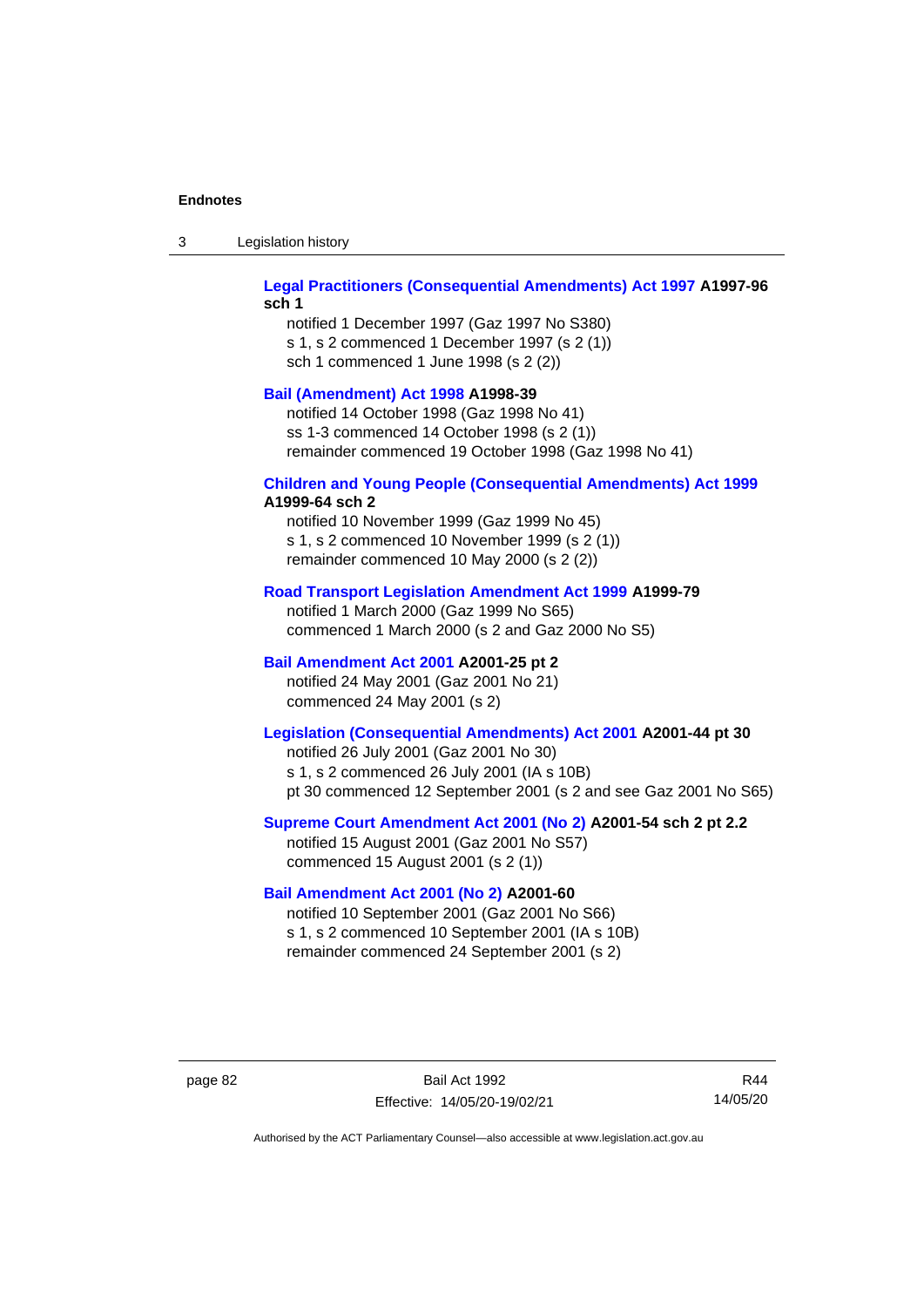**Legal Practitioners (Consequential Amendments) Act 1997 A1997-96 sch 1**

notified 1 December 1997 (Gaz 1997 No S380)
s 1, s 2 commenced 1 December 1997 (s 2 (1))
sch 1 commenced 1 June 1998 (s 2 (2))

**Bail (Amendment) Act 1998 A1998-39**

notified 14 October 1998 (Gaz 1998 No 41)
ss 1-3 commenced 14 October 1998 (s 2 (1))
remainder commenced 19 October 1998 (Gaz 1998 No 41)

**Children and Young People (Consequential Amendments) Act 1999 A1999-64 sch 2**

notified 10 November 1999 (Gaz 1999 No 45)
s 1, s 2 commenced 10 November 1999 (s 2 (1))
remainder commenced 10 May 2000 (s 2 (2))

**Road Transport Legislation Amendment Act 1999 A1999-79**

notified 1 March 2000 (Gaz 1999 No S65)
commenced 1 March 2000 (s 2 and Gaz 2000 No S5)

**Bail Amendment Act 2001 A2001-25 pt 2**

notified 24 May 2001 (Gaz 2001 No 21)
commenced 24 May 2001 (s 2)

**Legislation (Consequential Amendments) Act 2001 A2001-44 pt 30**

notified 26 July 2001 (Gaz 2001 No 30)
s 1, s 2 commenced 26 July 2001 (IA s 10B)
pt 30 commenced 12 September 2001 (s 2 and see Gaz 2001 No S65)

**Supreme Court Amendment Act 2001 (No 2) A2001-54 sch 2 pt 2.2**

notified 15 August 2001 (Gaz 2001 No S57)
commenced 15 August 2001 (s 2 (1))

**Bail Amendment Act 2001 (No 2) A2001-60**

notified 10 September 2001 (Gaz 2001 No S66)
s 1, s 2 commenced 10 September 2001 (IA s 10B)
remainder commenced 24 September 2001 (s 2)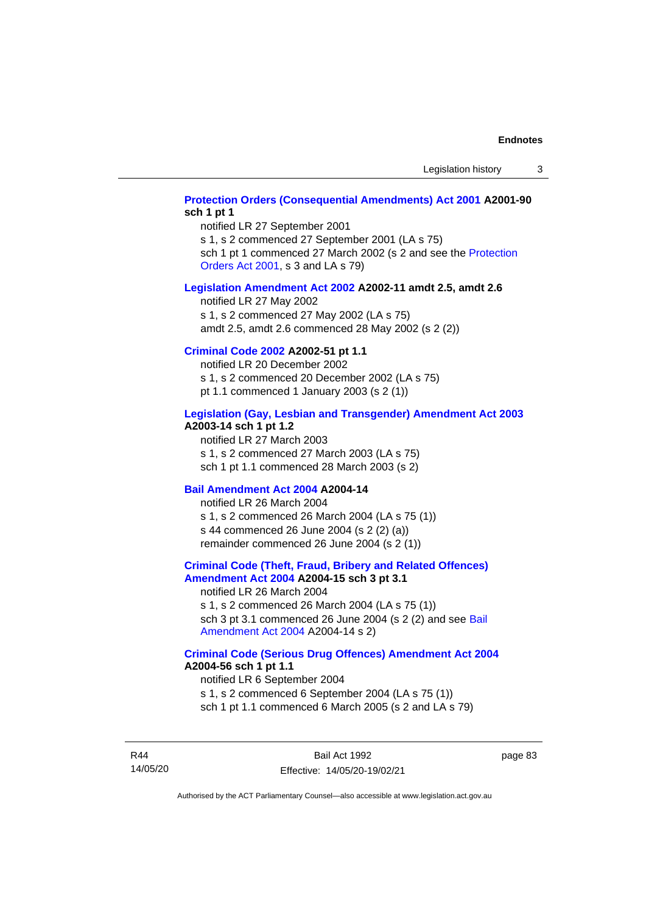**Protection Orders (Consequential Amendments) Act 2001 A2001-90 sch 1 pt 1**

notified LR 27 September 2001
s 1, s 2 commenced 27 September 2001 (LA s 75)
sch 1 pt 1 commenced 27 March 2002 (s 2 and see the Protection Orders Act 2001, s 3 and LA s 79)

**Legislation Amendment Act 2002 A2002-11 amdt 2.5, amdt 2.6**

notified LR 27 May 2002
s 1, s 2 commenced 27 May 2002 (LA s 75)
amdt 2.5, amdt 2.6 commenced 28 May 2002 (s 2 (2))

**Criminal Code 2002 A2002-51 pt 1.1**

notified LR 20 December 2002
s 1, s 2 commenced 20 December 2002 (LA s 75)
pt 1.1 commenced 1 January 2003 (s 2 (1))

**Legislation (Gay, Lesbian and Transgender) Amendment Act 2003 A2003-14 sch 1 pt 1.2**

notified LR 27 March 2003
s 1, s 2 commenced 27 March 2003 (LA s 75)
sch 1 pt 1.1 commenced 28 March 2003 (s 2)

**Bail Amendment Act 2004 A2004-14**

notified LR 26 March 2004
s 1, s 2 commenced 26 March 2004 (LA s 75 (1))
s 44 commenced 26 June 2004 (s 2 (2) (a))
remainder commenced 26 June 2004 (s 2 (1))

**Criminal Code (Theft, Fraud, Bribery and Related Offences) Amendment Act 2004 A2004-15 sch 3 pt 3.1**

notified LR 26 March 2004
s 1, s 2 commenced 26 March 2004 (LA s 75 (1))
sch 3 pt 3.1 commenced 26 June 2004 (s 2 (2) and see Bail Amendment Act 2004 A2004-14 s 2)

**Criminal Code (Serious Drug Offences) Amendment Act 2004 A2004-56 sch 1 pt 1.1**

notified LR 6 September 2004
s 1, s 2 commenced 6 September 2004 (LA s 75 (1))
sch 1 pt 1.1 commenced 6 March 2005 (s 2 and LA s 79)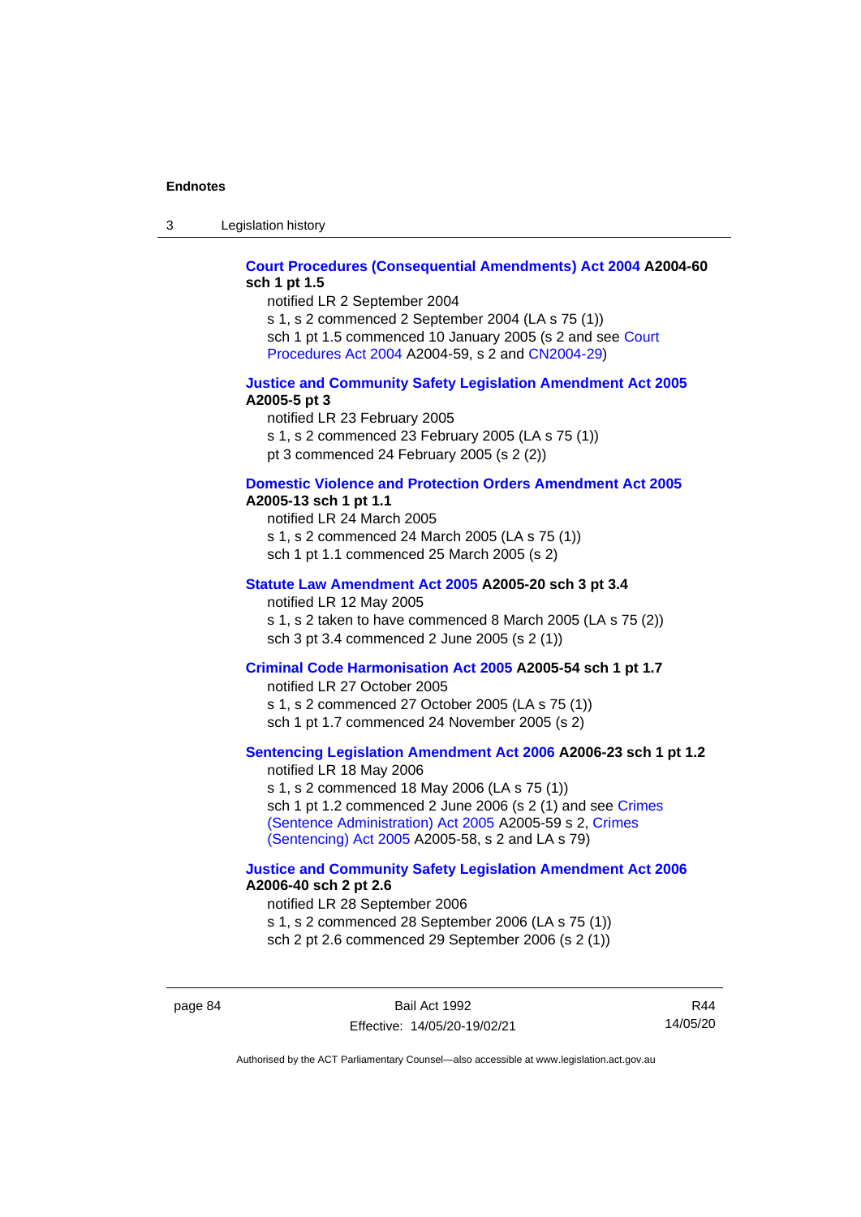**Court Procedures (Consequential Amendments) Act 2004 A2004-60 sch 1 pt 1.5**

notified LR 2 September 2004

s 1, s 2 commenced 2 September 2004 (LA s 75 (1))

sch 1 pt 1.5 commenced 10 January 2005 (s 2 and see Court Procedures Act 2004 A2004-59, s 2 and CN2004-29)

**Justice and Community Safety Legislation Amendment Act 2005 A2005-5 pt 3**

notified LR 23 February 2005

s 1, s 2 commenced 23 February 2005 (LA s 75 (1))

pt 3 commenced 24 February 2005 (s 2 (2))

**Domestic Violence and Protection Orders Amendment Act 2005 A2005-13 sch 1 pt 1.1**

notified LR 24 March 2005

s 1, s 2 commenced 24 March 2005 (LA s 75 (1))

sch 1 pt 1.1 commenced 25 March 2005 (s 2)

**Statute Law Amendment Act 2005 A2005-20 sch 3 pt 3.4**

notified LR 12 May 2005

s 1, s 2 taken to have commenced 8 March 2005 (LA s 75 (2))

sch 3 pt 3.4 commenced 2 June 2005 (s 2 (1))

**Criminal Code Harmonisation Act 2005 A2005-54 sch 1 pt 1.7**

notified LR 27 October 2005

s 1, s 2 commenced 27 October 2005 (LA s 75 (1))

sch 1 pt 1.7 commenced 24 November 2005 (s 2)

**Sentencing Legislation Amendment Act 2006 A2006-23 sch 1 pt 1.2**

notified LR 18 May 2006

s 1, s 2 commenced 18 May 2006 (LA s 75 (1))

sch 1 pt 1.2 commenced 2 June 2006 (s 2 (1) and see Crimes (Sentence Administration) Act 2005 A2005-59 s 2, Crimes (Sentencing) Act 2005 A2005-58, s 2 and LA s 79)

**Justice and Community Safety Legislation Amendment Act 2006 A2006-40 sch 2 pt 2.6**

notified LR 28 September 2006

s 1, s 2 commenced 28 September 2006 (LA s 75 (1))

sch 2 pt 2.6 commenced 29 September 2006 (s 2 (1))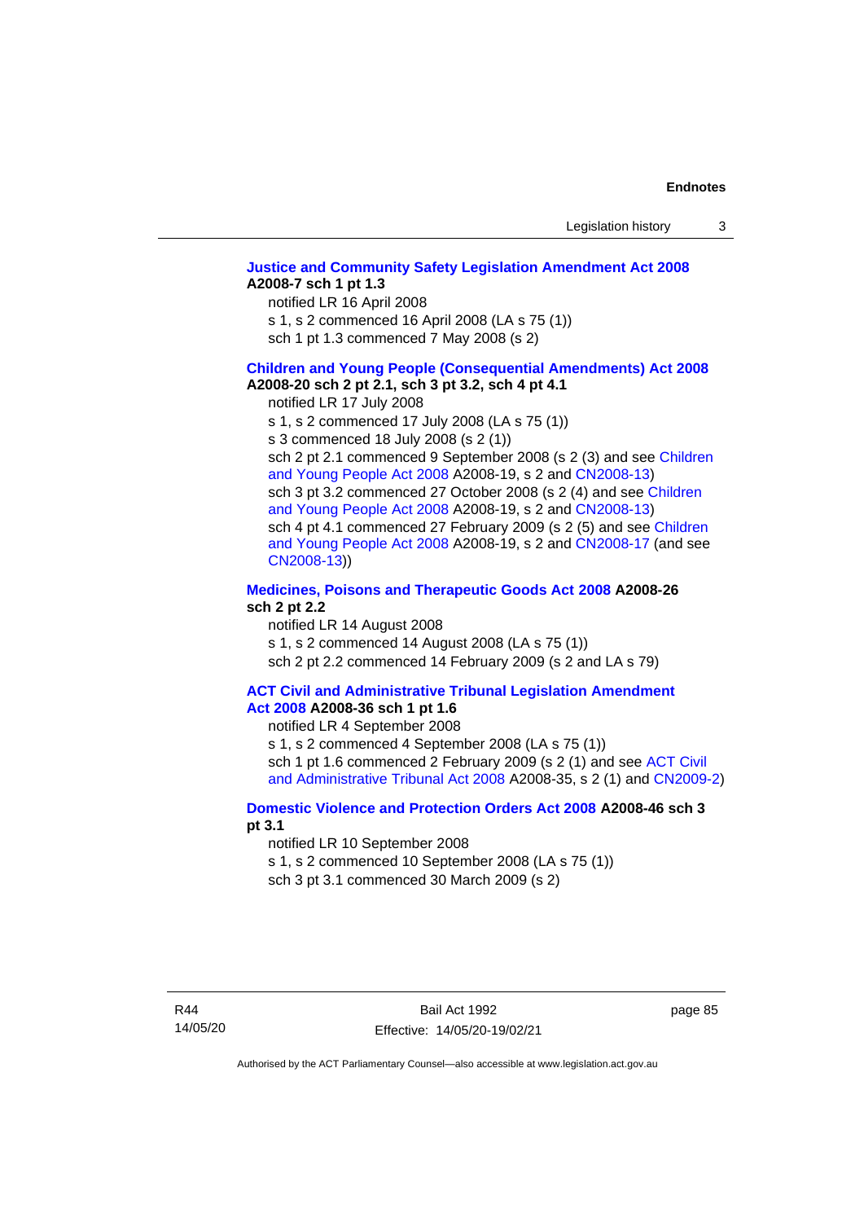**Justice and Community Safety Legislation Amendment Act 2008 A2008-7 sch 1 pt 1.3**

notified LR 16 April 2008

s 1, s 2 commenced 16 April 2008 (LA s 75 (1))

sch 1 pt 1.3 commenced 7 May 2008 (s 2)

**Children and Young People (Consequential Amendments) Act 2008 A2008-20 sch 2 pt 2.1, sch 3 pt 3.2, sch 4 pt 4.1**

notified LR 17 July 2008

s 1, s 2 commenced 17 July 2008 (LA s 75 (1))

s 3 commenced 18 July 2008 (s 2 (1))

sch 2 pt 2.1 commenced 9 September 2008 (s 2 (3) and see Children and Young People Act 2008 A2008-19, s 2 and CN2008-13)

sch 3 pt 3.2 commenced 27 October 2008 (s 2 (4) and see Children and Young People Act 2008 A2008-19, s 2 and CN2008-13)

sch 4 pt 4.1 commenced 27 February 2009 (s 2 (5) and see Children and Young People Act 2008 A2008-19, s 2 and CN2008-17 (and see CN2008-13))

**Medicines, Poisons and Therapeutic Goods Act 2008 A2008-26 sch 2 pt 2.2**

notified LR 14 August 2008

s 1, s 2 commenced 14 August 2008 (LA s 75 (1))

sch 2 pt 2.2 commenced 14 February 2009 (s 2 and LA s 79)

**ACT Civil and Administrative Tribunal Legislation Amendment Act 2008 A2008-36 sch 1 pt 1.6**

notified LR 4 September 2008

s 1, s 2 commenced 4 September 2008 (LA s 75 (1))

sch 1 pt 1.6 commenced 2 February 2009 (s 2 (1) and see ACT Civil and Administrative Tribunal Act 2008 A2008-35, s 2 (1) and CN2009-2)

**Domestic Violence and Protection Orders Act 2008 A2008-46 sch 3 pt 3.1**

notified LR 10 September 2008

s 1, s 2 commenced 10 September 2008 (LA s 75 (1))

sch 3 pt 3.1 commenced 30 March 2009 (s 2)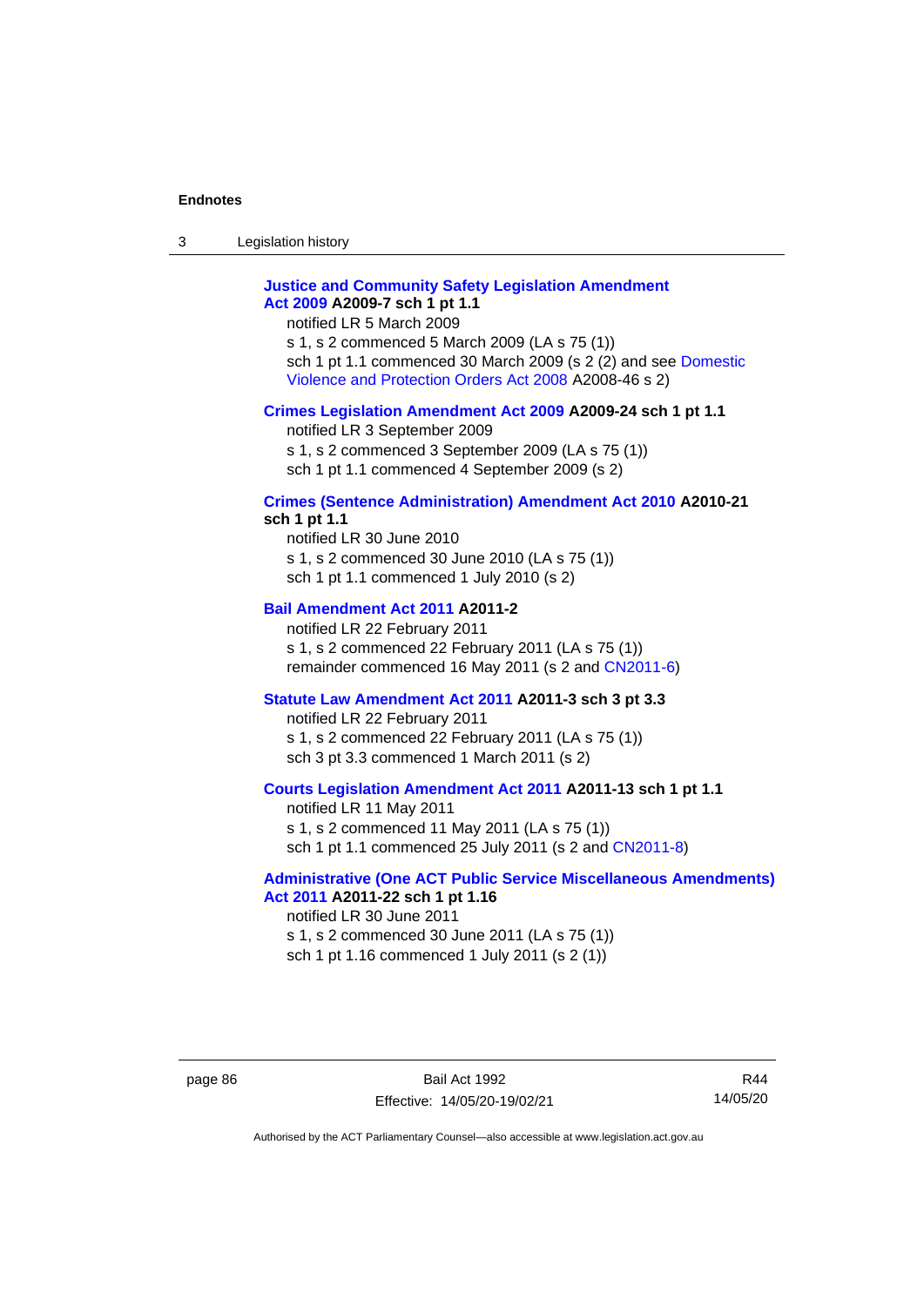**Justice and Community Safety Legislation Amendment Act 2009 A2009-7 sch 1 pt 1.1**

notified LR 5 March 2009

s 1, s 2 commenced 5 March 2009 (LA s 75 (1))

sch 1 pt 1.1 commenced 30 March 2009 (s 2 (2) and see Domestic Violence and Protection Orders Act 2008 A2008-46 s 2)

**Crimes Legislation Amendment Act 2009 A2009-24 sch 1 pt 1.1**

notified LR 3 September 2009

s 1, s 2 commenced 3 September 2009 (LA s 75 (1))

sch 1 pt 1.1 commenced 4 September 2009 (s 2)

**Crimes (Sentence Administration) Amendment Act 2010 A2010-21 sch 1 pt 1.1**

notified LR 30 June 2010

s 1, s 2 commenced 30 June 2010 (LA s 75 (1))

sch 1 pt 1.1 commenced 1 July 2010 (s 2)

**Bail Amendment Act 2011 A2011-2**

notified LR 22 February 2011

s 1, s 2 commenced 22 February 2011 (LA s 75 (1))

remainder commenced 16 May 2011 (s 2 and CN2011-6)

**Statute Law Amendment Act 2011 A2011-3 sch 3 pt 3.3**

notified LR 22 February 2011

s 1, s 2 commenced 22 February 2011 (LA s 75 (1))

sch 3 pt 3.3 commenced 1 March 2011 (s 2)

**Courts Legislation Amendment Act 2011 A2011-13 sch 1 pt 1.1**

notified LR 11 May 2011

s 1, s 2 commenced 11 May 2011 (LA s 75 (1))

sch 1 pt 1.1 commenced 25 July 2011 (s 2 and CN2011-8)

**Administrative (One ACT Public Service Miscellaneous Amendments) Act 2011 A2011-22 sch 1 pt 1.16**

notified LR 30 June 2011

s 1, s 2 commenced 30 June 2011 (LA s 75 (1))

sch 1 pt 1.16 commenced 1 July 2011 (s 2 (1))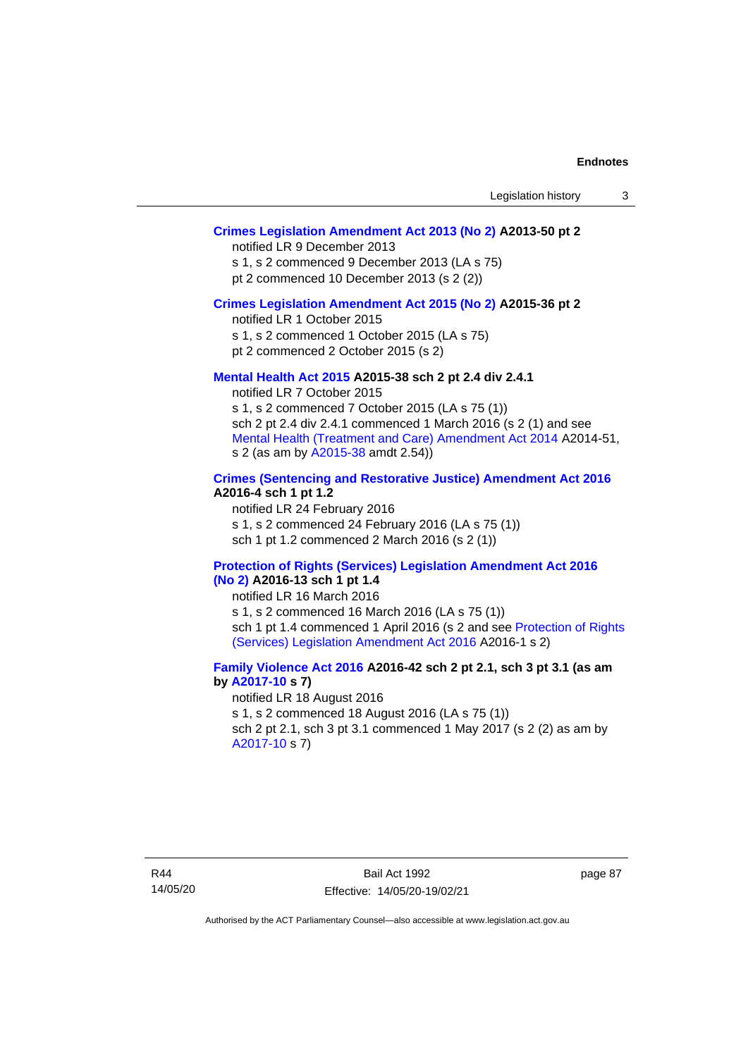**Crimes Legislation Amendment Act 2013 (No 2) A2013-50 pt 2**

notified LR 9 December 2013

s 1, s 2 commenced 9 December 2013 (LA s 75)

pt 2 commenced 10 December 2013 (s 2 (2))

**Crimes Legislation Amendment Act 2015 (No 2) A2015-36 pt 2**

notified LR 1 October 2015

s 1, s 2 commenced 1 October 2015 (LA s 75)

pt 2 commenced 2 October 2015 (s 2)

**Mental Health Act 2015 A2015-38 sch 2 pt 2.4 div 2.4.1**

notified LR 7 October 2015

s 1, s 2 commenced 7 October 2015 (LA s 75 (1))

sch 2 pt 2.4 div 2.4.1 commenced 1 March 2016 (s 2 (1) and see Mental Health (Treatment and Care) Amendment Act 2014 A2014-51, s 2 (as am by A2015-38 amdt 2.54))

**Crimes (Sentencing and Restorative Justice) Amendment Act 2016 A2016-4 sch 1 pt 1.2**

notified LR 24 February 2016

s 1, s 2 commenced 24 February 2016 (LA s 75 (1))

sch 1 pt 1.2 commenced 2 March 2016 (s 2 (1))

**Protection of Rights (Services) Legislation Amendment Act 2016 (No 2) A2016-13 sch 1 pt 1.4**

notified LR 16 March 2016

s 1, s 2 commenced 16 March 2016 (LA s 75 (1))

sch 1 pt 1.4 commenced 1 April 2016 (s 2 and see Protection of Rights (Services) Legislation Amendment Act 2016 A2016-1 s 2)

**Family Violence Act 2016 A2016-42 sch 2 pt 2.1, sch 3 pt 3.1 (as am by A2017-10 s 7)**

notified LR 18 August 2016

s 1, s 2 commenced 18 August 2016 (LA s 75 (1))

sch 2 pt 2.1, sch 3 pt 3.1 commenced 1 May 2017 (s 2 (2) as am by A2017-10 s 7)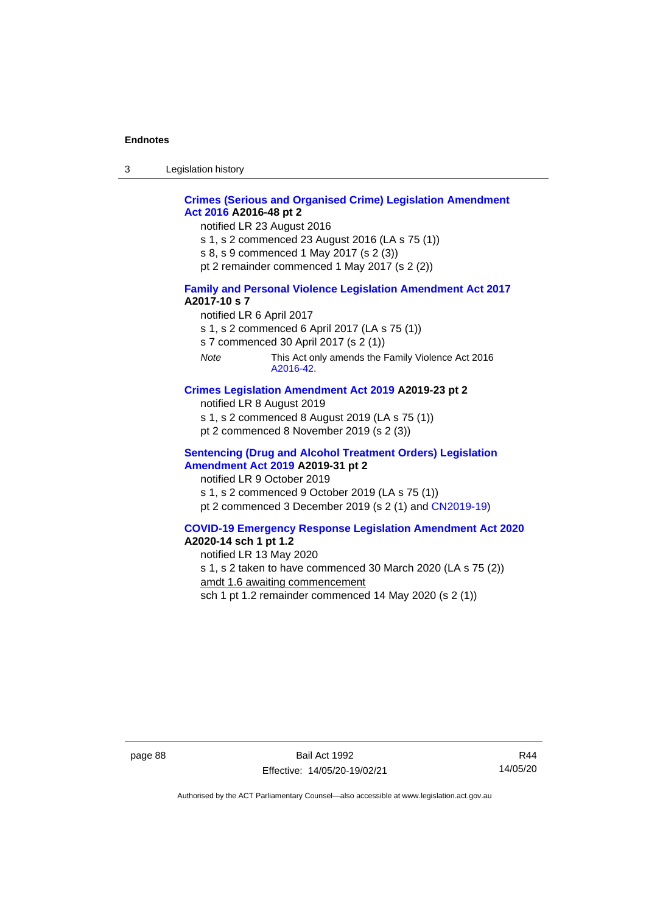**Crimes (Serious and Organised Crime) Legislation Amendment Act 2016 A2016-48 pt 2**

notified LR 23 August 2016

s 1, s 2 commenced 23 August 2016 (LA s 75 (1))

s 8, s 9 commenced 1 May 2017 (s 2 (3))

pt 2 remainder commenced 1 May 2017 (s 2 (2))

**Family and Personal Violence Legislation Amendment Act 2017 A2017-10 s 7**

notified LR 6 April 2017

s 1, s 2 commenced 6 April 2017 (LA s 75 (1))

s 7 commenced 30 April 2017 (s 2 (1))

*Note* This Act only amends the Family Violence Act 2016 A2016-42.

**Crimes Legislation Amendment Act 2019 A2019-23 pt 2**

notified LR 8 August 2019

s 1, s 2 commenced 8 August 2019 (LA s 75 (1))

pt 2 commenced 8 November 2019 (s 2 (3))

**Sentencing (Drug and Alcohol Treatment Orders) Legislation Amendment Act 2019 A2019-31 pt 2**

notified LR 9 October 2019

s 1, s 2 commenced 9 October 2019 (LA s 75 (1))

pt 2 commenced 3 December 2019 (s 2 (1) and CN2019-19)

**COVID-19 Emergency Response Legislation Amendment Act 2020 A2020-14 sch 1 pt 1.2**

notified LR 13 May 2020

s 1, s 2 taken to have commenced 30 March 2020 (LA s 75 (2))

amdt 1.6 awaiting commencement

sch 1 pt 1.2 remainder commenced 14 May 2020 (s 2 (1))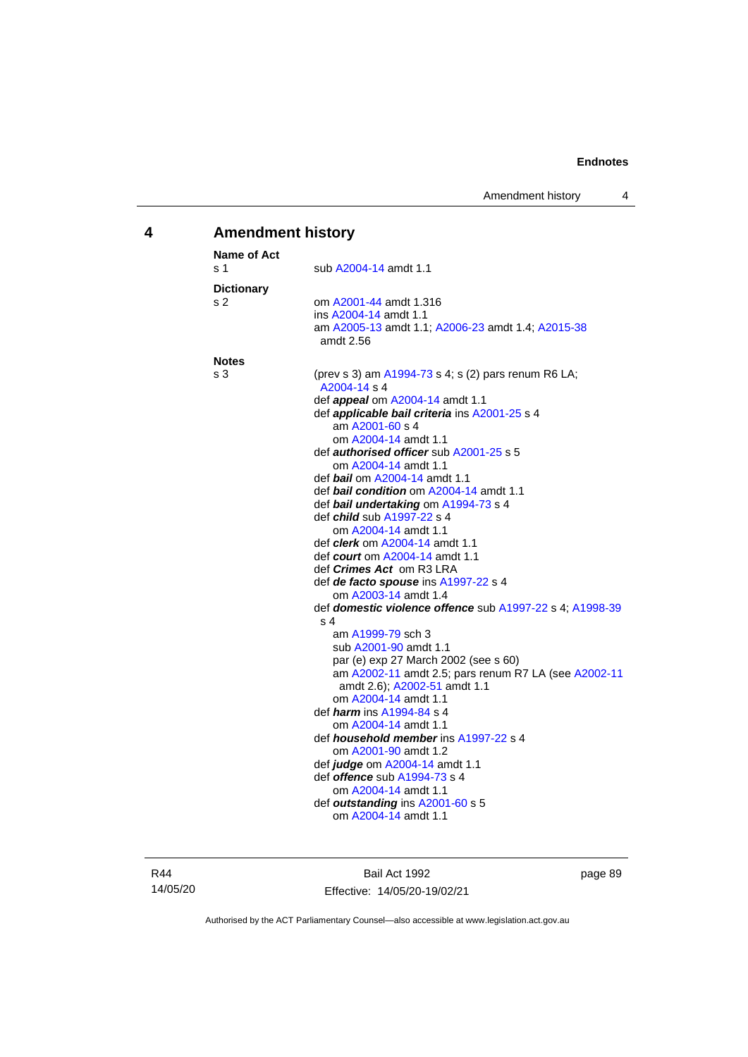## 4 Amendment history

**Name of Act**

s 1 — sub A2004-14 amdt 1.1

**Dictionary**

s 2 — om A2001-44 amdt 1.316
ins A2004-14 amdt 1.1
am A2005-13 amdt 1.1; A2006-23 amdt 1.4; A2015-38 amdt 2.56

**Notes**

s 3 — (prev s 3) am A1994-73 s 4; s (2) pars renum R6 LA; A2004-14 s 4

def ***appeal*** om A2004-14 amdt 1.1
def ***applicable bail criteria*** ins A2001-25 s 4
  am A2001-60 s 4
  om A2004-14 amdt 1.1
def ***authorised officer*** sub A2001-25 s 5
  om A2004-14 amdt 1.1
def ***bail*** om A2004-14 amdt 1.1
def ***bail condition*** om A2004-14 amdt 1.1
def ***bail undertaking*** om A1994-73 s 4
def ***child*** sub A1997-22 s 4
  om A2004-14 amdt 1.1
def ***clerk*** om A2004-14 amdt 1.1
def ***court*** om A2004-14 amdt 1.1
def ***Crimes Act*** om R3 LRA
def ***de facto spouse*** ins A1997-22 s 4
  om A2003-14 amdt 1.4
def ***domestic violence offence*** sub A1997-22 s 4; A1998-39 s 4
  am A1999-79 sch 3
  sub A2001-90 amdt 1.1
  par (e) exp 27 March 2002 (see s 60)
  am A2002-11 amdt 2.5; pars renum R7 LA (see A2002-11 amdt 2.6); A2002-51 amdt 1.1
  om A2004-14 amdt 1.1
def ***harm*** ins A1994-84 s 4
  om A2004-14 amdt 1.1
def ***household member*** ins A1997-22 s 4
  om A2001-90 amdt 1.2
def ***judge*** om A2004-14 amdt 1.1
def ***offence*** sub A1994-73 s 4
  om A2004-14 amdt 1.1
def ***outstanding*** ins A2001-60 s 5
  om A2004-14 amdt 1.1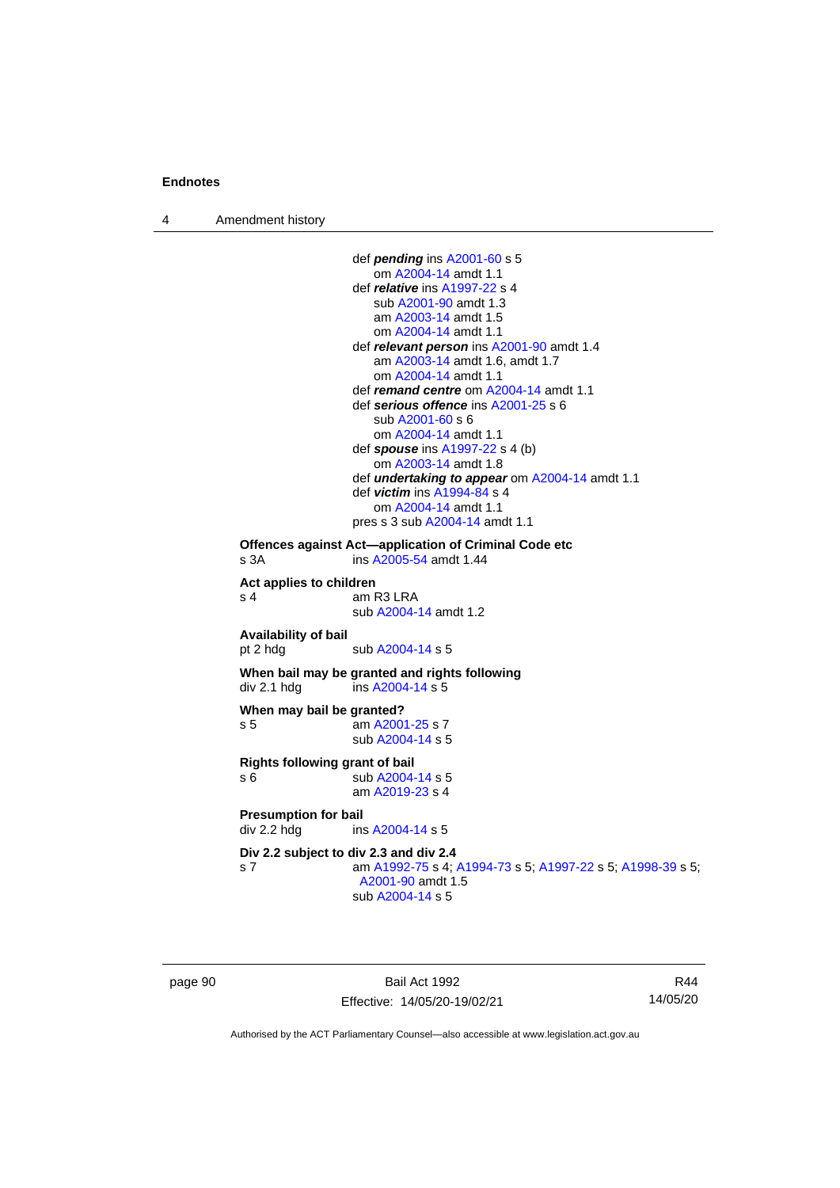def ***pending*** ins A2001-60 s 5
om A2004-14 amdt 1.1
def ***relative*** ins A1997-22 s 4
sub A2001-90 amdt 1.3
am A2003-14 amdt 1.5
om A2004-14 amdt 1.1
def ***relevant person*** ins A2001-90 amdt 1.4
am A2003-14 amdt 1.6, amdt 1.7
om A2004-14 amdt 1.1
def ***remand centre*** om A2004-14 amdt 1.1
def ***serious offence*** ins A2001-25 s 6
sub A2001-60 s 6
om A2004-14 amdt 1.1
def ***spouse*** ins A1997-22 s 4 (b)
om A2003-14 amdt 1.8
def ***undertaking to appear*** om A2004-14 amdt 1.1
def ***victim*** ins A1994-84 s 4
om A2004-14 amdt 1.1
pres s 3 sub A2004-14 amdt 1.1

**Offences against Act—application of Criminal Code etc**
s 3A ins A2005-54 amdt 1.44

**Act applies to children**
s 4 am R3 LRA
sub A2004-14 amdt 1.2

**Availability of bail**
pt 2 hdg sub A2004-14 s 5

**When bail may be granted and rights following**
div 2.1 hdg ins A2004-14 s 5

**When may bail be granted?**
s 5 am A2001-25 s 7
sub A2004-14 s 5

**Rights following grant of bail**
s 6 sub A2004-14 s 5
am A2019-23 s 4

**Presumption for bail**
div 2.2 hdg ins A2004-14 s 5

**Div 2.2 subject to div 2.3 and div 2.4**
s 7 am A1992-75 s 4; A1994-73 s 5; A1997-22 s 5; A1998-39 s 5; A2001-90 amdt 1.5
sub A2004-14 s 5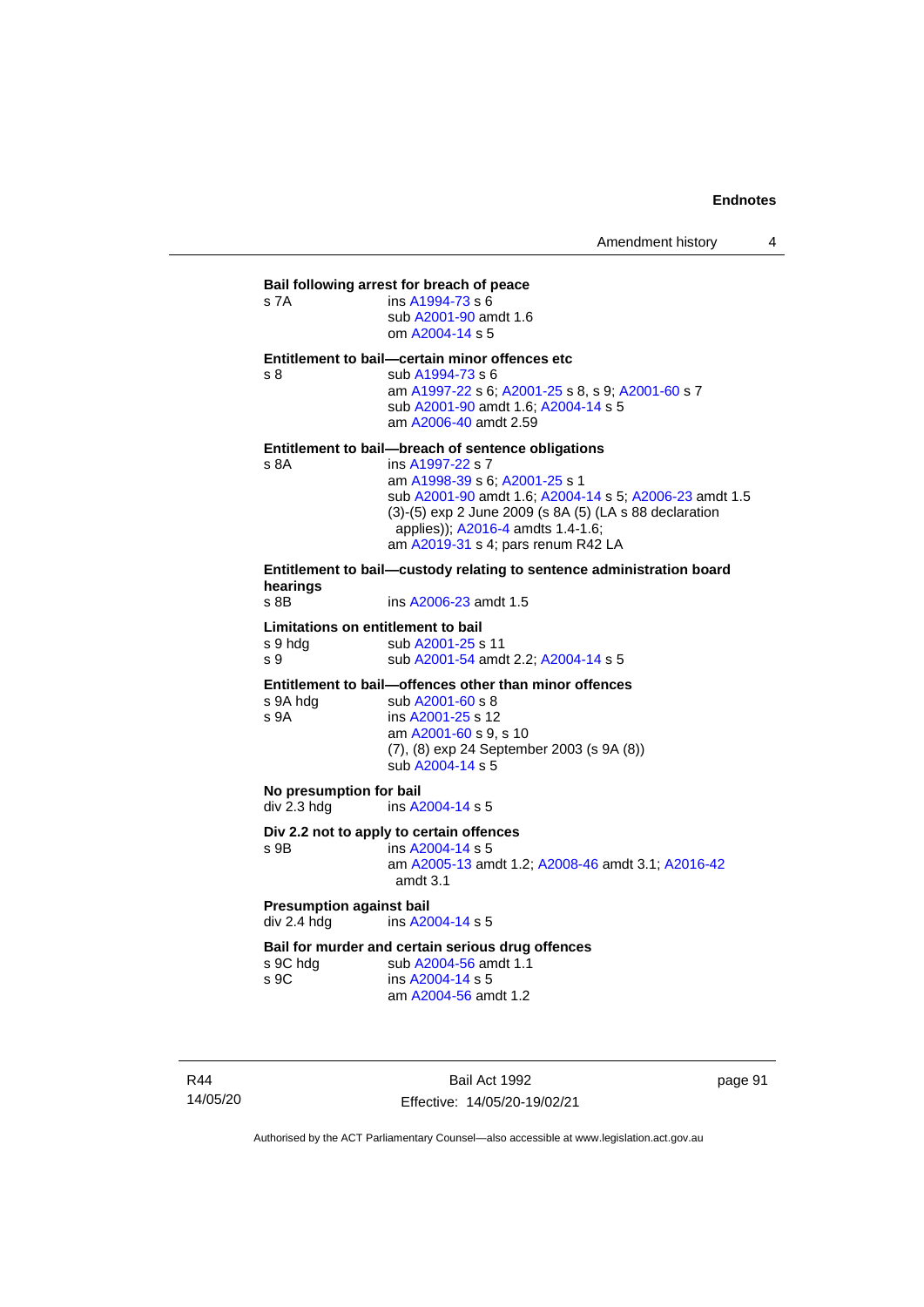**Bail following arrest for breach of peace**

s 7A ins A1994-73 s 6
sub A2001-90 amdt 1.6
om A2004-14 s 5

**Entitlement to bail—certain minor offences etc**

s 8 sub A1994-73 s 6
am A1997-22 s 6; A2001-25 s 8, s 9; A2001-60 s 7
sub A2001-90 amdt 1.6; A2004-14 s 5
am A2006-40 amdt 2.59

**Entitlement to bail—breach of sentence obligations**

s 8A ins A1997-22 s 7
am A1998-39 s 6; A2001-25 s 1
sub A2001-90 amdt 1.6; A2004-14 s 5; A2006-23 amdt 1.5
(3)-(5) exp 2 June 2009 (s 8A (5) (LA s 88 declaration applies)); A2016-4 amdts 1.4-1.6;
am A2019-31 s 4; pars renum R42 LA

**Entitlement to bail—custody relating to sentence administration board hearings**

s 8B ins A2006-23 amdt 1.5

**Limitations on entitlement to bail**

s 9 hdg sub A2001-25 s 11
s 9 sub A2001-54 amdt 2.2; A2004-14 s 5

**Entitlement to bail—offences other than minor offences**

s 9A hdg sub A2001-60 s 8
s 9A ins A2001-25 s 12
am A2001-60 s 9, s 10
(7), (8) exp 24 September 2003 (s 9A (8))
sub A2004-14 s 5

**No presumption for bail**

div 2.3 hdg ins A2004-14 s 5

**Div 2.2 not to apply to certain offences**

s 9B ins A2004-14 s 5
am A2005-13 amdt 1.2; A2008-46 amdt 3.1; A2016-42 amdt 3.1

**Presumption against bail**

div 2.4 hdg ins A2004-14 s 5

**Bail for murder and certain serious drug offences**

s 9C hdg sub A2004-56 amdt 1.1
s 9C ins A2004-14 s 5
am A2004-56 amdt 1.2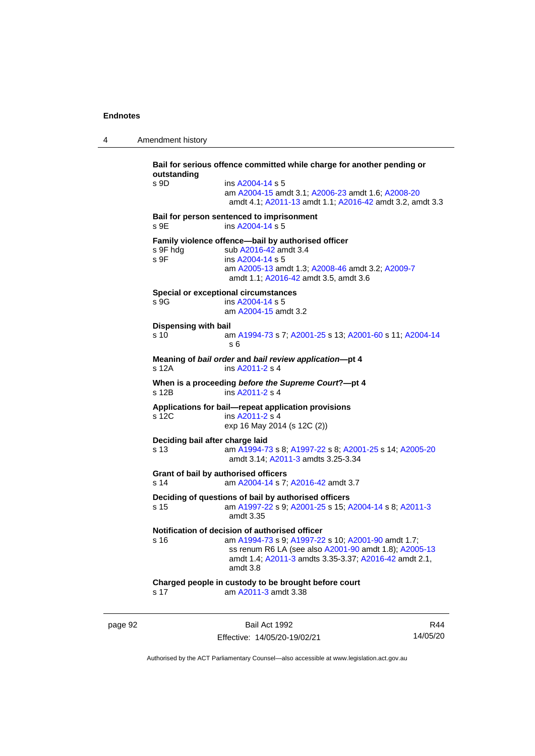**Bail for serious offence committed while charge for another pending or outstanding**

s 9D ins A2004-14 s 5
am A2004-15 amdt 3.1; A2006-23 amdt 1.6; A2008-20 amdt 4.1; A2011-13 amdt 1.1; A2016-42 amdt 3.2, amdt 3.3

**Bail for person sentenced to imprisonment**

s 9E ins A2004-14 s 5

**Family violence offence—bail by authorised officer**

s 9F hdg sub A2016-42 amdt 3.4
s 9F ins A2004-14 s 5
am A2005-13 amdt 1.3; A2008-46 amdt 3.2; A2009-7 amdt 1.1; A2016-42 amdt 3.5, amdt 3.6

**Special or exceptional circumstances**

s 9G ins A2004-14 s 5
am A2004-15 amdt 3.2

**Dispensing with bail**

s 10 am A1994-73 s 7; A2001-25 s 13; A2001-60 s 11; A2004-14 s 6

**Meaning of *bail order* and *bail review application*—pt 4**

s 12A ins A2011-2 s 4

**When is a proceeding *before the Supreme Court*?—pt 4**

s 12B ins A2011-2 s 4

**Applications for bail—repeat application provisions**

s 12C ins A2011-2 s 4
exp 16 May 2014 (s 12C (2))

**Deciding bail after charge laid**

s 13 am A1994-73 s 8; A1997-22 s 8; A2001-25 s 14; A2005-20 amdt 3.14; A2011-3 amdts 3.25-3.34

**Grant of bail by authorised officers**

s 14 am A2004-14 s 7; A2016-42 amdt 3.7

**Deciding of questions of bail by authorised officers**

s 15 am A1997-22 s 9; A2001-25 s 15; A2004-14 s 8; A2011-3 amdt 3.35

**Notification of decision of authorised officer**

s 16 am A1994-73 s 9; A1997-22 s 10; A2001-90 amdt 1.7; ss renum R6 LA (see also A2001-90 amdt 1.8); A2005-13 amdt 1.4; A2011-3 amdts 3.35-3.37; A2016-42 amdt 2.1, amdt 3.8

**Charged people in custody to be brought before court**

s 17 am A2011-3 amdt 3.38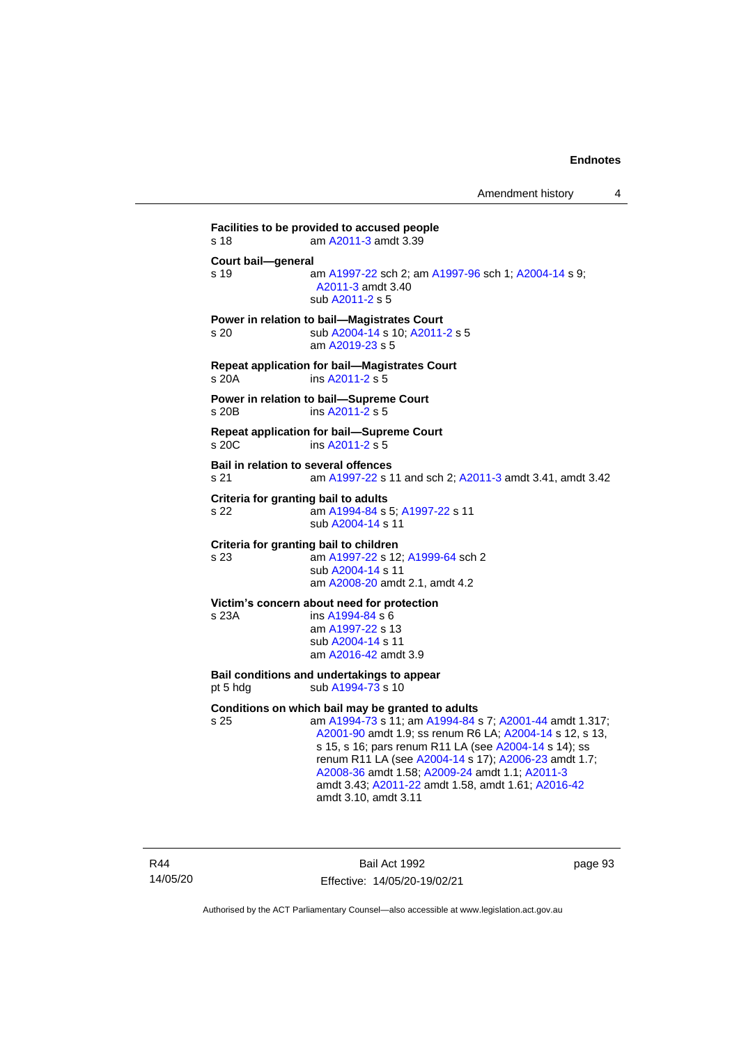**Facilities to be provided to accused people**
s 18 am A2011-3 amdt 3.39

**Court bail—general**
s 19 am A1997-22 sch 2; am A1997-96 sch 1; A2004-14 s 9; A2011-3 amdt 3.40
sub A2011-2 s 5

**Power in relation to bail—Magistrates Court**
s 20 sub A2004-14 s 10; A2011-2 s 5
am A2019-23 s 5

**Repeat application for bail—Magistrates Court**
s 20A ins A2011-2 s 5

**Power in relation to bail—Supreme Court**
s 20B ins A2011-2 s 5

**Repeat application for bail—Supreme Court**
s 20C ins A2011-2 s 5

**Bail in relation to several offences**
s 21 am A1997-22 s 11 and sch 2; A2011-3 amdt 3.41, amdt 3.42

**Criteria for granting bail to adults**
s 22 am A1994-84 s 5; A1997-22 s 11
sub A2004-14 s 11

**Criteria for granting bail to children**
s 23 am A1997-22 s 12; A1999-64 sch 2
sub A2004-14 s 11
am A2008-20 amdt 2.1, amdt 4.2

**Victim's concern about need for protection**
s 23A ins A1994-84 s 6
am A1997-22 s 13
sub A2004-14 s 11
am A2016-42 amdt 3.9

**Bail conditions and undertakings to appear**
pt 5 hdg sub A1994-73 s 10

**Conditions on which bail may be granted to adults**
s 25 am A1994-73 s 11; am A1994-84 s 7; A2001-44 amdt 1.317; A2001-90 amdt 1.9; ss renum R6 LA; A2004-14 s 12, s 13, s 15, s 16; pars renum R11 LA (see A2004-14 s 14); ss renum R11 LA (see A2004-14 s 17); A2006-23 amdt 1.7; A2008-36 amdt 1.58; A2009-24 amdt 1.1; A2011-3 amdt 3.43; A2011-22 amdt 1.58, amdt 1.61; A2016-42 amdt 3.10, amdt 3.11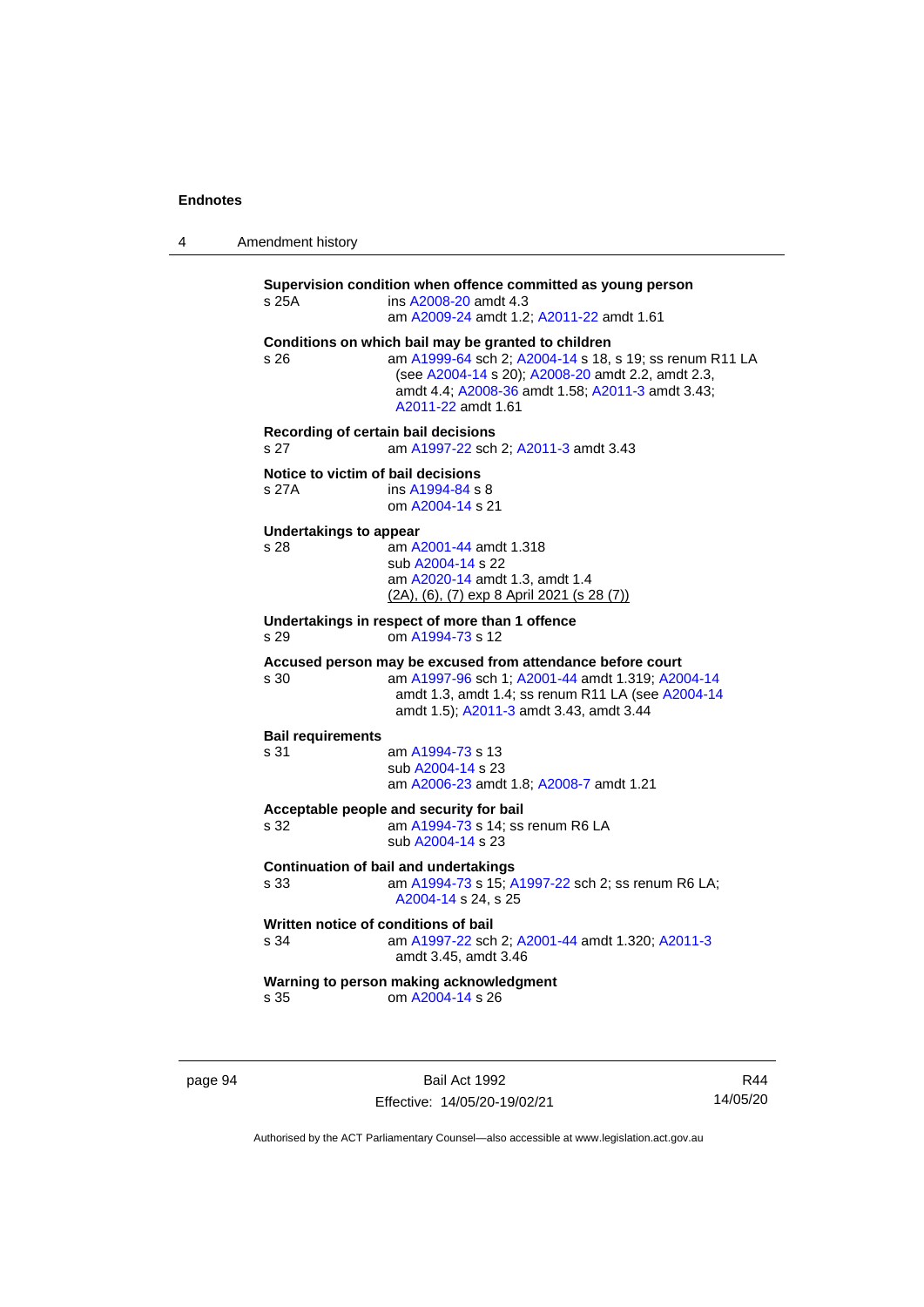**Supervision condition when offence committed as young person**

s 25A — ins A2008-20 amdt 4.3
am A2009-24 amdt 1.2; A2011-22 amdt 1.61

**Conditions on which bail may be granted to children**

s 26 — am A1999-64 sch 2; A2004-14 s 18, s 19; ss renum R11 LA (see A2004-14 s 20); A2008-20 amdt 2.2, amdt 2.3, amdt 4.4; A2008-36 amdt 1.58; A2011-3 amdt 3.43; A2011-22 amdt 1.61

**Recording of certain bail decisions**

s 27 — am A1997-22 sch 2; A2011-3 amdt 3.43

**Notice to victim of bail decisions**

s 27A — ins A1994-84 s 8
om A2004-14 s 21

**Undertakings to appear**

s 28 — am A2001-44 amdt 1.318
sub A2004-14 s 22
am A2020-14 amdt 1.3, amdt 1.4
(2A), (6), (7) exp 8 April 2021 (s 28 (7))

**Undertakings in respect of more than 1 offence**

s 29 — om A1994-73 s 12

**Accused person may be excused from attendance before court**

s 30 — am A1997-96 sch 1; A2001-44 amdt 1.319; A2004-14 amdt 1.3, amdt 1.4; ss renum R11 LA (see A2004-14 amdt 1.5); A2011-3 amdt 3.43, amdt 3.44

**Bail requirements**

s 31 — am A1994-73 s 13
sub A2004-14 s 23
am A2006-23 amdt 1.8; A2008-7 amdt 1.21

**Acceptable people and security for bail**

s 32 — am A1994-73 s 14; ss renum R6 LA
sub A2004-14 s 23

**Continuation of bail and undertakings**

s 33 — am A1994-73 s 15; A1997-22 sch 2; ss renum R6 LA; A2004-14 s 24, s 25

**Written notice of conditions of bail**

s 34 — am A1997-22 sch 2; A2001-44 amdt 1.320; A2011-3 amdt 3.45, amdt 3.46

**Warning to person making acknowledgment**

s 35 — om A2004-14 s 26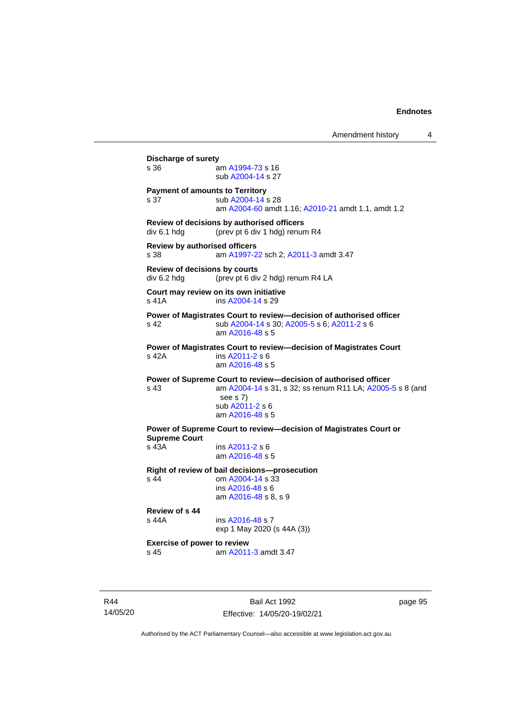**Discharge of surety**
s 36 am A1994-73 s 16
sub A2004-14 s 27

**Payment of amounts to Territory**
s 37 sub A2004-14 s 28
am A2004-60 amdt 1.16; A2010-21 amdt 1.1, amdt 1.2

**Review of decisions by authorised officers**
div 6.1 hdg (prev pt 6 div 1 hdg) renum R4

**Review by authorised officers**
s 38 am A1997-22 sch 2; A2011-3 amdt 3.47

**Review of decisions by courts**
div 6.2 hdg (prev pt 6 div 2 hdg) renum R4 LA

**Court may review on its own initiative**
s 41A ins A2004-14 s 29

**Power of Magistrates Court to review—decision of authorised officer**
s 42 sub A2004-14 s 30; A2005-5 s 6; A2011-2 s 6
am A2016-48 s 5

**Power of Magistrates Court to review—decision of Magistrates Court**
s 42A ins A2011-2 s 6
am A2016-48 s 5

**Power of Supreme Court to review—decision of authorised officer**
s 43 am A2004-14 s 31, s 32; ss renum R11 LA; A2005-5 s 8 (and see s 7)
sub A2011-2 s 6
am A2016-48 s 5

**Power of Supreme Court to review—decision of Magistrates Court or Supreme Court**
s 43A ins A2011-2 s 6
am A2016-48 s 5

**Right of review of bail decisions—prosecution**
s 44 om A2004-14 s 33
ins A2016-48 s 6
am A2016-48 s 8, s 9

**Review of s 44**
s 44A ins A2016-48 s 7
exp 1 May 2020 (s 44A (3))

**Exercise of power to review**
s 45 am A2011-3 amdt 3.47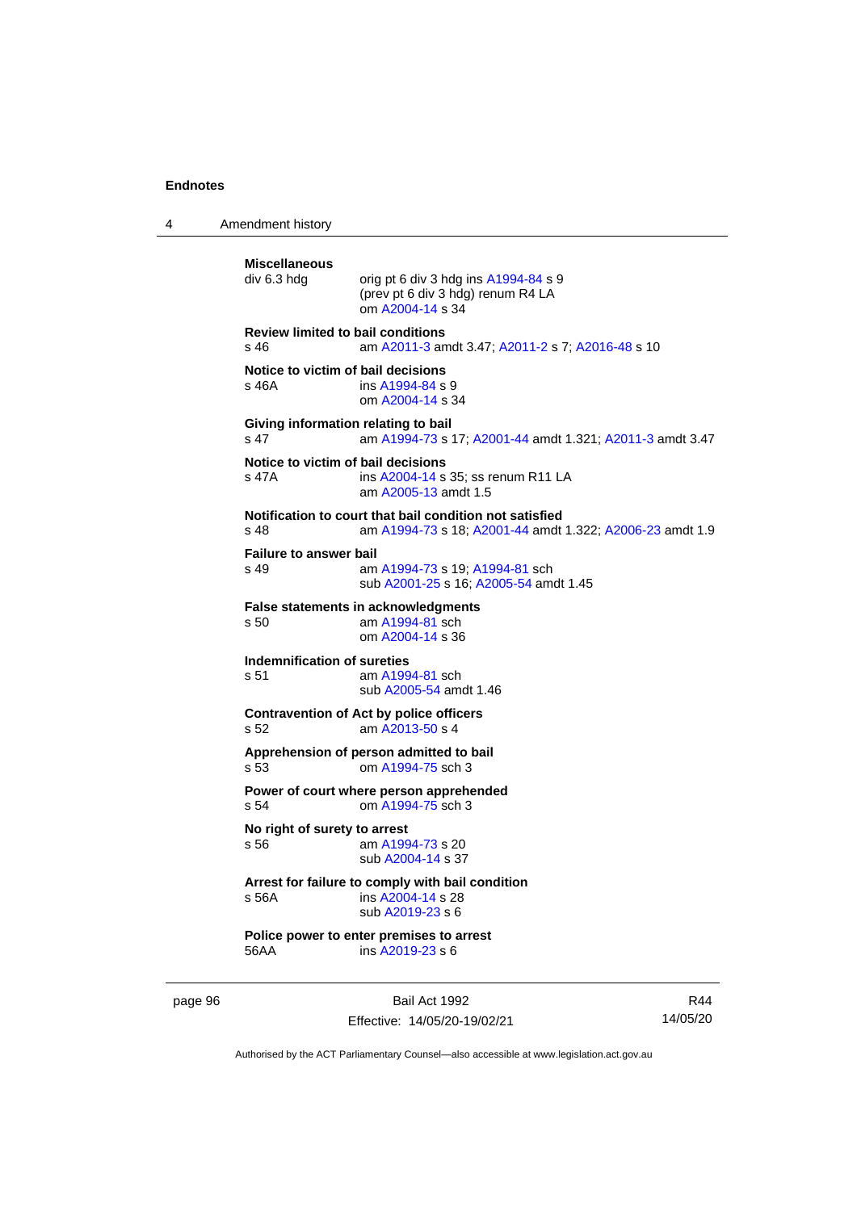**Miscellaneous**

div 6.3 hdg — orig pt 6 div 3 hdg ins A1994-84 s 9
(prev pt 6 div 3 hdg) renum R4 LA
om A2004-14 s 34

**Review limited to bail conditions**

s 46 — am A2011-3 amdt 3.47; A2011-2 s 7; A2016-48 s 10

**Notice to victim of bail decisions**

s 46A — ins A1994-84 s 9
om A2004-14 s 34

**Giving information relating to bail**

s 47 — am A1994-73 s 17; A2001-44 amdt 1.321; A2011-3 amdt 3.47

**Notice to victim of bail decisions**

s 47A — ins A2004-14 s 35; ss renum R11 LA
am A2005-13 amdt 1.5

**Notification to court that bail condition not satisfied**

s 48 — am A1994-73 s 18; A2001-44 amdt 1.322; A2006-23 amdt 1.9

**Failure to answer bail**

s 49 — am A1994-73 s 19; A1994-81 sch
sub A2001-25 s 16; A2005-54 amdt 1.45

**False statements in acknowledgments**

s 50 — am A1994-81 sch
om A2004-14 s 36

**Indemnification of sureties**

s 51 — am A1994-81 sch
sub A2005-54 amdt 1.46

**Contravention of Act by police officers**

s 52 — am A2013-50 s 4

**Apprehension of person admitted to bail**

s 53 — om A1994-75 sch 3

**Power of court where person apprehended**

s 54 — om A1994-75 sch 3

**No right of surety to arrest**

s 56 — am A1994-73 s 20
sub A2004-14 s 37

**Arrest for failure to comply with bail condition**

s 56A — ins A2004-14 s 28
sub A2019-23 s 6

**Police power to enter premises to arrest**

56AA — ins A2019-23 s 6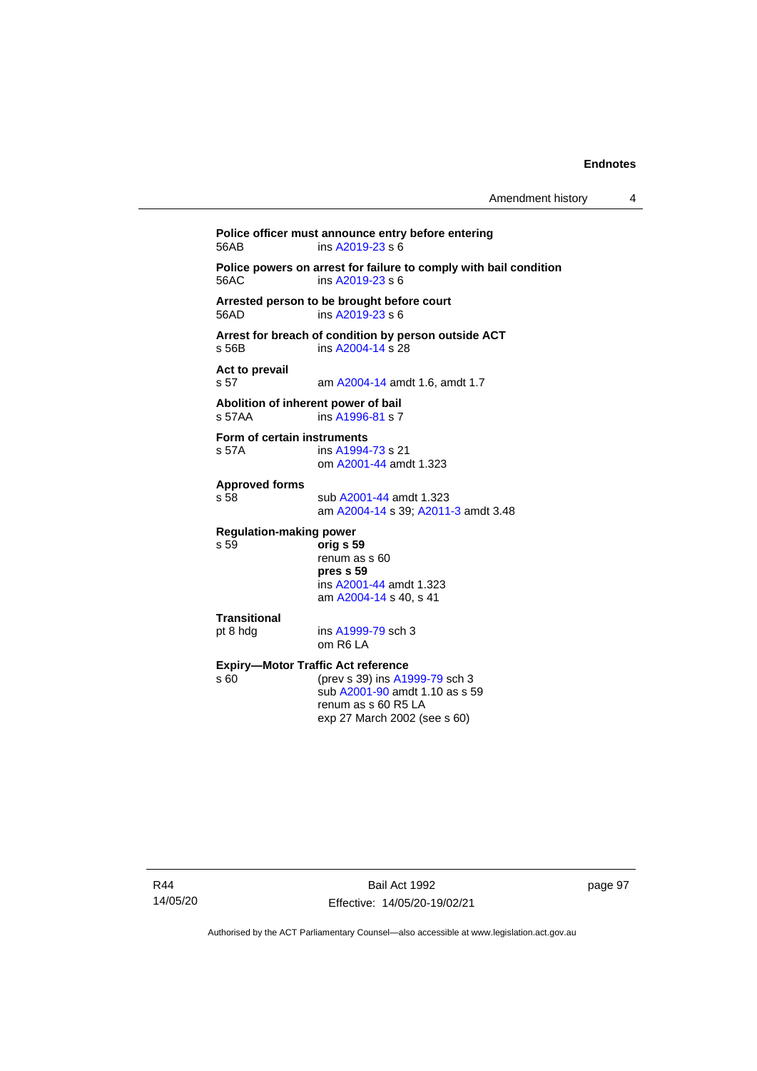**Police officer must announce entry before entering**
56AB ins A2019-23 s 6

**Police powers on arrest for failure to comply with bail condition**
56AC ins A2019-23 s 6

**Arrested person to be brought before court**
56AD ins A2019-23 s 6

**Arrest for breach of condition by person outside ACT**
s 56B ins A2004-14 s 28

**Act to prevail**
s 57 am A2004-14 amdt 1.6, amdt 1.7

**Abolition of inherent power of bail**
s 57AA ins A1996-81 s 7

**Form of certain instruments**
s 57A ins A1994-73 s 21
om A2001-44 amdt 1.323

**Approved forms**
s 58 sub A2001-44 amdt 1.323
am A2004-14 s 39; A2011-3 amdt 3.48

**Regulation-making power**
s 59 **orig s 59**
renum as s 60
**pres s 59**
ins A2001-44 amdt 1.323
am A2004-14 s 40, s 41

**Transitional**
pt 8 hdg ins A1999-79 sch 3
om R6 LA

**Expiry—Motor Traffic Act reference**
s 60 (prev s 39) ins A1999-79 sch 3
sub A2001-90 amdt 1.10 as s 59
renum as s 60 R5 LA
exp 27 March 2002 (see s 60)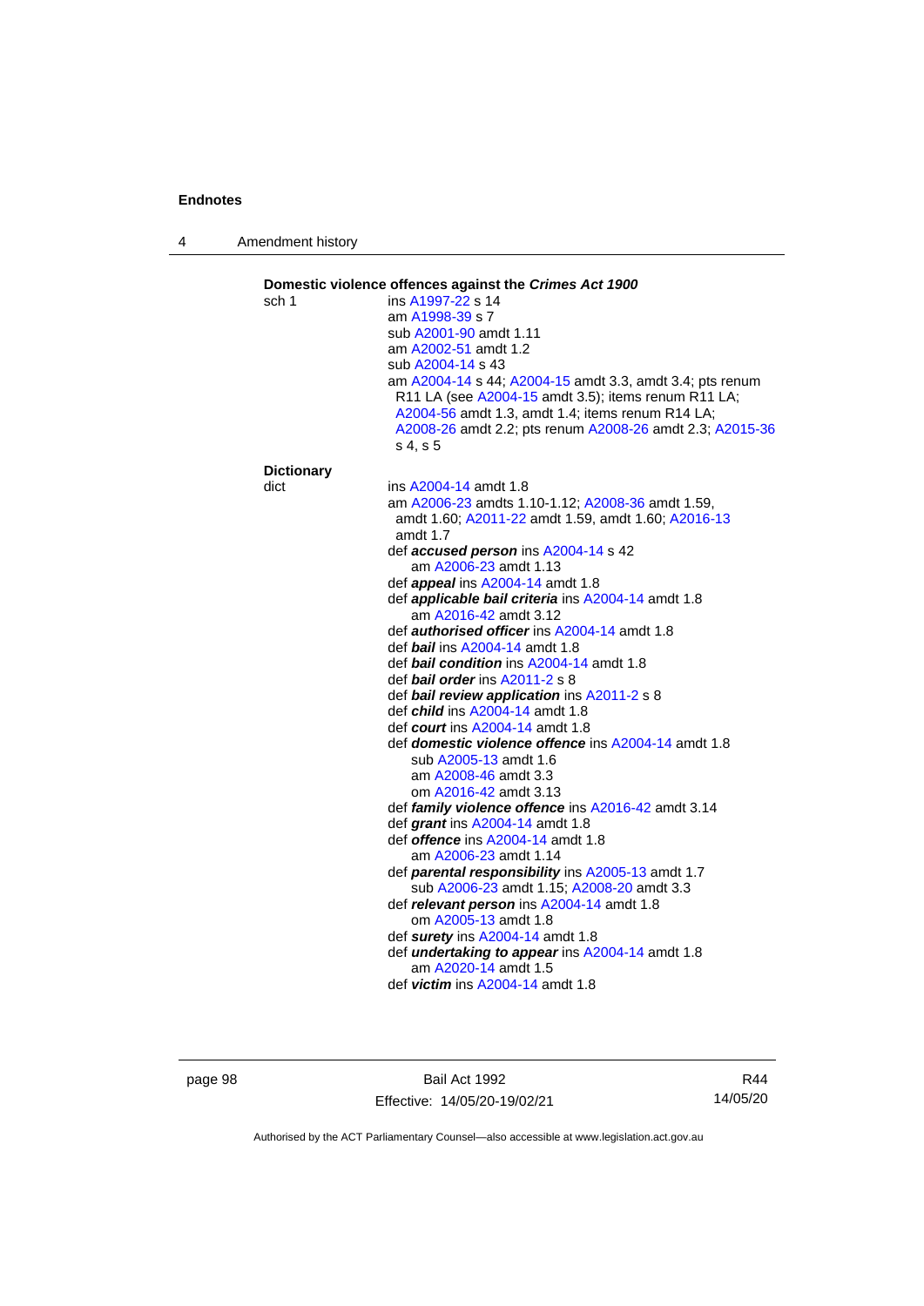**Domestic violence offences against the *Crimes Act 1900***

sch 1 — ins A1997-22 s 14
am A1998-39 s 7
sub A2001-90 amdt 1.11
am A2002-51 amdt 1.2
sub A2004-14 s 43
am A2004-14 s 44; A2004-15 amdt 3.3, amdt 3.4; pts renum R11 LA (see A2004-15 amdt 3.5); items renum R11 LA; A2004-56 amdt 1.3, amdt 1.4; items renum R14 LA; A2008-26 amdt 2.2; pts renum A2008-26 amdt 2.3; A2015-36 s 4, s 5

**Dictionary**

dict — ins A2004-14 amdt 1.8
am A2006-23 amdts 1.10-1.12; A2008-36 amdt 1.59, amdt 1.60; A2011-22 amdt 1.59, amdt 1.60; A2016-13 amdt 1.7
def ***accused person*** ins A2004-14 s 42
am A2006-23 amdt 1.13
def ***appeal*** ins A2004-14 amdt 1.8
def ***applicable bail criteria*** ins A2004-14 amdt 1.8
am A2016-42 amdt 3.12
def ***authorised officer*** ins A2004-14 amdt 1.8
def ***bail*** ins A2004-14 amdt 1.8
def ***bail condition*** ins A2004-14 amdt 1.8
def ***bail order*** ins A2011-2 s 8
def ***bail review application*** ins A2011-2 s 8
def ***child*** ins A2004-14 amdt 1.8
def ***court*** ins A2004-14 amdt 1.8
def ***domestic violence offence*** ins A2004-14 amdt 1.8
sub A2005-13 amdt 1.6
am A2008-46 amdt 3.3
om A2016-42 amdt 3.13
def ***family violence offence*** ins A2016-42 amdt 3.14
def ***grant*** ins A2004-14 amdt 1.8
def ***offence*** ins A2004-14 amdt 1.8
am A2006-23 amdt 1.14
def ***parental responsibility*** ins A2005-13 amdt 1.7
sub A2006-23 amdt 1.15; A2008-20 amdt 3.3
def ***relevant person*** ins A2004-14 amdt 1.8
om A2005-13 amdt 1.8
def ***surety*** ins A2004-14 amdt 1.8
def ***undertaking to appear*** ins A2004-14 amdt 1.8
am A2020-14 amdt 1.5
def ***victim*** ins A2004-14 amdt 1.8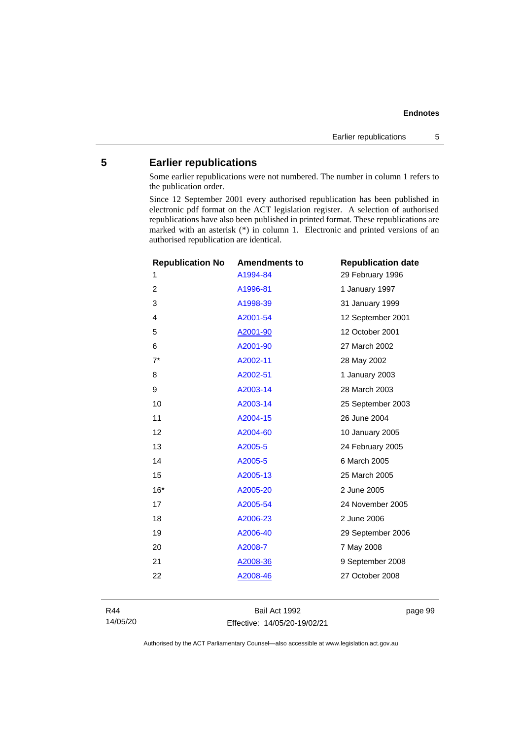## 5 Earlier republications

Some earlier republications were not numbered. The number in column 1 refers to the publication order.

Since 12 September 2001 every authorised republication has been published in electronic pdf format on the ACT legislation register. A selection of authorised republications have also been published in printed format. These republications are marked with an asterisk (*) in column 1. Electronic and printed versions of an authorised republication are identical.

| Republication No | Amendments to | Republication date |
|---|---|---|
| 1 | A1994-84 | 29 February 1996 |
| 2 | A1996-81 | 1 January 1997 |
| 3 | A1998-39 | 31 January 1999 |
| 4 | A2001-54 | 12 September 2001 |
| 5 | A2001-90 | 12 October 2001 |
| 6 | A2001-90 | 27 March 2002 |
| 7* | A2002-11 | 28 May 2002 |
| 8 | A2002-51 | 1 January 2003 |
| 9 | A2003-14 | 28 March 2003 |
| 10 | A2003-14 | 25 September 2003 |
| 11 | A2004-15 | 26 June 2004 |
| 12 | A2004-60 | 10 January 2005 |
| 13 | A2005-5 | 24 February 2005 |
| 14 | A2005-5 | 6 March 2005 |
| 15 | A2005-13 | 25 March 2005 |
| 16* | A2005-20 | 2 June 2005 |
| 17 | A2005-54 | 24 November 2005 |
| 18 | A2006-23 | 2 June 2006 |
| 19 | A2006-40 | 29 September 2006 |
| 20 | A2008-7 | 7 May 2008 |
| 21 | A2008-36 | 9 September 2008 |
| 22 | A2008-46 | 27 October 2008 |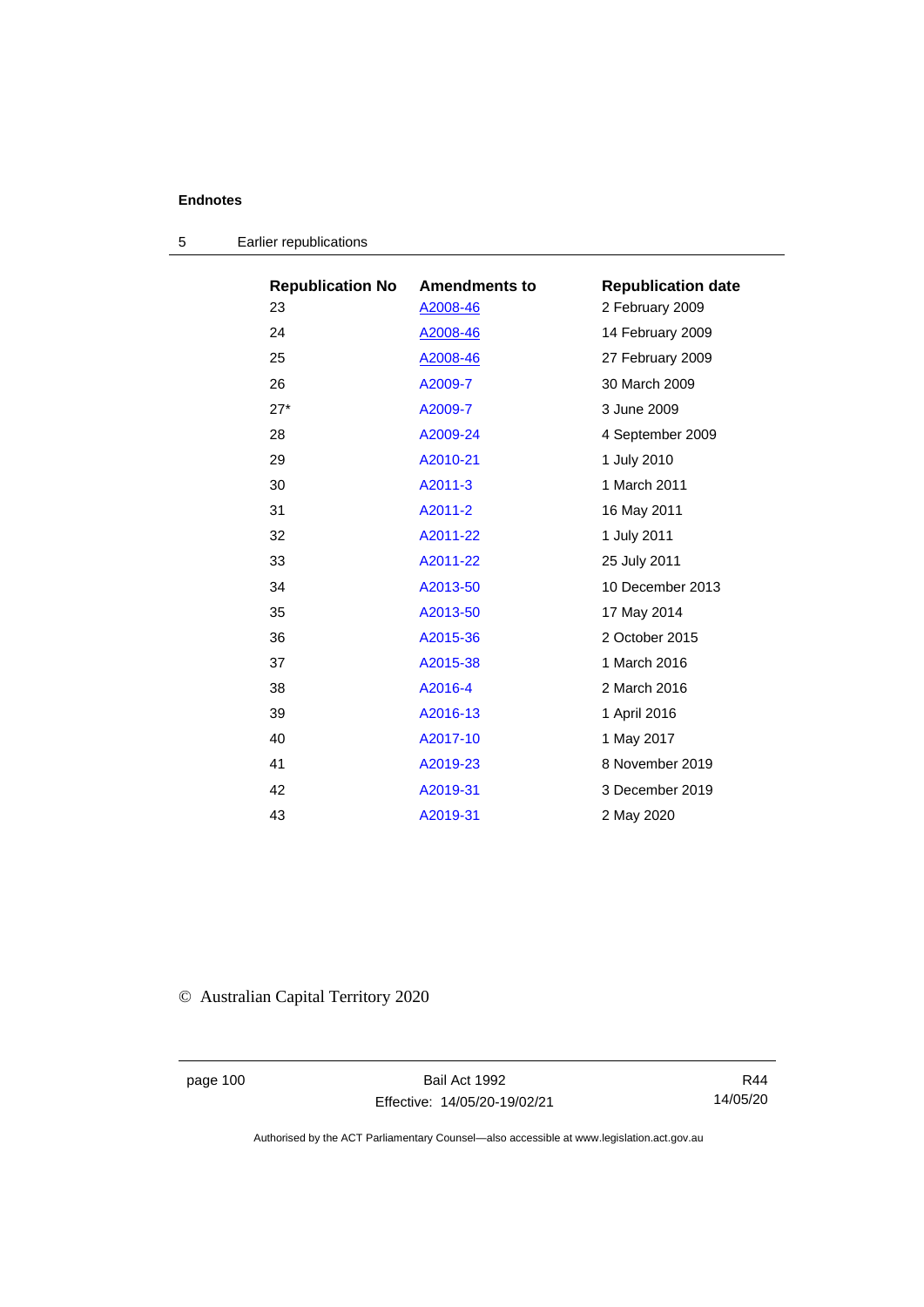## 5 Earlier republications

| Republication No | Amendments to | Republication date |
|---|---|---|
| 23 | A2008-46 | 2 February 2009 |
| 24 | A2008-46 | 14 February 2009 |
| 25 | A2008-46 | 27 February 2009 |
| 26 | A2009-7 | 30 March 2009 |
| 27* | A2009-7 | 3 June 2009 |
| 28 | A2009-24 | 4 September 2009 |
| 29 | A2010-21 | 1 July 2010 |
| 30 | A2011-3 | 1 March 2011 |
| 31 | A2011-2 | 16 May 2011 |
| 32 | A2011-22 | 1 July 2011 |
| 33 | A2011-22 | 25 July 2011 |
| 34 | A2013-50 | 10 December 2013 |
| 35 | A2013-50 | 17 May 2014 |
| 36 | A2015-36 | 2 October 2015 |
| 37 | A2015-38 | 1 March 2016 |
| 38 | A2016-4 | 2 March 2016 |
| 39 | A2016-13 | 1 April 2016 |
| 40 | A2017-10 | 1 May 2017 |
| 41 | A2019-23 | 8 November 2019 |
| 42 | A2019-31 | 3 December 2019 |
| 43 | A2019-31 | 2 May 2020 |

© Australian Capital Territory 2020